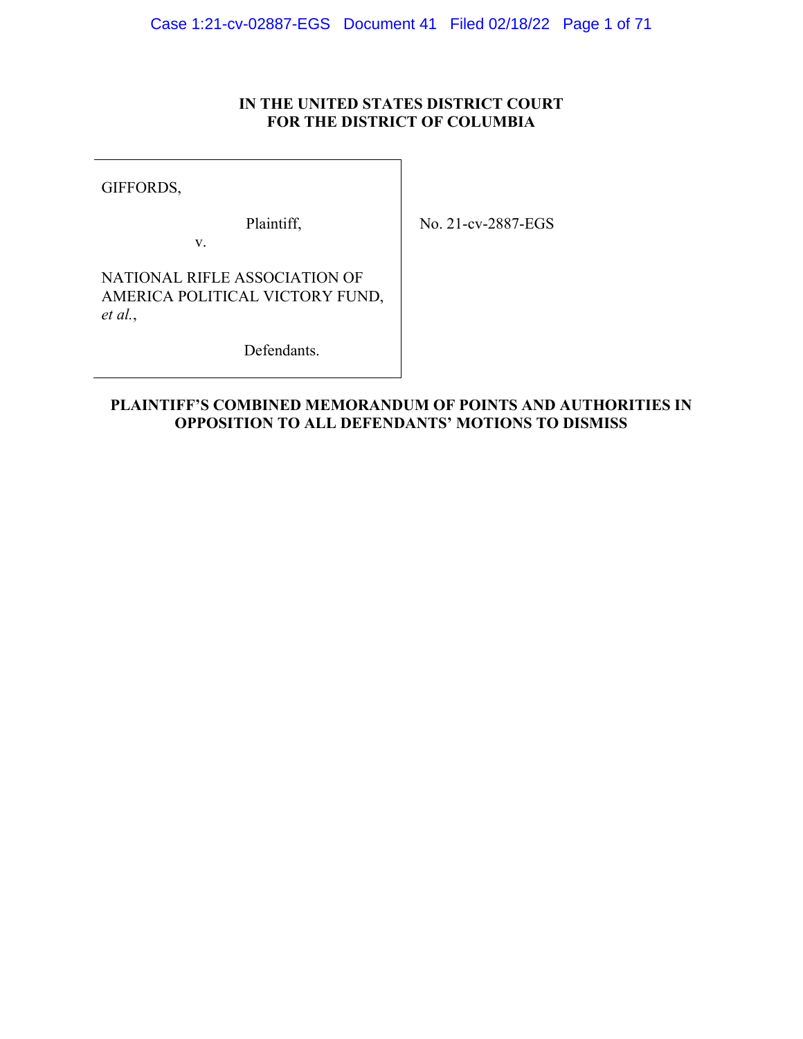**IN THE UNITED STATES DISTRICT COURT**
**FOR THE DISTRICT OF COLUMBIA**

| | |
|---|---|
| GIFFORDS,<br><br>Plaintiff,<br>v.<br><br>NATIONAL RIFLE ASSOCIATION OF AMERICA POLITICAL VICTORY FUND, *et al.*,<br><br>Defendants. | No. 21-cv-2887-EGS |

**PLAINTIFF'S COMBINED MEMORANDUM OF POINTS AND AUTHORITIES IN OPPOSITION TO ALL DEFENDANTS' MOTIONS TO DISMISS**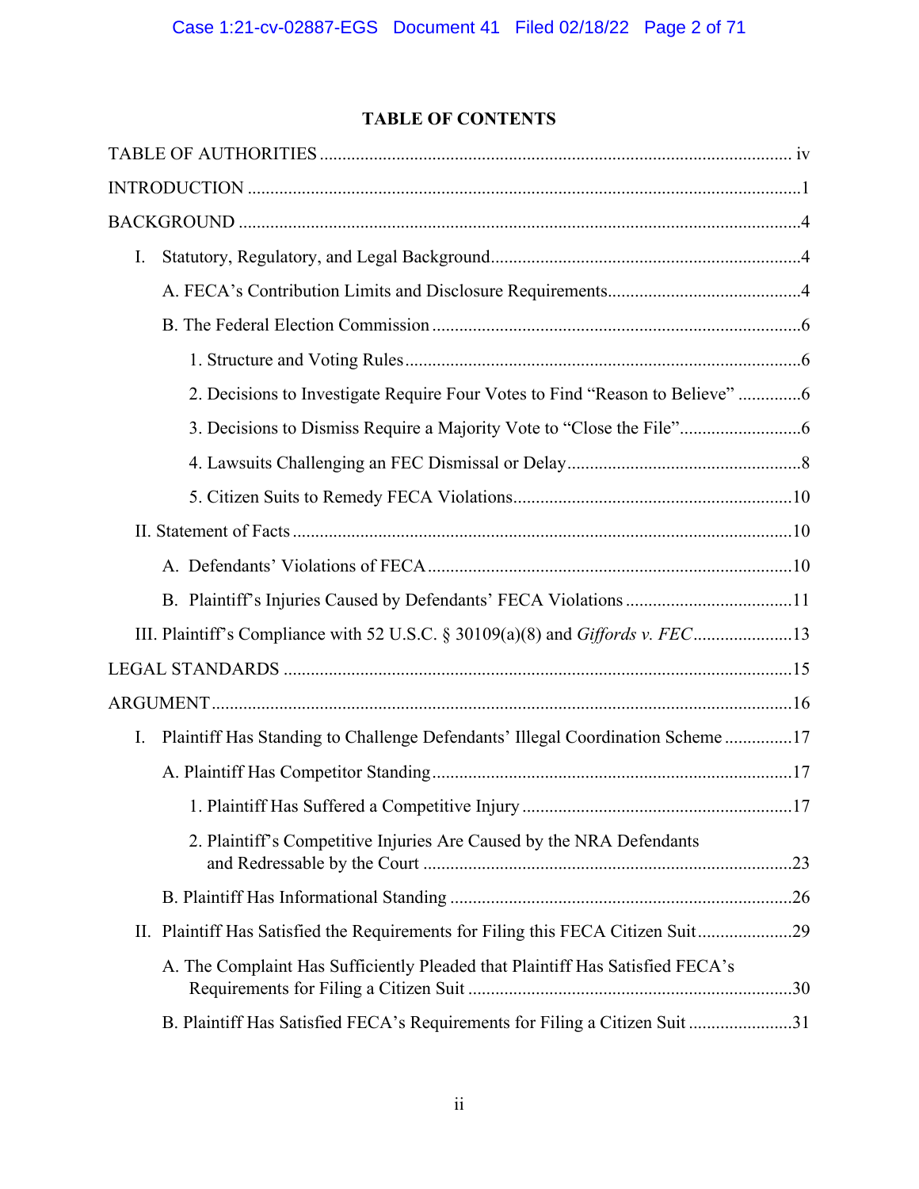# TABLE OF CONTENTS

TABLE OF AUTHORITIES ........................................................................................................ iv

INTRODUCTION .........................................................................................................................1

BACKGROUND ...........................................................................................................................4

- I. Statutory, Regulatory, and Legal Background....................................................................4
  - A. FECA's Contribution Limits and Disclosure Requirements...........................................4
  - B. The Federal Election Commission .................................................................................6
    - 1. Structure and Voting Rules.......................................................................................6
    - 2. Decisions to Investigate Require Four Votes to Find "Reason to Believe" .............6
    - 3. Decisions to Dismiss Require a Majority Vote to "Close the File"...........................6
    - 4. Lawsuits Challenging an FEC Dismissal or Delay....................................................8
    - 5. Citizen Suits to Remedy FECA Violations.............................................................10
- II. Statement of Facts ..............................................................................................................10
  - A. Defendants' Violations of FECA................................................................................10
  - B. Plaintiff's Injuries Caused by Defendants' FECA Violations .....................................11
- III. Plaintiff's Compliance with 52 U.S.C. § 30109(a)(8) and *Giffords v. FEC*......................13

LEGAL STANDARDS ................................................................................................................15

ARGUMENT................................................................................................................................16

- I. Plaintiff Has Standing to Challenge Defendants' Illegal Coordination Scheme ...............17
  - A. Plaintiff Has Competitor Standing ...............................................................................17
    - 1. Plaintiff Has Suffered a Competitive Injury ...........................................................17
    - 2. Plaintiff's Competitive Injuries Are Caused by the NRA Defendants and Redressable by the Court .................................................................................23
  - B. Plaintiff Has Informational Standing ...........................................................................26
- II. Plaintiff Has Satisfied the Requirements for Filing this FECA Citizen Suit.....................29
  - A. The Complaint Has Sufficiently Pleaded that Plaintiff Has Satisfied FECA's Requirements for Filing a Citizen Suit .......................................................................30
  - B. Plaintiff Has Satisfied FECA's Requirements for Filing a Citizen Suit .......................31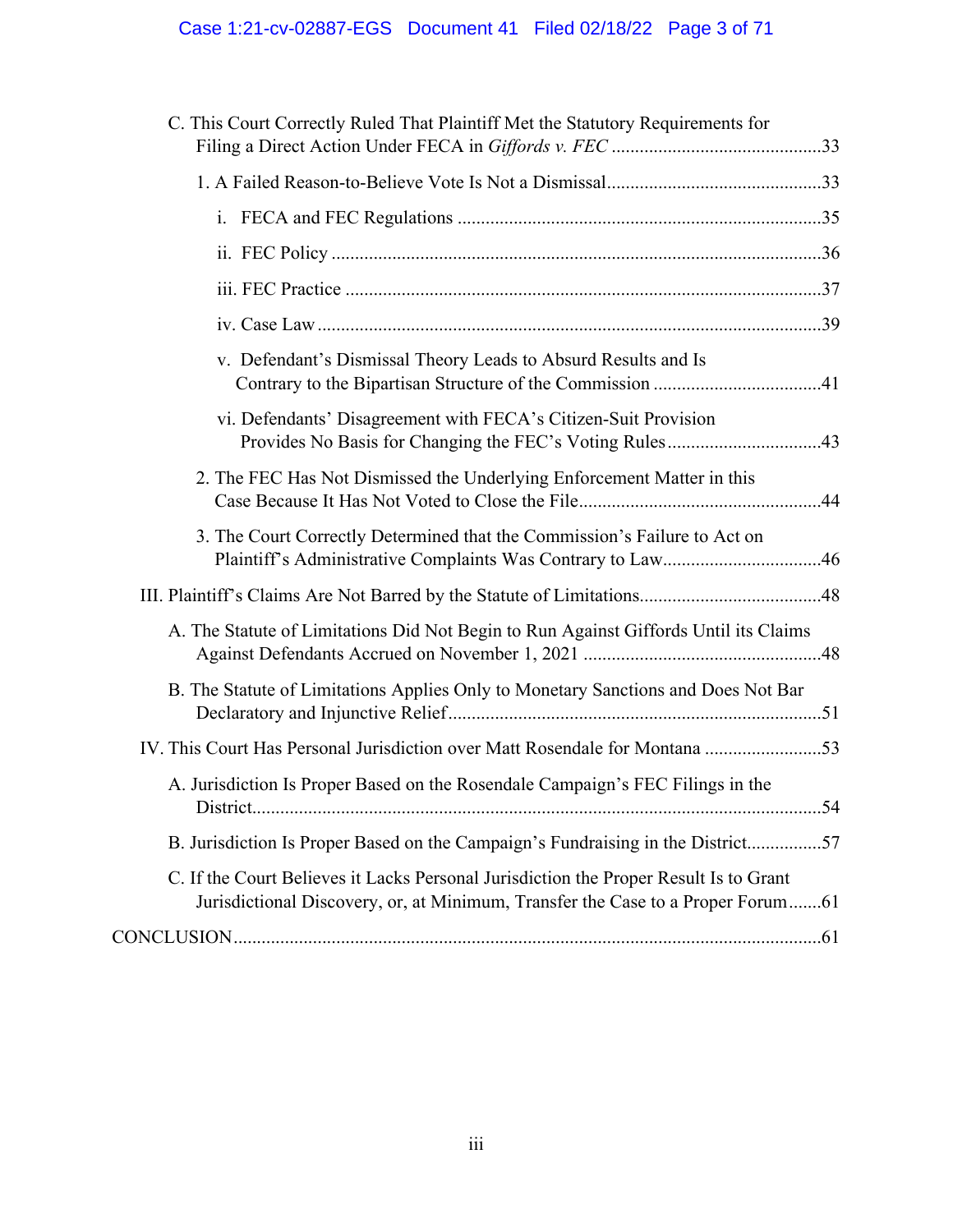C. This Court Correctly Ruled That Plaintiff Met the Statutory Requirements for Filing a Direct Action Under FECA in *Giffords v. FEC* .....33

1. A Failed Reason-to-Believe Vote Is Not a Dismissal .....33

i. FECA and FEC Regulations .....35

ii. FEC Policy .....36

iii. FEC Practice .....37

iv. Case Law .....39

v. Defendant's Dismissal Theory Leads to Absurd Results and Is Contrary to the Bipartisan Structure of the Commission .....41

vi. Defendants' Disagreement with FECA's Citizen-Suit Provision Provides No Basis for Changing the FEC's Voting Rules .....43

2. The FEC Has Not Dismissed the Underlying Enforcement Matter in this Case Because It Has Not Voted to Close the File .....44

3. The Court Correctly Determined that the Commission's Failure to Act on Plaintiff's Administrative Complaints Was Contrary to Law .....46

III. Plaintiff's Claims Are Not Barred by the Statute of Limitations .....48

A. The Statute of Limitations Did Not Begin to Run Against Giffords Until its Claims Against Defendants Accrued on November 1, 2021 .....48

B. The Statute of Limitations Applies Only to Monetary Sanctions and Does Not Bar Declaratory and Injunctive Relief .....51

IV. This Court Has Personal Jurisdiction over Matt Rosendale for Montana .....53

A. Jurisdiction Is Proper Based on the Rosendale Campaign's FEC Filings in the District .....54

B. Jurisdiction Is Proper Based on the Campaign's Fundraising in the District .....57

C. If the Court Believes it Lacks Personal Jurisdiction the Proper Result Is to Grant Jurisdictional Discovery, or, at Minimum, Transfer the Case to a Proper Forum .....61

CONCLUSION .....61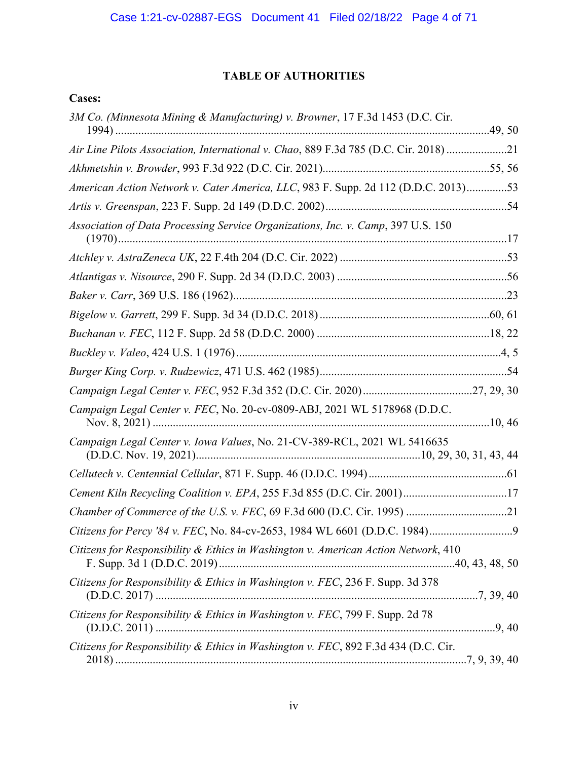# TABLE OF AUTHORITIES

**Cases:**

*3M Co. (Minnesota Mining & Manufacturing) v. Browner*, 17 F.3d 1453 (D.C. Cir. 1994) ....49, 50

*Air Line Pilots Association, International v. Chao*, 889 F.3d 785 (D.C. Cir. 2018) ....21

*Akhmetshin v. Browder*, 993 F.3d 922 (D.C. Cir. 2021)....55, 56

*American Action Network v. Cater America, LLC*, 983 F. Supp. 2d 112 (D.D.C. 2013)....53

*Artis v. Greenspan*, 223 F. Supp. 2d 149 (D.D.C. 2002)....54

*Association of Data Processing Service Organizations, Inc. v. Camp*, 397 U.S. 150 (1970)....17

*Atchley v. AstraZeneca UK*, 22 F.4th 204 (D.C. Cir. 2022) ....53

*Atlantigas v. Nisource*, 290 F. Supp. 2d 34 (D.D.C. 2003) ....56

*Baker v. Carr*, 369 U.S. 186 (1962)....23

*Bigelow v. Garrett*, 299 F. Supp. 3d 34 (D.D.C. 2018) ....60, 61

*Buchanan v. FEC*, 112 F. Supp. 2d 58 (D.D.C. 2000) ....18, 22

*Buckley v. Valeo*, 424 U.S. 1 (1976)....4, 5

*Burger King Corp. v. Rudzewicz*, 471 U.S. 462 (1985)....54

*Campaign Legal Center v. FEC*, 952 F.3d 352 (D.C. Cir. 2020)....27, 29, 30

*Campaign Legal Center v. FEC*, No. 20-cv-0809-ABJ, 2021 WL 5178968 (D.D.C. Nov. 8, 2021) ....10, 46

*Campaign Legal Center v. Iowa Values*, No. 21-CV-389-RCL, 2021 WL 5416635 (D.D.C. Nov. 19, 2021)....10, 29, 30, 31, 43, 44

*Cellutech v. Centennial Cellular*, 871 F. Supp. 46 (D.D.C. 1994)....61

*Cement Kiln Recycling Coalition v. EPA*, 255 F.3d 855 (D.C. Cir. 2001)....17

*Chamber of Commerce of the U.S. v. FEC*, 69 F.3d 600 (D.C. Cir. 1995) ....21

*Citizens for Percy '84 v. FEC*, No. 84-cv-2653, 1984 WL 6601 (D.D.C. 1984)....9

*Citizens for Responsibility & Ethics in Washington v. American Action Network*, 410 F. Supp. 3d 1 (D.D.C. 2019)....40, 43, 48, 50

*Citizens for Responsibility & Ethics in Washington v. FEC*, 236 F. Supp. 3d 378 (D.D.C. 2017) ....7, 39, 40

*Citizens for Responsibility & Ethics in Washington v. FEC*, 799 F. Supp. 2d 78 (D.D.C. 2011) ....9, 40

*Citizens for Responsibility & Ethics in Washington v. FEC*, 892 F.3d 434 (D.C. Cir. 2018) ....7, 9, 39, 40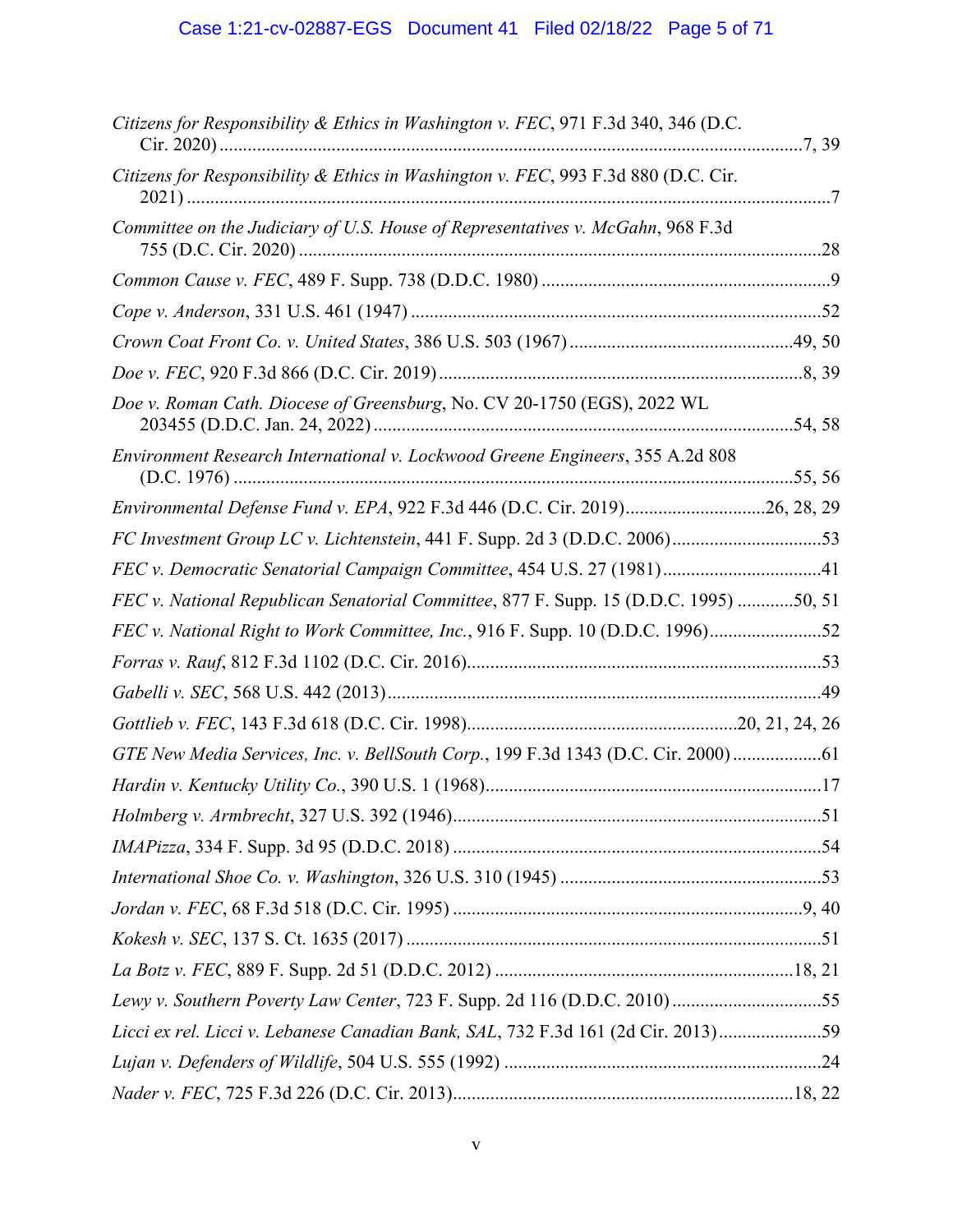*Citizens for Responsibility & Ethics in Washington v. FEC*, 971 F.3d 340, 346 (D.C. Cir. 2020) ......7, 39

*Citizens for Responsibility & Ethics in Washington v. FEC*, 993 F.3d 880 (D.C. Cir. 2021) ......7

*Committee on the Judiciary of U.S. House of Representatives v. McGahn*, 968 F.3d 755 (D.C. Cir. 2020) ......28

*Common Cause v. FEC*, 489 F. Supp. 738 (D.D.C. 1980) ......9

*Cope v. Anderson*, 331 U.S. 461 (1947) ......52

*Crown Coat Front Co. v. United States*, 386 U.S. 503 (1967) ......49, 50

*Doe v. FEC*, 920 F.3d 866 (D.C. Cir. 2019) ......8, 39

*Doe v. Roman Cath. Diocese of Greensburg*, No. CV 20-1750 (EGS), 2022 WL 203455 (D.D.C. Jan. 24, 2022) ......54, 58

*Environment Research International v. Lockwood Greene Engineers*, 355 A.2d 808 (D.C. 1976) ......55, 56

*Environmental Defense Fund v. EPA*, 922 F.3d 446 (D.C. Cir. 2019) ......26, 28, 29

*FC Investment Group LC v. Lichtenstein*, 441 F. Supp. 2d 3 (D.D.C. 2006) ......53

*FEC v. Democratic Senatorial Campaign Committee*, 454 U.S. 27 (1981) ......41

*FEC v. National Republican Senatorial Committee*, 877 F. Supp. 15 (D.D.C. 1995) ......50, 51

*FEC v. National Right to Work Committee, Inc.*, 916 F. Supp. 10 (D.D.C. 1996) ......52

*Forras v. Rauf*, 812 F.3d 1102 (D.C. Cir. 2016) ......53

*Gabelli v. SEC*, 568 U.S. 442 (2013) ......49

*Gottlieb v. FEC*, 143 F.3d 618 (D.C. Cir. 1998) ......20, 21, 24, 26

*GTE New Media Services, Inc. v. BellSouth Corp.*, 199 F.3d 1343 (D.C. Cir. 2000) ......61

*Hardin v. Kentucky Utility Co.*, 390 U.S. 1 (1968) ......17

*Holmberg v. Armbrecht*, 327 U.S. 392 (1946) ......51

*IMAPizza*, 334 F. Supp. 3d 95 (D.D.C. 2018) ......54

*International Shoe Co. v. Washington*, 326 U.S. 310 (1945) ......53

*Jordan v. FEC*, 68 F.3d 518 (D.C. Cir. 1995) ......9, 40

*Kokesh v. SEC*, 137 S. Ct. 1635 (2017) ......51

*La Botz v. FEC*, 889 F. Supp. 2d 51 (D.D.C. 2012) ......18, 21

*Lewy v. Southern Poverty Law Center*, 723 F. Supp. 2d 116 (D.D.C. 2010) ......55

*Licci ex rel. Licci v. Lebanese Canadian Bank, SAL*, 732 F.3d 161 (2d Cir. 2013) ......59

*Lujan v. Defenders of Wildlife*, 504 U.S. 555 (1992) ......24

*Nader v. FEC*, 725 F.3d 226 (D.C. Cir. 2013) ......18, 22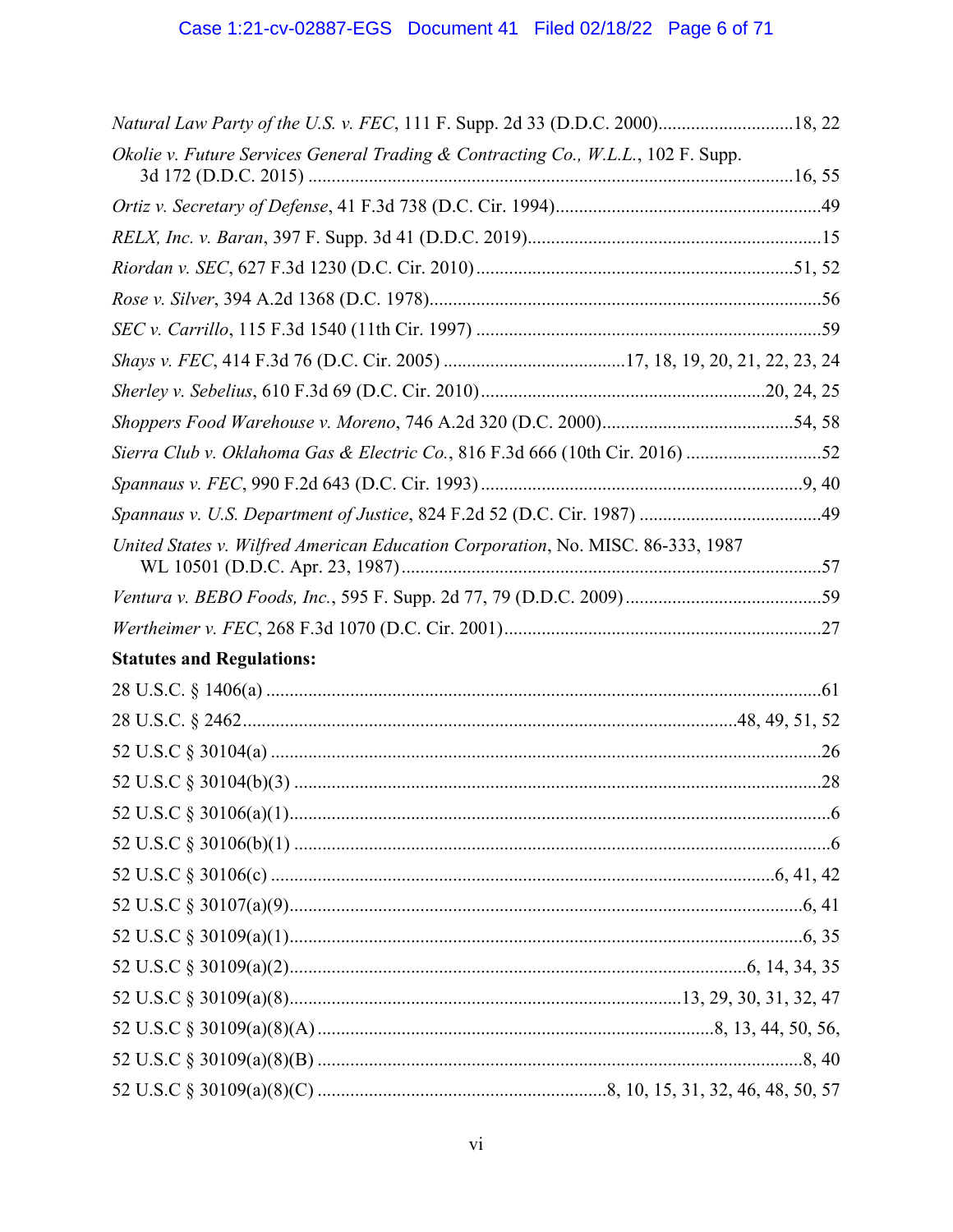*Natural Law Party of the U.S. v. FEC*, 111 F. Supp. 2d 33 (D.D.C. 2000)............................18, 22

*Okolie v. Future Services General Trading & Contracting Co., W.L.L.*, 102 F. Supp. 3d 172 (D.D.C. 2015) ..........................................................................................................16, 55

*Ortiz v. Secretary of Defense*, 41 F.3d 738 (D.C. Cir. 1994)........................................................49

*RELX, Inc. v. Baran*, 397 F. Supp. 3d 41 (D.D.C. 2019)..............................................................15

*Riordan v. SEC*, 627 F.3d 1230 (D.C. Cir. 2010)...................................................................51, 52

*Rose v. Silver*, 394 A.2d 1368 (D.C. 1978)...................................................................................56

*SEC v. Carrillo*, 115 F.3d 1540 (11th Cir. 1997) .........................................................................59

*Shays v. FEC*, 414 F.3d 76 (D.C. Cir. 2005) ......................................17, 18, 19, 20, 21, 22, 23, 24

*Sherley v. Sebelius*, 610 F.3d 69 (D.C. Cir. 2010)...........................................................20, 24, 25

*Shoppers Food Warehouse v. Moreno*, 746 A.2d 320 (D.C. 2000).........................................54, 58

*Sierra Club v. Oklahoma Gas & Electric Co.*, 816 F.3d 666 (10th Cir. 2016) .............................52

*Spannaus v. FEC*, 990 F.2d 643 (D.C. Cir. 1993) ......................................................................9, 40

*Spannaus v. U.S. Department of Justice*, 824 F.2d 52 (D.C. Cir. 1987) ......................................49

*United States v. Wilfred American Education Corporation*, No. MISC. 86-333, 1987 WL 10501 (D.D.C. Apr. 23, 1987).........................................................................................57

*Ventura v. BEBO Foods, Inc.*, 595 F. Supp. 2d 77, 79 (D.D.C. 2009)..........................................59

*Wertheimer v. FEC*, 268 F.3d 1070 (D.C. Cir. 2001)...................................................................27

**Statutes and Regulations:**

28 U.S.C. § 1406(a) .......................................................................................................................61

28 U.S.C. § 2462.........................................................................................................48, 49, 51, 52

52 U.S.C § 30104(a) ......................................................................................................................26

52 U.S.C § 30104(b)(3) .................................................................................................................28

52 U.S.C § 30106(a)(1)....................................................................................................................6

52 U.S.C § 30106(b)(1) ...................................................................................................................6

52 U.S.C § 30106(c) ..........................................................................................................6, 41, 42

52 U.S.C § 30107(a)(9)..............................................................................................................6, 41

52 U.S.C § 30109(a)(1)..............................................................................................................6, 35

52 U.S.C § 30109(a)(2)..................................................................................................6, 14, 34, 35

52 U.S.C § 30109(a)(8)...................................................................................13, 29, 30, 31, 32, 47

52 U.S.C § 30109(a)(8)(A) .....................................................................................8, 13, 44, 50, 56,

52 U.S.C § 30109(a)(8)(B) ........................................................................................................8, 40

52 U.S.C § 30109(a)(8)(C) .............................................................8, 10, 15, 31, 32, 46, 48, 50, 57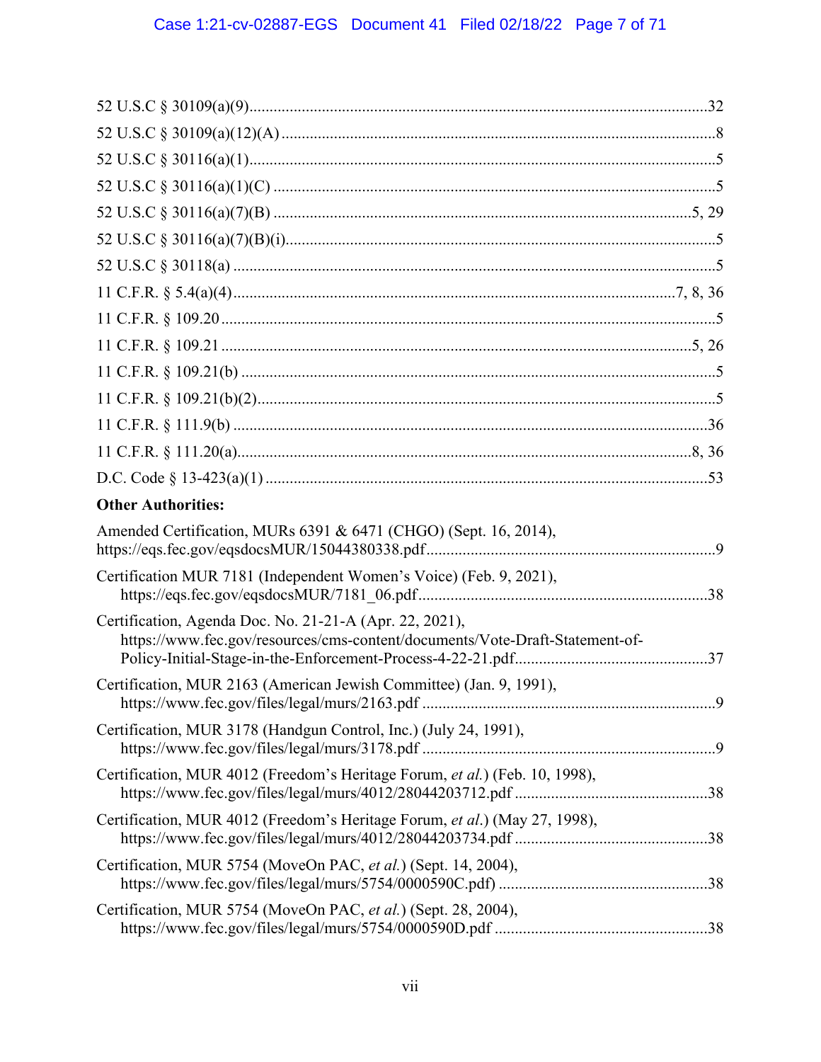52 U.S.C § 30109(a)(9) .......................................................................................................32

52 U.S.C § 30109(a)(12)(A) ..................................................................................................8

52 U.S.C § 30116(a)(1) ..........................................................................................................5

52 U.S.C § 30116(a)(1)(C) ....................................................................................................5

52 U.S.C § 30116(a)(7)(B) ..............................................................................................5, 29

52 U.S.C § 30116(a)(7)(B)(i) .................................................................................................5

52 U.S.C § 30118(a) ..............................................................................................................5

11 C.F.R. § 5.4(a)(4) ...................................................................................................7, 8, 36

11 C.F.R. § 109.20 ................................................................................................................5

11 C.F.R. § 109.21 ..........................................................................................................5, 26

11 C.F.R. § 109.21(b) ............................................................................................................5

11 C.F.R. § 109.21(b)(2) ........................................................................................................5

11 C.F.R. § 111.9(b) ............................................................................................................36

11 C.F.R. § 111.20(a) .......................................................................................................8, 36

D.C. Code § 13-423(a)(1) ....................................................................................................53

**Other Authorities:**

Amended Certification, MURs 6391 & 6471 (CHGO) (Sept. 16, 2014), https://eqs.fec.gov/eqsdocsMUR/15044380338.pdf ..............................................................9

Certification MUR 7181 (Independent Women's Voice) (Feb. 9, 2021), https://eqs.fec.gov/eqsdocsMUR/7181_06.pdf ..............................................................38

Certification, Agenda Doc. No. 21-21-A (Apr. 22, 2021), https://www.fec.gov/resources/cms-content/documents/Vote-Draft-Statement-of-Policy-Initial-Stage-in-the-Enforcement-Process-4-22-21.pdf ..........................................37

Certification, MUR 2163 (American Jewish Committee) (Jan. 9, 1991), https://www.fec.gov/files/legal/murs/2163.pdf ..............................................................9

Certification, MUR 3178 (Handgun Control, Inc.) (July 24, 1991), https://www.fec.gov/files/legal/murs/3178.pdf ..............................................................9

Certification, MUR 4012 (Freedom's Heritage Forum, *et al.*) (Feb. 10, 1998), https://www.fec.gov/files/legal/murs/4012/28044203712.pdf ..........................................38

Certification, MUR 4012 (Freedom's Heritage Forum, *et al.*) (May 27, 1998), https://www.fec.gov/files/legal/murs/4012/28044203734.pdf ..........................................38

Certification, MUR 5754 (MoveOn PAC, *et al.*) (Sept. 14, 2004), https://www.fec.gov/files/legal/murs/5754/0000590C.pdf) ............................................38

Certification, MUR 5754 (MoveOn PAC, *et al.*) (Sept. 28, 2004), https://www.fec.gov/files/legal/murs/5754/0000590D.pdf ..............................................38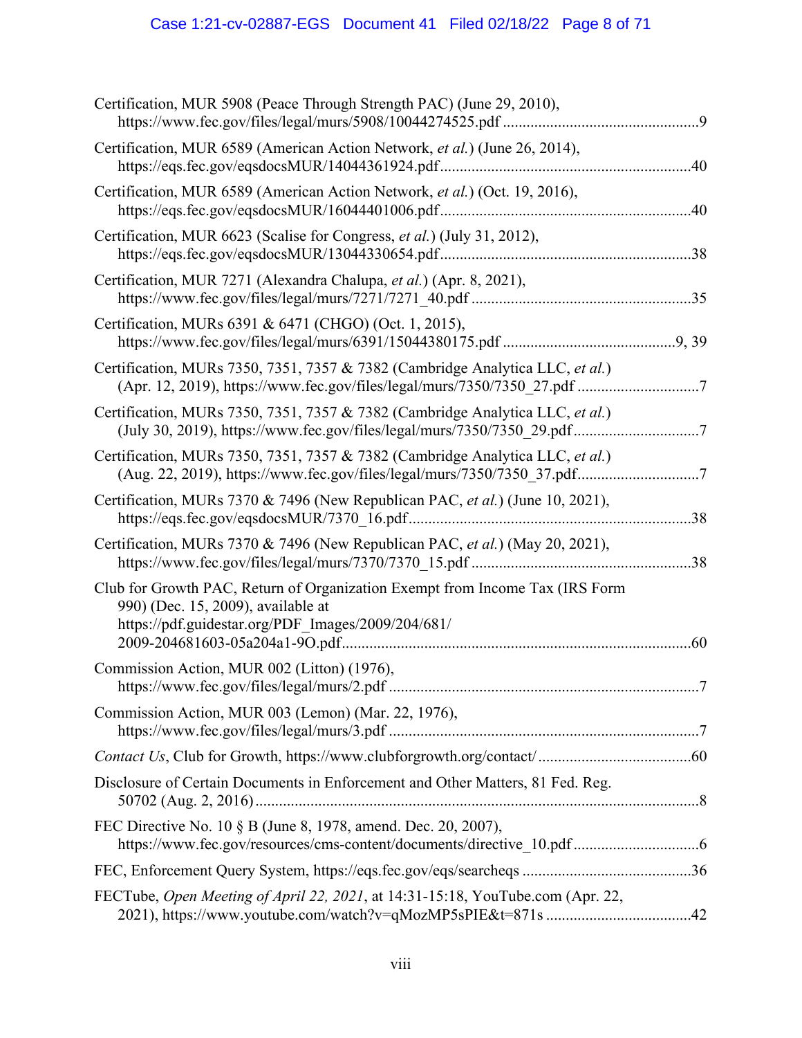Certification, MUR 5908 (Peace Through Strength PAC) (June 29, 2010), https://www.fec.gov/files/legal/murs/5908/10044274525.pdf ..................................................9

Certification, MUR 6589 (American Action Network, *et al.*) (June 26, 2014), https://eqs.fec.gov/eqsdocsMUR/14044361924.pdf...............................................................40

Certification, MUR 6589 (American Action Network, *et al.*) (Oct. 19, 2016), https://eqs.fec.gov/eqsdocsMUR/16044401006.pdf...............................................................40

Certification, MUR 6623 (Scalise for Congress, *et al.*) (July 31, 2012), https://eqs.fec.gov/eqsdocsMUR/13044330654.pdf...............................................................38

Certification, MUR 7271 (Alexandra Chalupa, *et al.*) (Apr. 8, 2021), https://www.fec.gov/files/legal/murs/7271/7271_40.pdf .......................................................35

Certification, MURs 6391 & 6471 (CHGO) (Oct. 1, 2015), https://www.fec.gov/files/legal/murs/6391/15044380175.pdf ...........................................9, 39

Certification, MURs 7350, 7351, 7357 & 7382 (Cambridge Analytica LLC, *et al.*) (Apr. 12, 2019), https://www.fec.gov/files/legal/murs/7350/7350_27.pdf ...............................7

Certification, MURs 7350, 7351, 7357 & 7382 (Cambridge Analytica LLC, *et al.*) (July 30, 2019), https://www.fec.gov/files/legal/murs/7350/7350_29.pdf................................7

Certification, MURs 7350, 7351, 7357 & 7382 (Cambridge Analytica LLC, *et al.*) (Aug. 22, 2019), https://www.fec.gov/files/legal/murs/7350/7350_37.pdf..............................7

Certification, MURs 7370 & 7496 (New Republican PAC, *et al.*) (June 10, 2021), https://eqs.fec.gov/eqsdocsMUR/7370_16.pdf.......................................................................38

Certification, MURs 7370 & 7496 (New Republican PAC, *et al.*) (May 20, 2021), https://www.fec.gov/files/legal/murs/7370/7370_15.pdf .......................................................38

Club for Growth PAC, Return of Organization Exempt from Income Tax (IRS Form 990) (Dec. 15, 2009), available at https://pdf.guidestar.org/PDF_Images/2009/204/681/2009-204681603-05a204a1-9O.pdf.........................................................................................60

Commission Action, MUR 002 (Litton) (1976), https://www.fec.gov/files/legal/murs/2.pdf ..............................................................................7

Commission Action, MUR 003 (Lemon) (Mar. 22, 1976), https://www.fec.gov/files/legal/murs/3.pdf ..............................................................................7

*Contact Us*, Club for Growth, https://www.clubforgrowth.org/contact/ ......................................60

Disclosure of Certain Documents in Enforcement and Other Matters, 81 Fed. Reg. 50702 (Aug. 2, 2016)..................................................................................................................8

FEC Directive No. 10 § B (June 8, 1978, amend. Dec. 20, 2007), https://www.fec.gov/resources/cms-content/documents/directive_10.pdf ................................6

FEC, Enforcement Query System, https://eqs.fec.gov/eqs/searcheqs ...........................................36

FECTube, *Open Meeting of April 22, 2021*, at 14:31-15:18, YouTube.com (Apr. 22, 2021), https://www.youtube.com/watch?v=qMozMP5sPIE&t=871s .....................................42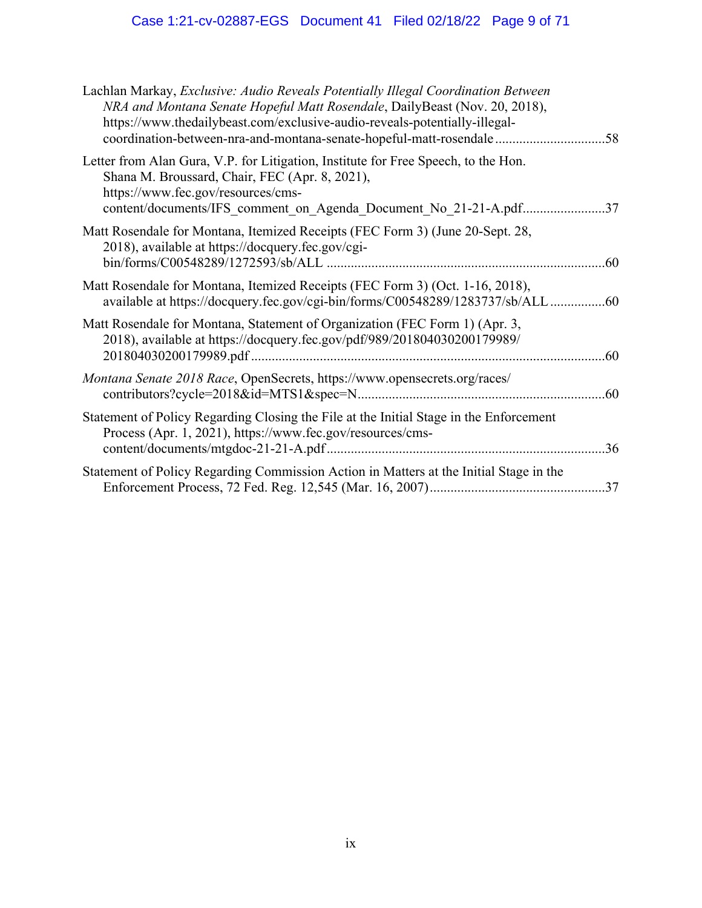Lachlan Markay, *Exclusive: Audio Reveals Potentially Illegal Coordination Between NRA and Montana Senate Hopeful Matt Rosendale*, DailyBeast (Nov. 20, 2018), https://www.thedailybeast.com/exclusive-audio-reveals-potentially-illegal-coordination-between-nra-and-montana-senate-hopeful-matt-rosendale ................................58

Letter from Alan Gura, V.P. for Litigation, Institute for Free Speech, to the Hon. Shana M. Broussard, Chair, FEC (Apr. 8, 2021), https://www.fec.gov/resources/cms-content/documents/IFS_comment_on_Agenda_Document_No_21-21-A.pdf........................37

Matt Rosendale for Montana, Itemized Receipts (FEC Form 3) (June 20-Sept. 28, 2018), available at https://docquery.fec.gov/cgi-bin/forms/C00548289/1272593/sb/ALL ................................................................................60

Matt Rosendale for Montana, Itemized Receipts (FEC Form 3) (Oct. 1-16, 2018), available at https://docquery.fec.gov/cgi-bin/forms/C00548289/1283737/sb/ALL ................60

Matt Rosendale for Montana, Statement of Organization (FEC Form 1) (Apr. 3, 2018), available at https://docquery.fec.gov/pdf/989/201804030200179989/201804030200179989.pdf ......................................................................................................60

*Montana Senate 2018 Race*, OpenSecrets, https://www.opensecrets.org/races/contributors?cycle=2018&id=MTS1&spec=N.......................................................................60

Statement of Policy Regarding Closing the File at the Initial Stage in the Enforcement Process (Apr. 1, 2021), https://www.fec.gov/resources/cms-content/documents/mtgdoc-21-21-A.pdf................................................................................36

Statement of Policy Regarding Commission Action in Matters at the Initial Stage in the Enforcement Process, 72 Fed. Reg. 12,545 (Mar. 16, 2007)..................................................37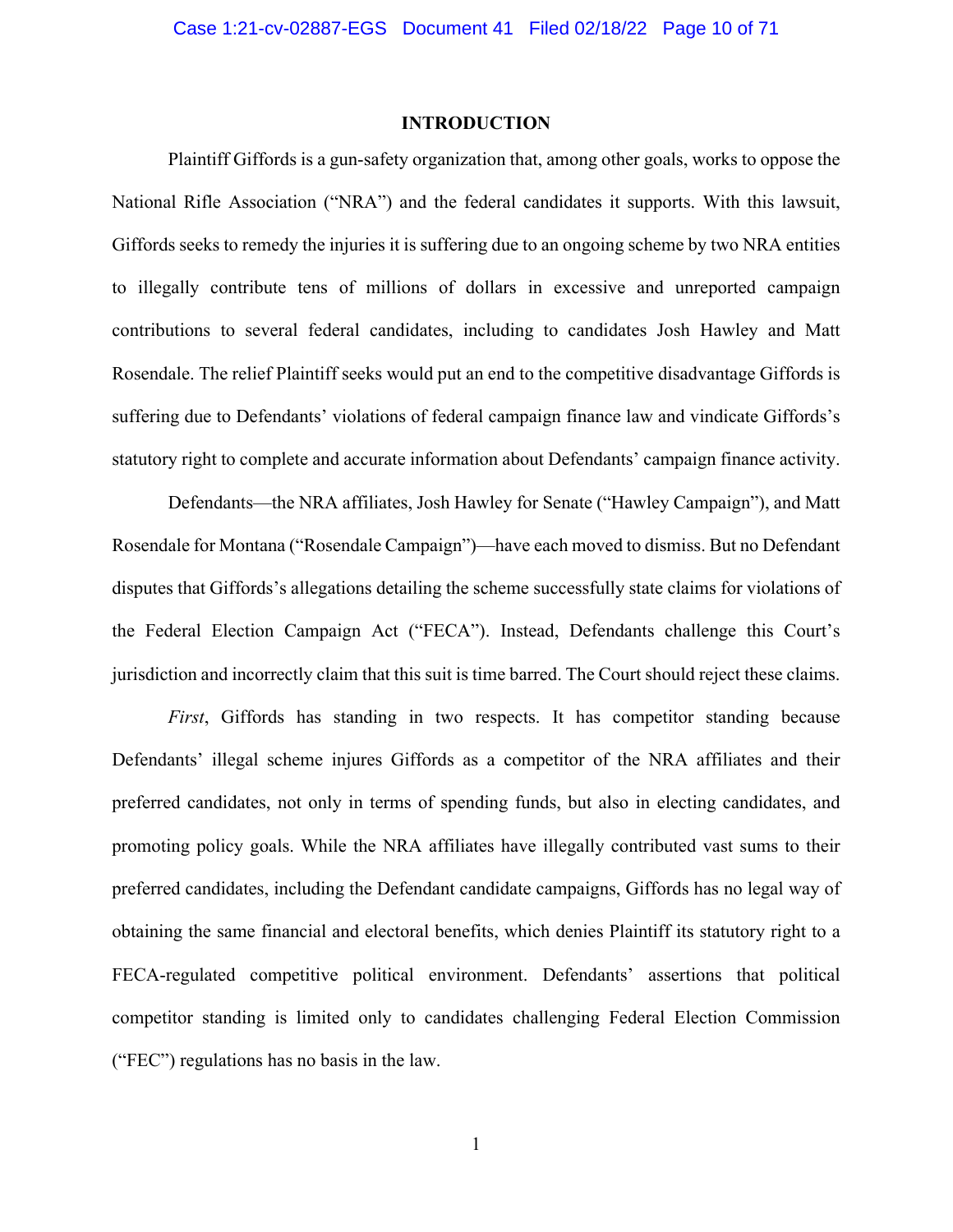# INTRODUCTION

Plaintiff Giffords is a gun-safety organization that, among other goals, works to oppose the National Rifle Association ("NRA") and the federal candidates it supports. With this lawsuit, Giffords seeks to remedy the injuries it is suffering due to an ongoing scheme by two NRA entities to illegally contribute tens of millions of dollars in excessive and unreported campaign contributions to several federal candidates, including to candidates Josh Hawley and Matt Rosendale. The relief Plaintiff seeks would put an end to the competitive disadvantage Giffords is suffering due to Defendants' violations of federal campaign finance law and vindicate Giffords's statutory right to complete and accurate information about Defendants' campaign finance activity.

Defendants—the NRA affiliates, Josh Hawley for Senate ("Hawley Campaign"), and Matt Rosendale for Montana ("Rosendale Campaign")—have each moved to dismiss. But no Defendant disputes that Giffords's allegations detailing the scheme successfully state claims for violations of the Federal Election Campaign Act ("FECA"). Instead, Defendants challenge this Court's jurisdiction and incorrectly claim that this suit is time barred. The Court should reject these claims.

*First*, Giffords has standing in two respects. It has competitor standing because Defendants' illegal scheme injures Giffords as a competitor of the NRA affiliates and their preferred candidates, not only in terms of spending funds, but also in electing candidates, and promoting policy goals. While the NRA affiliates have illegally contributed vast sums to their preferred candidates, including the Defendant candidate campaigns, Giffords has no legal way of obtaining the same financial and electoral benefits, which denies Plaintiff its statutory right to a FECA-regulated competitive political environment. Defendants' assertions that political competitor standing is limited only to candidates challenging Federal Election Commission ("FEC") regulations has no basis in the law.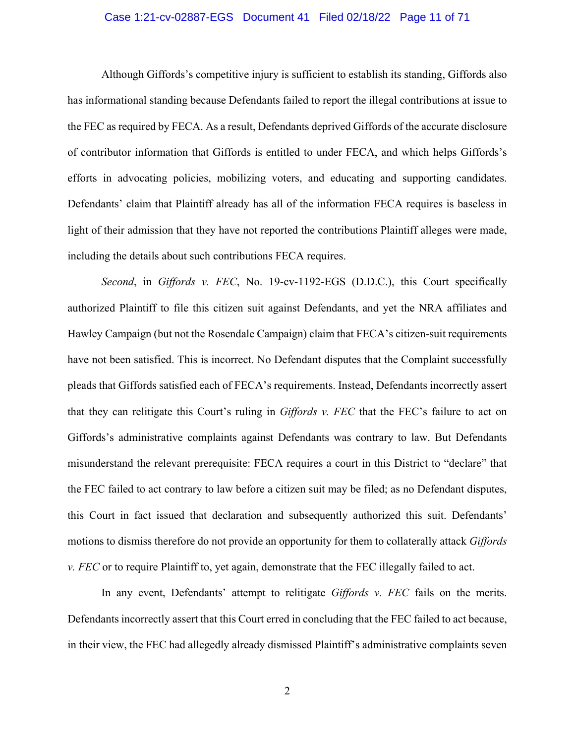Although Giffords's competitive injury is sufficient to establish its standing, Giffords also has informational standing because Defendants failed to report the illegal contributions at issue to the FEC as required by FECA. As a result, Defendants deprived Giffords of the accurate disclosure of contributor information that Giffords is entitled to under FECA, and which helps Giffords's efforts in advocating policies, mobilizing voters, and educating and supporting candidates. Defendants' claim that Plaintiff already has all of the information FECA requires is baseless in light of their admission that they have not reported the contributions Plaintiff alleges were made, including the details about such contributions FECA requires.

*Second*, in *Giffords v. FEC*, No. 19-cv-1192-EGS (D.D.C.), this Court specifically authorized Plaintiff to file this citizen suit against Defendants, and yet the NRA affiliates and Hawley Campaign (but not the Rosendale Campaign) claim that FECA's citizen-suit requirements have not been satisfied. This is incorrect. No Defendant disputes that the Complaint successfully pleads that Giffords satisfied each of FECA's requirements. Instead, Defendants incorrectly assert that they can relitigate this Court's ruling in *Giffords v. FEC* that the FEC's failure to act on Giffords's administrative complaints against Defendants was contrary to law. But Defendants misunderstand the relevant prerequisite: FECA requires a court in this District to "declare" that the FEC failed to act contrary to law before a citizen suit may be filed; as no Defendant disputes, this Court in fact issued that declaration and subsequently authorized this suit. Defendants' motions to dismiss therefore do not provide an opportunity for them to collaterally attack *Giffords v. FEC* or to require Plaintiff to, yet again, demonstrate that the FEC illegally failed to act.

In any event, Defendants' attempt to relitigate *Giffords v. FEC* fails on the merits. Defendants incorrectly assert that this Court erred in concluding that the FEC failed to act because, in their view, the FEC had allegedly already dismissed Plaintiff's administrative complaints seven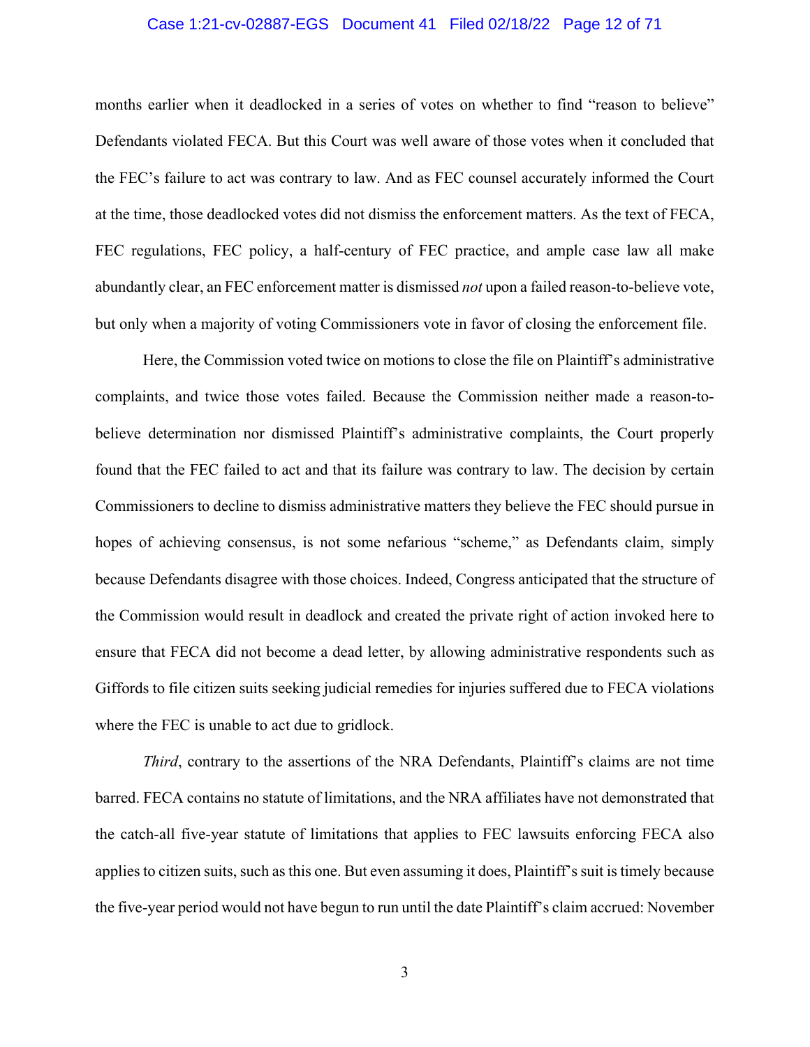months earlier when it deadlocked in a series of votes on whether to find "reason to believe" Defendants violated FECA. But this Court was well aware of those votes when it concluded that the FEC's failure to act was contrary to law. And as FEC counsel accurately informed the Court at the time, those deadlocked votes did not dismiss the enforcement matters. As the text of FECA, FEC regulations, FEC policy, a half-century of FEC practice, and ample case law all make abundantly clear, an FEC enforcement matter is dismissed *not* upon a failed reason-to-believe vote, but only when a majority of voting Commissioners vote in favor of closing the enforcement file.

Here, the Commission voted twice on motions to close the file on Plaintiff's administrative complaints, and twice those votes failed. Because the Commission neither made a reason-to-believe determination nor dismissed Plaintiff's administrative complaints, the Court properly found that the FEC failed to act and that its failure was contrary to law. The decision by certain Commissioners to decline to dismiss administrative matters they believe the FEC should pursue in hopes of achieving consensus, is not some nefarious "scheme," as Defendants claim, simply because Defendants disagree with those choices. Indeed, Congress anticipated that the structure of the Commission would result in deadlock and created the private right of action invoked here to ensure that FECA did not become a dead letter, by allowing administrative respondents such as Giffords to file citizen suits seeking judicial remedies for injuries suffered due to FECA violations where the FEC is unable to act due to gridlock.

*Third*, contrary to the assertions of the NRA Defendants, Plaintiff's claims are not time barred. FECA contains no statute of limitations, and the NRA affiliates have not demonstrated that the catch-all five-year statute of limitations that applies to FEC lawsuits enforcing FECA also applies to citizen suits, such as this one. But even assuming it does, Plaintiff's suit is timely because the five-year period would not have begun to run until the date Plaintiff's claim accrued: November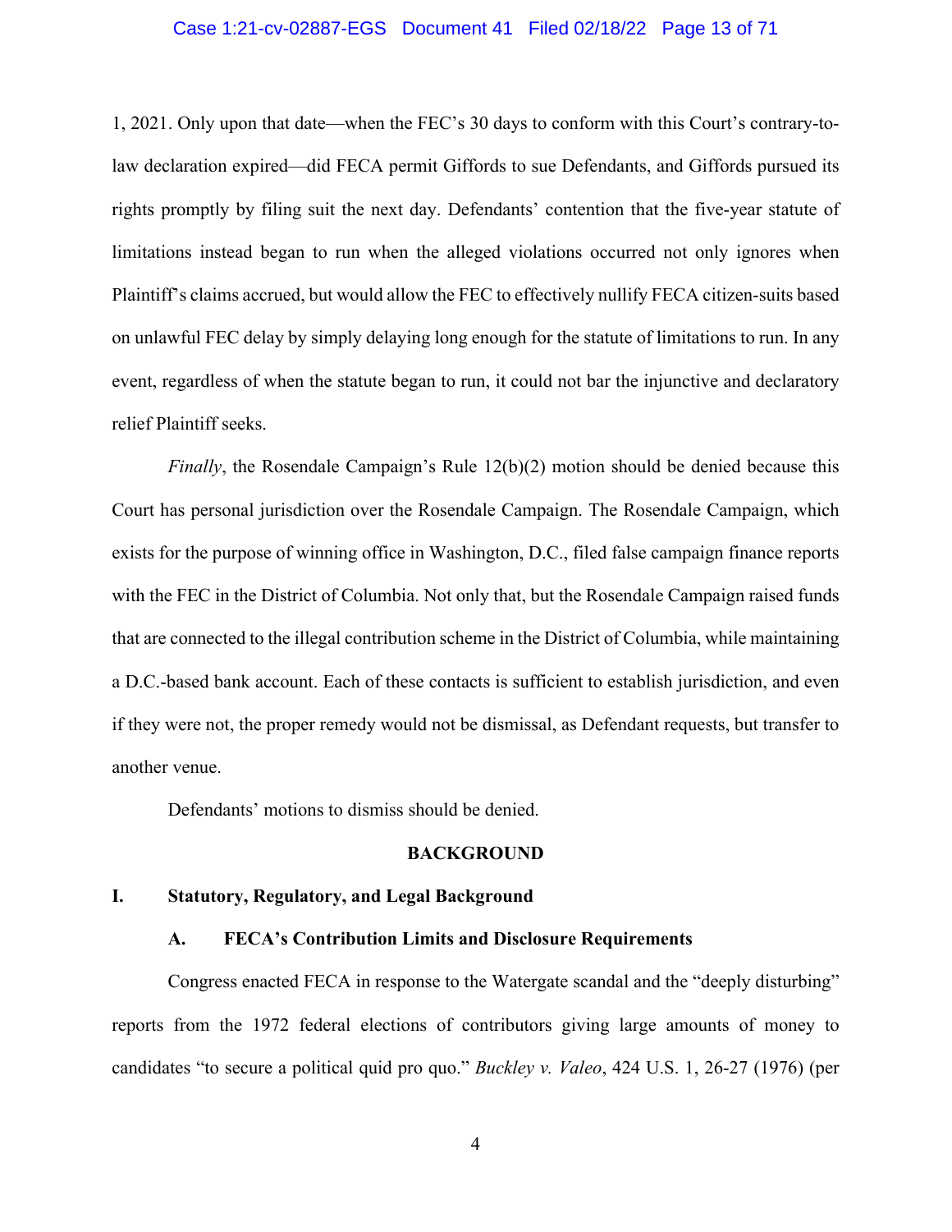1, 2021. Only upon that date—when the FEC's 30 days to conform with this Court's contrary-to-law declaration expired—did FECA permit Giffords to sue Defendants, and Giffords pursued its rights promptly by filing suit the next day. Defendants' contention that the five-year statute of limitations instead began to run when the alleged violations occurred not only ignores when Plaintiff's claims accrued, but would allow the FEC to effectively nullify FECA citizen-suits based on unlawful FEC delay by simply delaying long enough for the statute of limitations to run. In any event, regardless of when the statute began to run, it could not bar the injunctive and declaratory relief Plaintiff seeks.

*Finally*, the Rosendale Campaign's Rule 12(b)(2) motion should be denied because this Court has personal jurisdiction over the Rosendale Campaign. The Rosendale Campaign, which exists for the purpose of winning office in Washington, D.C., filed false campaign finance reports with the FEC in the District of Columbia. Not only that, but the Rosendale Campaign raised funds that are connected to the illegal contribution scheme in the District of Columbia, while maintaining a D.C.-based bank account. Each of these contacts is sufficient to establish jurisdiction, and even if they were not, the proper remedy would not be dismissal, as Defendant requests, but transfer to another venue.

Defendants' motions to dismiss should be denied.

## BACKGROUND

### I. Statutory, Regulatory, and Legal Background

#### A. FECA's Contribution Limits and Disclosure Requirements

Congress enacted FECA in response to the Watergate scandal and the "deeply disturbing" reports from the 1972 federal elections of contributors giving large amounts of money to candidates "to secure a political quid pro quo." *Buckley v. Valeo*, 424 U.S. 1, 26-27 (1976) (per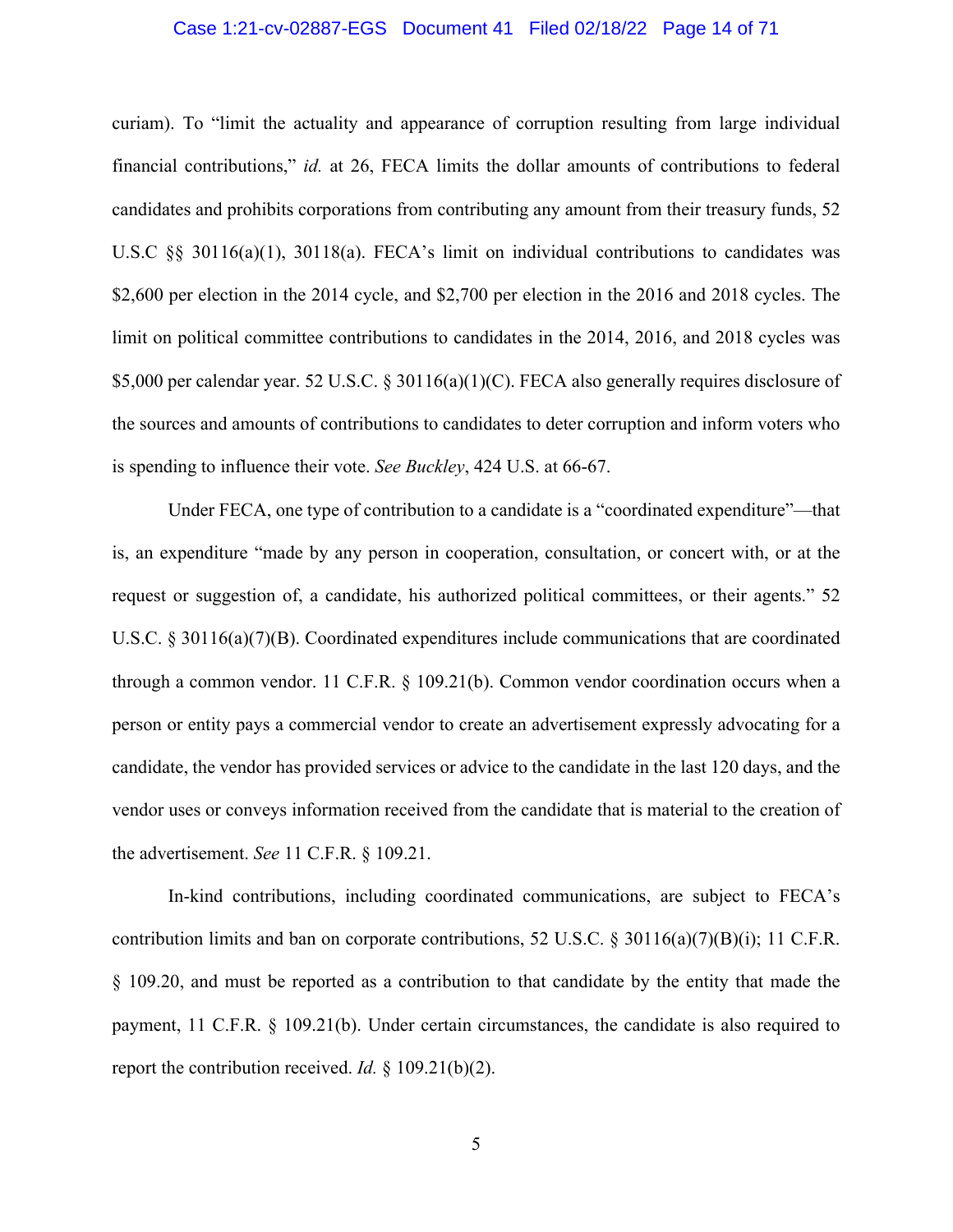curiam). To "limit the actuality and appearance of corruption resulting from large individual financial contributions," *id.* at 26, FECA limits the dollar amounts of contributions to federal candidates and prohibits corporations from contributing any amount from their treasury funds, 52 U.S.C §§ 30116(a)(1), 30118(a). FECA's limit on individual contributions to candidates was $2,600 per election in the 2014 cycle, and $2,700 per election in the 2016 and 2018 cycles. The limit on political committee contributions to candidates in the 2014, 2016, and 2018 cycles was $5,000 per calendar year. 52 U.S.C. § 30116(a)(1)(C). FECA also generally requires disclosure of the sources and amounts of contributions to candidates to deter corruption and inform voters who is spending to influence their vote. *See Buckley*, 424 U.S. at 66-67.

Under FECA, one type of contribution to a candidate is a "coordinated expenditure"—that is, an expenditure "made by any person in cooperation, consultation, or concert with, or at the request or suggestion of, a candidate, his authorized political committees, or their agents." 52 U.S.C. § 30116(a)(7)(B). Coordinated expenditures include communications that are coordinated through a common vendor. 11 C.F.R. § 109.21(b). Common vendor coordination occurs when a person or entity pays a commercial vendor to create an advertisement expressly advocating for a candidate, the vendor has provided services or advice to the candidate in the last 120 days, and the vendor uses or conveys information received from the candidate that is material to the creation of the advertisement. *See* 11 C.F.R. § 109.21.

In-kind contributions, including coordinated communications, are subject to FECA's contribution limits and ban on corporate contributions, 52 U.S.C. § 30116(a)(7)(B)(i); 11 C.F.R. § 109.20, and must be reported as a contribution to that candidate by the entity that made the payment, 11 C.F.R. § 109.21(b). Under certain circumstances, the candidate is also required to report the contribution received. *Id.* § 109.21(b)(2).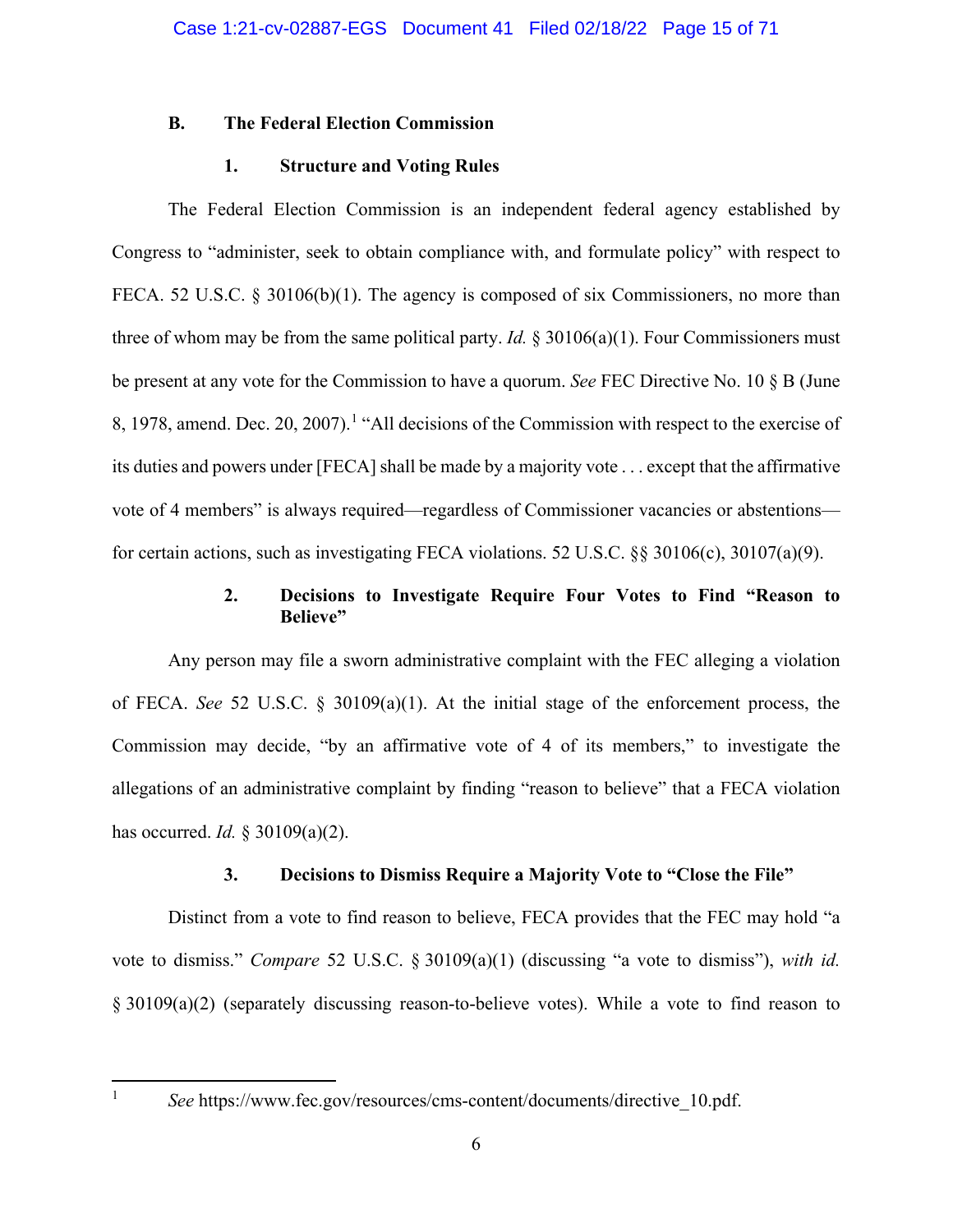## B. The Federal Election Commission

### 1. Structure and Voting Rules

The Federal Election Commission is an independent federal agency established by Congress to "administer, seek to obtain compliance with, and formulate policy" with respect to FECA. 52 U.S.C. § 30106(b)(1). The agency is composed of six Commissioners, no more than three of whom may be from the same political party. *Id.* § 30106(a)(1). Four Commissioners must be present at any vote for the Commission to have a quorum. *See* FEC Directive No. 10 § B (June 8, 1978, amend. Dec. 20, 2007).[1] "All decisions of the Commission with respect to the exercise of its duties and powers under [FECA] shall be made by a majority vote . . . except that the affirmative vote of 4 members" is always required—regardless of Commissioner vacancies or abstentions—for certain actions, such as investigating FECA violations. 52 U.S.C. §§ 30106(c), 30107(a)(9).

### 2. Decisions to Investigate Require Four Votes to Find "Reason to Believe"

Any person may file a sworn administrative complaint with the FEC alleging a violation of FECA. *See* 52 U.S.C. § 30109(a)(1). At the initial stage of the enforcement process, the Commission may decide, "by an affirmative vote of 4 of its members," to investigate the allegations of an administrative complaint by finding "reason to believe" that a FECA violation has occurred. *Id.* § 30109(a)(2).

### 3. Decisions to Dismiss Require a Majority Vote to "Close the File"

Distinct from a vote to find reason to believe, FECA provides that the FEC may hold "a vote to dismiss." *Compare* 52 U.S.C. § 30109(a)(1) (discussing "a vote to dismiss"), *with id.* § 30109(a)(2) (separately discussing reason-to-believe votes). While a vote to find reason to

---

[1] *See* https://www.fec.gov/resources/cms-content/documents/directive_10.pdf.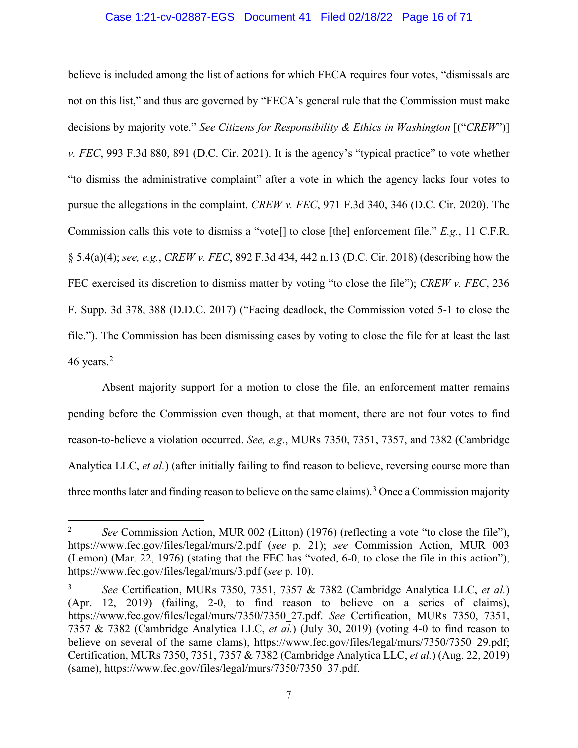believe is included among the list of actions for which FECA requires four votes, "dismissals are not on this list," and thus are governed by "FECA's general rule that the Commission must make decisions by majority vote." *See Citizens for Responsibility & Ethics in Washington* [("*CREW*")] *v. FEC*, 993 F.3d 880, 891 (D.C. Cir. 2021). It is the agency's "typical practice" to vote whether "to dismiss the administrative complaint" after a vote in which the agency lacks four votes to pursue the allegations in the complaint. *CREW v. FEC*, 971 F.3d 340, 346 (D.C. Cir. 2020). The Commission calls this vote to dismiss a "vote[] to close [the] enforcement file." *E.g.*, 11 C.F.R. § 5.4(a)(4); *see, e.g.*, *CREW v. FEC*, 892 F.3d 434, 442 n.13 (D.C. Cir. 2018) (describing how the FEC exercised its discretion to dismiss matter by voting "to close the file"); *CREW v. FEC*, 236 F. Supp. 3d 378, 388 (D.D.C. 2017) ("Facing deadlock, the Commission voted 5-1 to close the file."). The Commission has been dismissing cases by voting to close the file for at least the last 46 years.[2]

Absent majority support for a motion to close the file, an enforcement matter remains pending before the Commission even though, at that moment, there are not four votes to find reason-to-believe a violation occurred. *See, e.g.*, MURs 7350, 7351, 7357, and 7382 (Cambridge Analytica LLC, *et al.*) (after initially failing to find reason to believe, reversing course more than three months later and finding reason to believe on the same claims).[3] Once a Commission majority

---

[2] *See* Commission Action, MUR 002 (Litton) (1976) (reflecting a vote "to close the file"), https://www.fec.gov/files/legal/murs/2.pdf (*see* p. 21); *see* Commission Action, MUR 003 (Lemon) (Mar. 22, 1976) (stating that the FEC has "voted, 6-0, to close the file in this action"), https://www.fec.gov/files/legal/murs/3.pdf (*see* p. 10).

[3] *See* Certification, MURs 7350, 7351, 7357 & 7382 (Cambridge Analytica LLC, *et al.*) (Apr. 12, 2019) (failing, 2-0, to find reason to believe on a series of claims), https://www.fec.gov/files/legal/murs/7350/7350_27.pdf. *See* Certification, MURs 7350, 7351, 7357 & 7382 (Cambridge Analytica LLC, *et al.*) (July 30, 2019) (voting 4-0 to find reason to believe on several of the same clams), https://www.fec.gov/files/legal/murs/7350/7350_29.pdf; Certification, MURs 7350, 7351, 7357 & 7382 (Cambridge Analytica LLC, *et al.*) (Aug. 22, 2019) (same), https://www.fec.gov/files/legal/murs/7350/7350_37.pdf.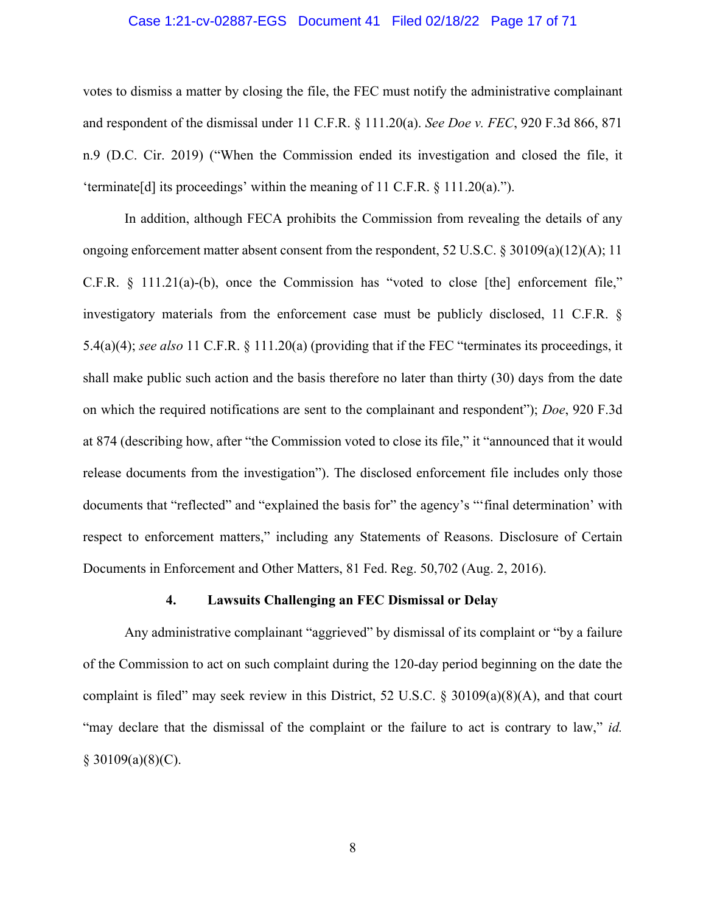votes to dismiss a matter by closing the file, the FEC must notify the administrative complainant and respondent of the dismissal under 11 C.F.R. § 111.20(a). *See Doe v. FEC*, 920 F.3d 866, 871 n.9 (D.C. Cir. 2019) ("When the Commission ended its investigation and closed the file, it 'terminate[d] its proceedings' within the meaning of 11 C.F.R. § 111.20(a).").

In addition, although FECA prohibits the Commission from revealing the details of any ongoing enforcement matter absent consent from the respondent, 52 U.S.C. § 30109(a)(12)(A); 11 C.F.R. § 111.21(a)-(b), once the Commission has "voted to close [the] enforcement file," investigatory materials from the enforcement case must be publicly disclosed, 11 C.F.R. § 5.4(a)(4); *see also* 11 C.F.R. § 111.20(a) (providing that if the FEC "terminates its proceedings, it shall make public such action and the basis therefore no later than thirty (30) days from the date on which the required notifications are sent to the complainant and respondent"); *Doe*, 920 F.3d at 874 (describing how, after "the Commission voted to close its file," it "announced that it would release documents from the investigation"). The disclosed enforcement file includes only those documents that "reflected" and "explained the basis for" the agency's "'final determination' with respect to enforcement matters," including any Statements of Reasons. Disclosure of Certain Documents in Enforcement and Other Matters, 81 Fed. Reg. 50,702 (Aug. 2, 2016).

#### 4. Lawsuits Challenging an FEC Dismissal or Delay

Any administrative complainant "aggrieved" by dismissal of its complaint or "by a failure of the Commission to act on such complaint during the 120-day period beginning on the date the complaint is filed" may seek review in this District, 52 U.S.C. § 30109(a)(8)(A), and that court "may declare that the dismissal of the complaint or the failure to act is contrary to law," *id.* § 30109(a)(8)(C).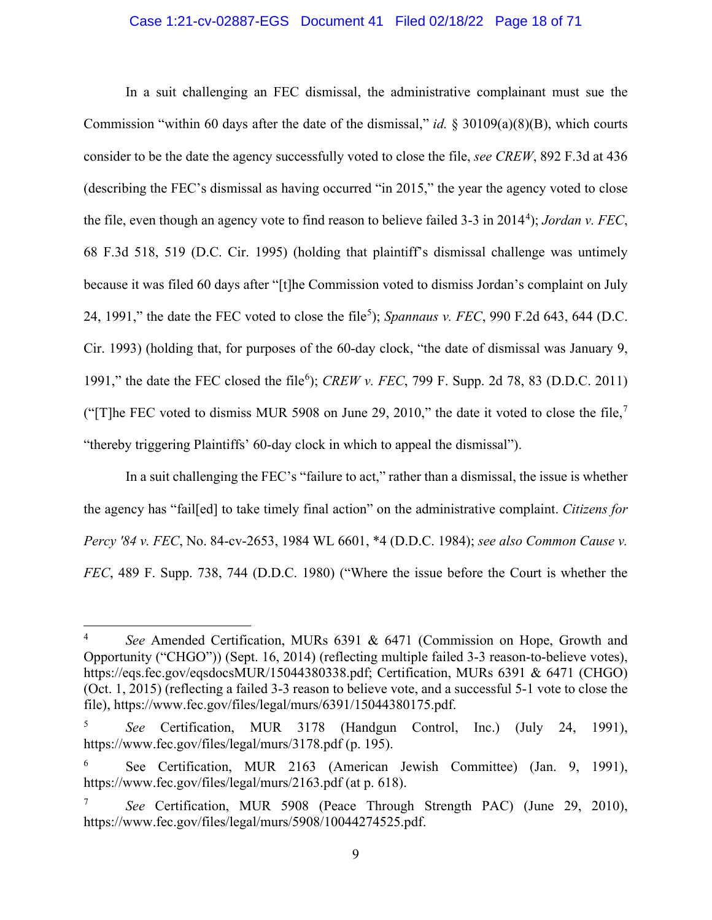In a suit challenging an FEC dismissal, the administrative complainant must sue the Commission "within 60 days after the date of the dismissal," *id.* § 30109(a)(8)(B), which courts consider to be the date the agency successfully voted to close the file, *see CREW*, 892 F.3d at 436 (describing the FEC's dismissal as having occurred "in 2015," the year the agency voted to close the file, even though an agency vote to find reason to believe failed 3-3 in 2014[4]); *Jordan v. FEC*, 68 F.3d 518, 519 (D.C. Cir. 1995) (holding that plaintiff's dismissal challenge was untimely because it was filed 60 days after "[t]he Commission voted to dismiss Jordan's complaint on July 24, 1991," the date the FEC voted to close the file[5]); *Spannaus v. FEC*, 990 F.2d 643, 644 (D.C. Cir. 1993) (holding that, for purposes of the 60-day clock, "the date of dismissal was January 9, 1991," the date the FEC closed the file[6]); *CREW v. FEC*, 799 F. Supp. 2d 78, 83 (D.D.C. 2011) ("[T]he FEC voted to dismiss MUR 5908 on June 29, 2010," the date it voted to close the file,[7] "thereby triggering Plaintiffs' 60-day clock in which to appeal the dismissal").

In a suit challenging the FEC's "failure to act," rather than a dismissal, the issue is whether the agency has "fail[ed] to take timely final action" on the administrative complaint. *Citizens for Percy '84 v. FEC*, No. 84-cv-2653, 1984 WL 6601, *4 (D.D.C. 1984); *see also Common Cause v. FEC*, 489 F. Supp. 738, 744 (D.D.C. 1980) ("Where the issue before the Court is whether the

---

[4] *See* Amended Certification, MURs 6391 & 6471 (Commission on Hope, Growth and Opportunity ("CHGO")) (Sept. 16, 2014) (reflecting multiple failed 3-3 reason-to-believe votes), https://eqs.fec.gov/eqsdocsMUR/15044380338.pdf; Certification, MURs 6391 & 6471 (CHGO) (Oct. 1, 2015) (reflecting a failed 3-3 reason to believe vote, and a successful 5-1 vote to close the file), https://www.fec.gov/files/legal/murs/6391/15044380175.pdf.

[5] *See* Certification, MUR 3178 (Handgun Control, Inc.) (July 24, 1991), https://www.fec.gov/files/legal/murs/3178.pdf (p. 195).

[6] See Certification, MUR 2163 (American Jewish Committee) (Jan. 9, 1991), https://www.fec.gov/files/legal/murs/2163.pdf (at p. 618).

[7] *See* Certification, MUR 5908 (Peace Through Strength PAC) (June 29, 2010), https://www.fec.gov/files/legal/murs/5908/10044274525.pdf.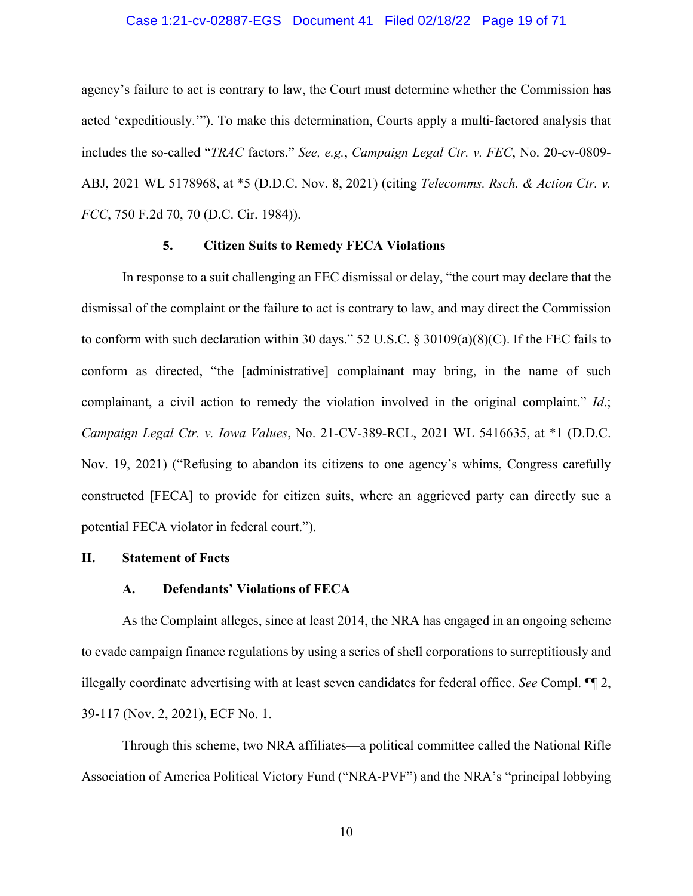agency's failure to act is contrary to law, the Court must determine whether the Commission has acted 'expeditiously.'"). To make this determination, Courts apply a multi-factored analysis that includes the so-called "*TRAC* factors." *See, e.g.*, *Campaign Legal Ctr. v. FEC*, No. 20-cv-0809-ABJ, 2021 WL 5178968, at *5 (D.D.C. Nov. 8, 2021) (citing *Telecomms. Rsch. & Action Ctr. v. FCC*, 750 F.2d 70, 70 (D.C. Cir. 1984)).

#### 5. Citizen Suits to Remedy FECA Violations

In response to a suit challenging an FEC dismissal or delay, "the court may declare that the dismissal of the complaint or the failure to act is contrary to law, and may direct the Commission to conform with such declaration within 30 days." 52 U.S.C. § 30109(a)(8)(C). If the FEC fails to conform as directed, "the [administrative] complainant may bring, in the name of such complainant, a civil action to remedy the violation involved in the original complaint." *Id.*; *Campaign Legal Ctr. v. Iowa Values*, No. 21-CV-389-RCL, 2021 WL 5416635, at *1 (D.D.C. Nov. 19, 2021) ("Refusing to abandon its citizens to one agency's whims, Congress carefully constructed [FECA] to provide for citizen suits, where an aggrieved party can directly sue a potential FECA violator in federal court.").

## II. Statement of Facts

### A. Defendants' Violations of FECA

As the Complaint alleges, since at least 2014, the NRA has engaged in an ongoing scheme to evade campaign finance regulations by using a series of shell corporations to surreptitiously and illegally coordinate advertising with at least seven candidates for federal office. *See* Compl. ¶¶ 2, 39-117 (Nov. 2, 2021), ECF No. 1.

Through this scheme, two NRA affiliates—a political committee called the National Rifle Association of America Political Victory Fund ("NRA-PVF") and the NRA's "principal lobbying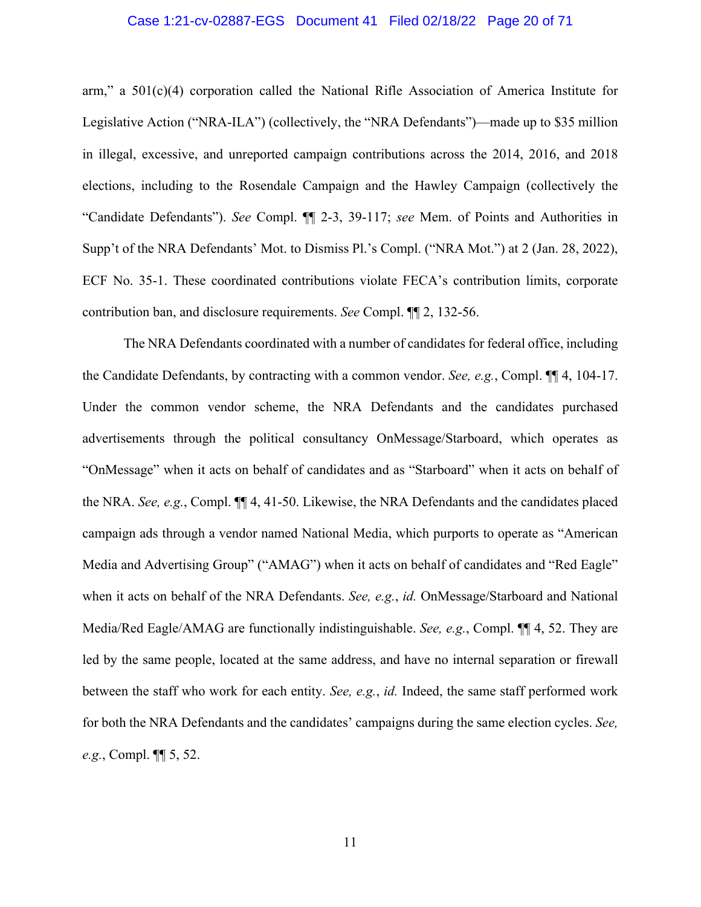arm," a 501(c)(4) corporation called the National Rifle Association of America Institute for Legislative Action ("NRA-ILA") (collectively, the "NRA Defendants")—made up to $35 million in illegal, excessive, and unreported campaign contributions across the 2014, 2016, and 2018 elections, including to the Rosendale Campaign and the Hawley Campaign (collectively the "Candidate Defendants"). *See* Compl. ¶¶ 2-3, 39-117; *see* Mem. of Points and Authorities in Supp't of the NRA Defendants' Mot. to Dismiss Pl.'s Compl. ("NRA Mot.") at 2 (Jan. 28, 2022), ECF No. 35-1. These coordinated contributions violate FECA's contribution limits, corporate contribution ban, and disclosure requirements. *See* Compl. ¶¶ 2, 132-56.

The NRA Defendants coordinated with a number of candidates for federal office, including the Candidate Defendants, by contracting with a common vendor. *See, e.g.*, Compl. ¶¶ 4, 104-17. Under the common vendor scheme, the NRA Defendants and the candidates purchased advertisements through the political consultancy OnMessage/Starboard, which operates as "OnMessage" when it acts on behalf of candidates and as "Starboard" when it acts on behalf of the NRA. *See, e.g.*, Compl. ¶¶ 4, 41-50. Likewise, the NRA Defendants and the candidates placed campaign ads through a vendor named National Media, which purports to operate as "American Media and Advertising Group" ("AMAG") when it acts on behalf of candidates and "Red Eagle" when it acts on behalf of the NRA Defendants. *See, e.g.*, *id.* OnMessage/Starboard and National Media/Red Eagle/AMAG are functionally indistinguishable. *See, e.g.*, Compl. ¶¶ 4, 52. They are led by the same people, located at the same address, and have no internal separation or firewall between the staff who work for each entity. *See, e.g.*, *id.* Indeed, the same staff performed work for both the NRA Defendants and the candidates' campaigns during the same election cycles. *See, e.g.*, Compl. ¶¶ 5, 52.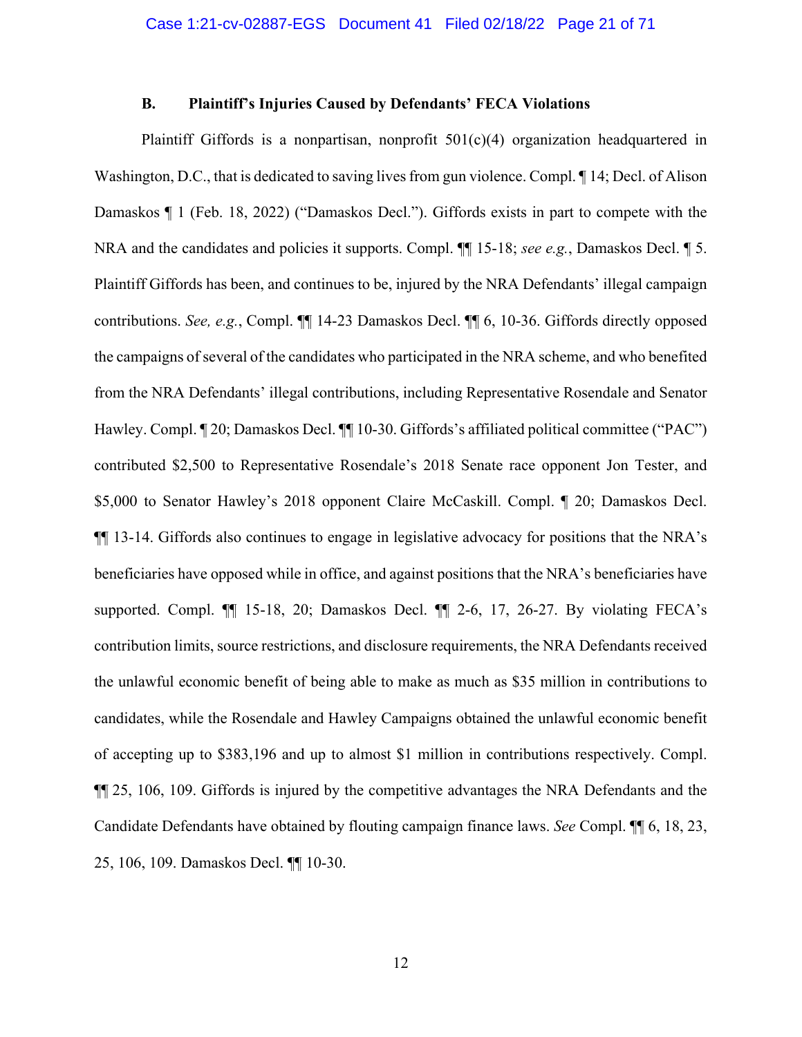### B. Plaintiff's Injuries Caused by Defendants' FECA Violations

Plaintiff Giffords is a nonpartisan, nonprofit 501(c)(4) organization headquartered in Washington, D.C., that is dedicated to saving lives from gun violence. Compl. ¶ 14; Decl. of Alison Damaskos ¶ 1 (Feb. 18, 2022) ("Damaskos Decl."). Giffords exists in part to compete with the NRA and the candidates and policies it supports. Compl. ¶¶ 15-18; *see e.g.*, Damaskos Decl. ¶ 5. Plaintiff Giffords has been, and continues to be, injured by the NRA Defendants' illegal campaign contributions. *See, e.g.*, Compl. ¶¶ 14-23 Damaskos Decl. ¶¶ 6, 10-36. Giffords directly opposed the campaigns of several of the candidates who participated in the NRA scheme, and who benefited from the NRA Defendants' illegal contributions, including Representative Rosendale and Senator Hawley. Compl. ¶ 20; Damaskos Decl. ¶¶ 10-30. Giffords's affiliated political committee ("PAC") contributed $2,500 to Representative Rosendale's 2018 Senate race opponent Jon Tester, and $5,000 to Senator Hawley's 2018 opponent Claire McCaskill. Compl. ¶ 20; Damaskos Decl. ¶¶ 13-14. Giffords also continues to engage in legislative advocacy for positions that the NRA's beneficiaries have opposed while in office, and against positions that the NRA's beneficiaries have supported. Compl. ¶¶ 15-18, 20; Damaskos Decl. ¶¶ 2-6, 17, 26-27. By violating FECA's contribution limits, source restrictions, and disclosure requirements, the NRA Defendants received the unlawful economic benefit of being able to make as much as $35 million in contributions to candidates, while the Rosendale and Hawley Campaigns obtained the unlawful economic benefit of accepting up to $383,196 and up to almost $1 million in contributions respectively. Compl. ¶¶ 25, 106, 109. Giffords is injured by the competitive advantages the NRA Defendants and the Candidate Defendants have obtained by flouting campaign finance laws. *See* Compl. ¶¶ 6, 18, 23, 25, 106, 109. Damaskos Decl. ¶¶ 10-30.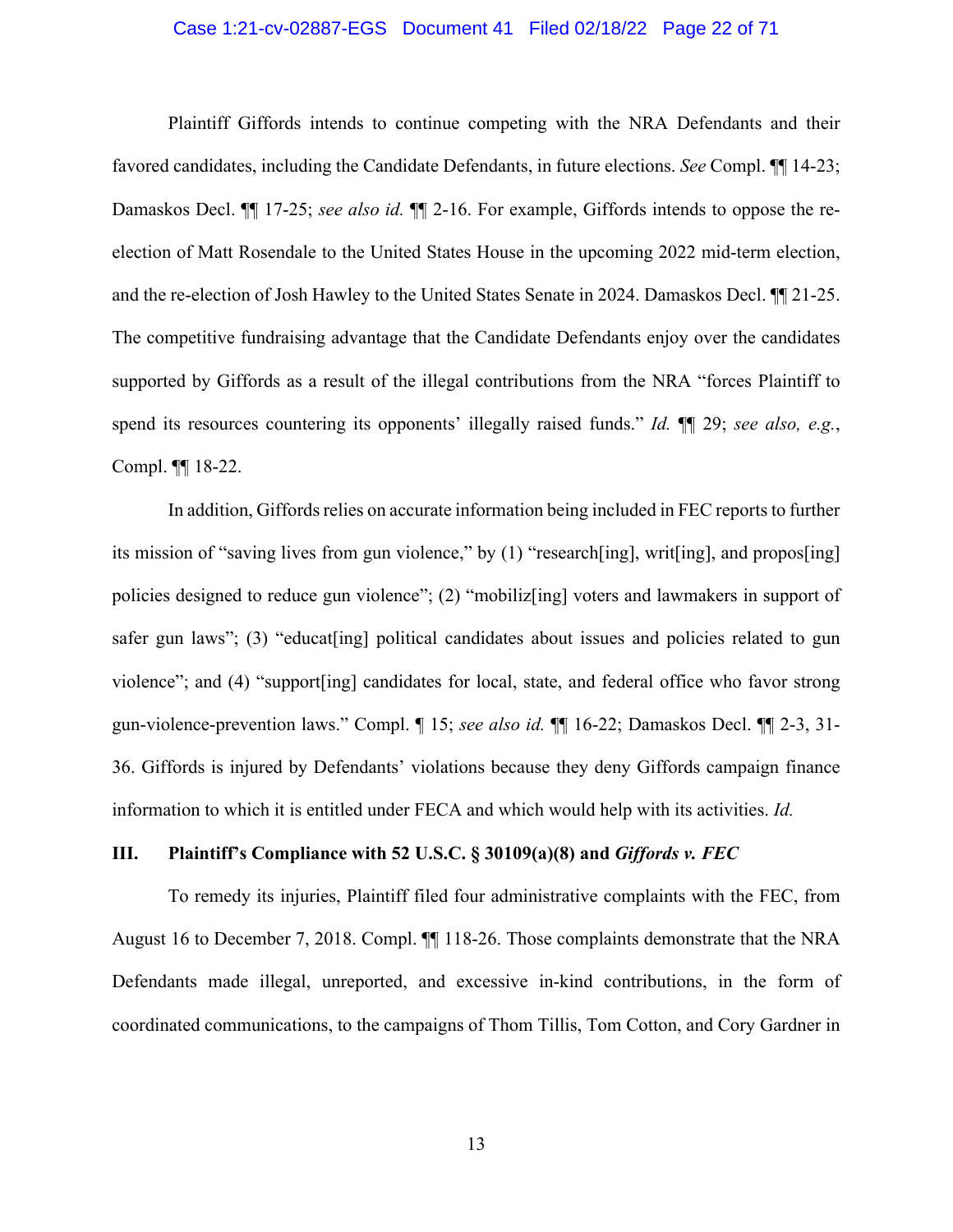Plaintiff Giffords intends to continue competing with the NRA Defendants and their favored candidates, including the Candidate Defendants, in future elections. *See* Compl. ¶¶ 14-23; Damaskos Decl. ¶¶ 17-25; *see also id.* ¶¶ 2-16. For example, Giffords intends to oppose the re-election of Matt Rosendale to the United States House in the upcoming 2022 mid-term election, and the re-election of Josh Hawley to the United States Senate in 2024. Damaskos Decl. ¶¶ 21-25. The competitive fundraising advantage that the Candidate Defendants enjoy over the candidates supported by Giffords as a result of the illegal contributions from the NRA "forces Plaintiff to spend its resources countering its opponents' illegally raised funds." *Id.* ¶¶ 29; *see also, e.g.*, Compl. ¶¶ 18-22.

In addition, Giffords relies on accurate information being included in FEC reports to further its mission of "saving lives from gun violence," by (1) "research[ing], writ[ing], and propos[ing] policies designed to reduce gun violence"; (2) "mobiliz[ing] voters and lawmakers in support of safer gun laws"; (3) "educat[ing] political candidates about issues and policies related to gun violence"; and (4) "support[ing] candidates for local, state, and federal office who favor strong gun-violence-prevention laws." Compl. ¶ 15; *see also id.* ¶¶ 16-22; Damaskos Decl. ¶¶ 2-3, 31-36. Giffords is injured by Defendants' violations because they deny Giffords campaign finance information to which it is entitled under FECA and which would help with its activities. *Id.*

### III. Plaintiff's Compliance with 52 U.S.C. § 30109(a)(8) and *Giffords v. FEC*

To remedy its injuries, Plaintiff filed four administrative complaints with the FEC, from August 16 to December 7, 2018. Compl. ¶¶ 118-26. Those complaints demonstrate that the NRA Defendants made illegal, unreported, and excessive in-kind contributions, in the form of coordinated communications, to the campaigns of Thom Tillis, Tom Cotton, and Cory Gardner in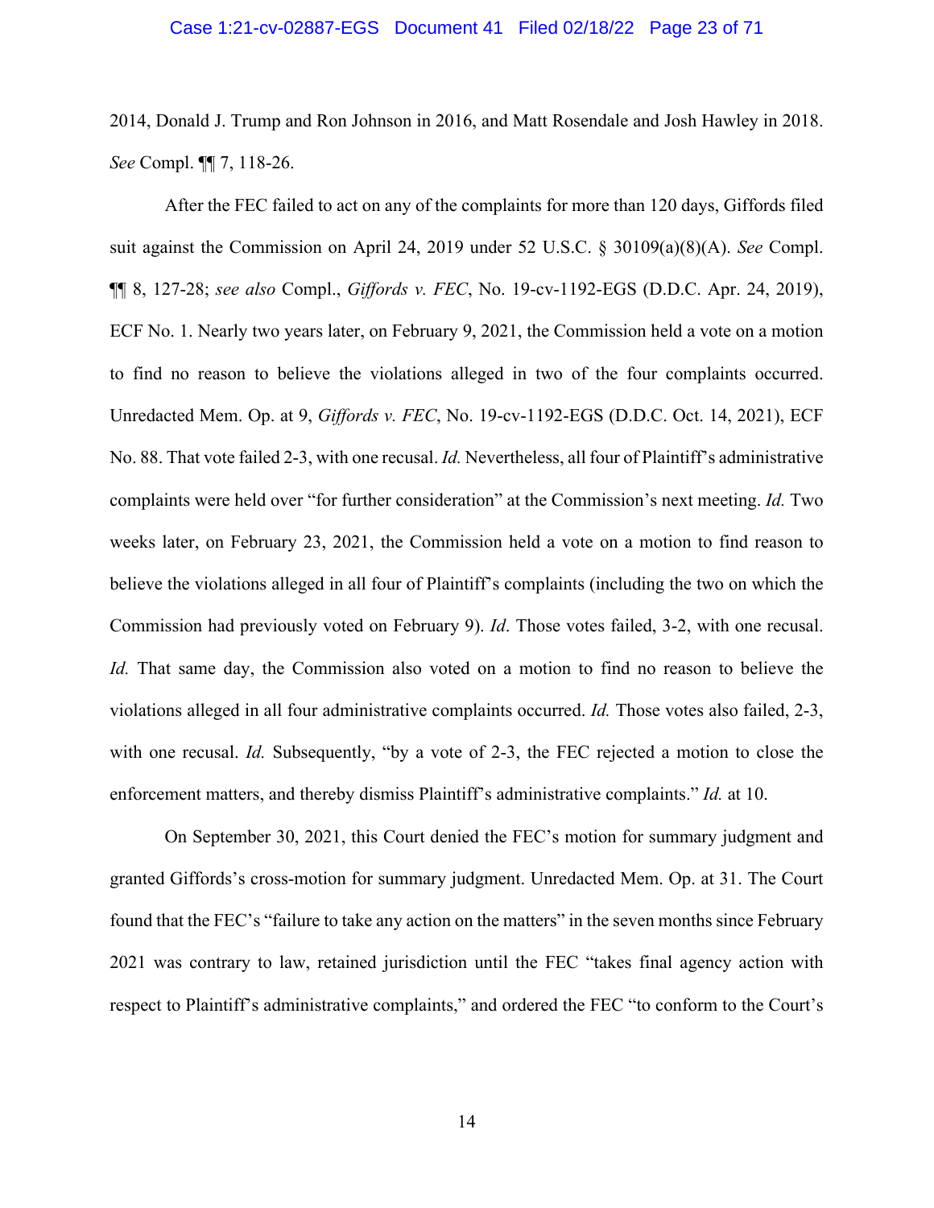2014, Donald J. Trump and Ron Johnson in 2016, and Matt Rosendale and Josh Hawley in 2018. *See* Compl. ¶¶ 7, 118-26.

After the FEC failed to act on any of the complaints for more than 120 days, Giffords filed suit against the Commission on April 24, 2019 under 52 U.S.C. § 30109(a)(8)(A). *See* Compl. ¶¶ 8, 127-28; *see also* Compl., *Giffords v. FEC*, No. 19-cv-1192-EGS (D.D.C. Apr. 24, 2019), ECF No. 1. Nearly two years later, on February 9, 2021, the Commission held a vote on a motion to find no reason to believe the violations alleged in two of the four complaints occurred. Unredacted Mem. Op. at 9, *Giffords v. FEC*, No. 19-cv-1192-EGS (D.D.C. Oct. 14, 2021), ECF No. 88. That vote failed 2-3, with one recusal. *Id.* Nevertheless, all four of Plaintiff's administrative complaints were held over "for further consideration" at the Commission's next meeting. *Id.* Two weeks later, on February 23, 2021, the Commission held a vote on a motion to find reason to believe the violations alleged in all four of Plaintiff's complaints (including the two on which the Commission had previously voted on February 9). *Id*. Those votes failed, 3-2, with one recusal. *Id.* That same day, the Commission also voted on a motion to find no reason to believe the violations alleged in all four administrative complaints occurred. *Id.* Those votes also failed, 2-3, with one recusal. *Id.* Subsequently, "by a vote of 2-3, the FEC rejected a motion to close the enforcement matters, and thereby dismiss Plaintiff's administrative complaints." *Id.* at 10.

On September 30, 2021, this Court denied the FEC's motion for summary judgment and granted Giffords's cross-motion for summary judgment. Unredacted Mem. Op. at 31. The Court found that the FEC's "failure to take any action on the matters" in the seven months since February 2021 was contrary to law, retained jurisdiction until the FEC "takes final agency action with respect to Plaintiff's administrative complaints," and ordered the FEC "to conform to the Court's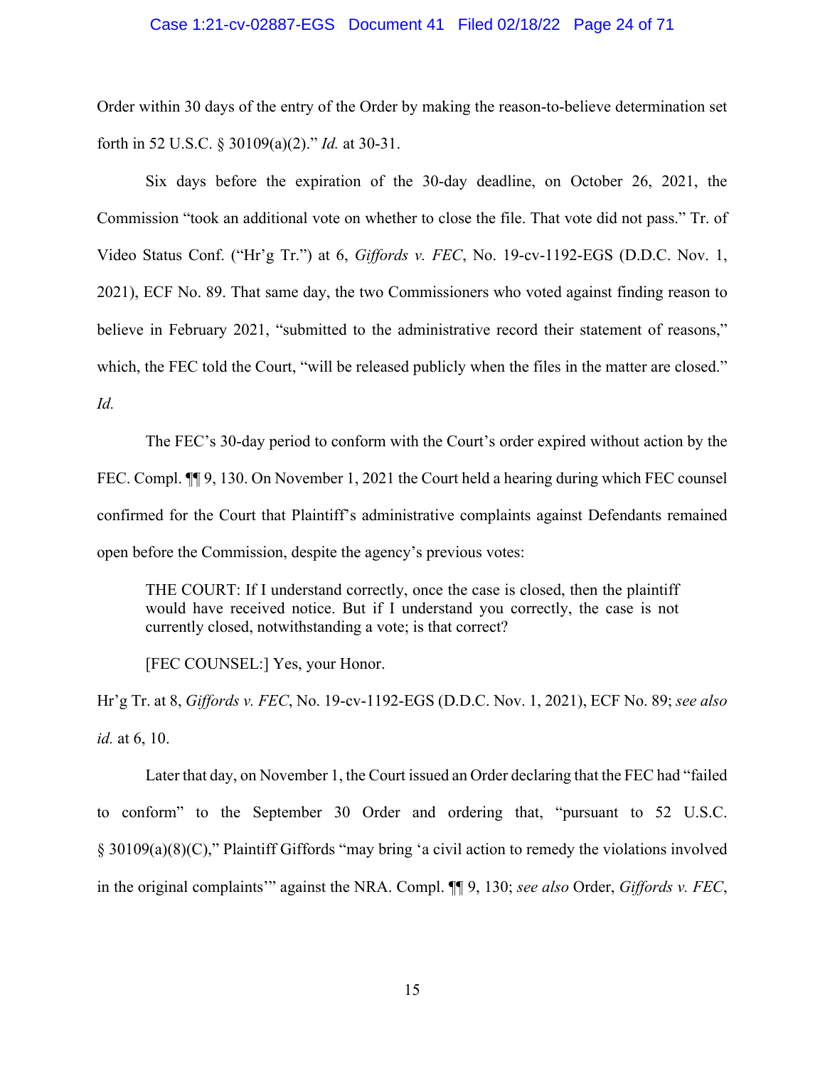Order within 30 days of the entry of the Order by making the reason-to-believe determination set forth in 52 U.S.C. § 30109(a)(2)." *Id.* at 30-31.

Six days before the expiration of the 30-day deadline, on October 26, 2021, the Commission "took an additional vote on whether to close the file. That vote did not pass." Tr. of Video Status Conf. ("Hr'g Tr.") at 6, *Giffords v. FEC*, No. 19-cv-1192-EGS (D.D.C. Nov. 1, 2021), ECF No. 89. That same day, the two Commissioners who voted against finding reason to believe in February 2021, "submitted to the administrative record their statement of reasons," which, the FEC told the Court, "will be released publicly when the files in the matter are closed." *Id.*

The FEC's 30-day period to conform with the Court's order expired without action by the FEC. Compl. ¶¶ 9, 130. On November 1, 2021 the Court held a hearing during which FEC counsel confirmed for the Court that Plaintiff's administrative complaints against Defendants remained open before the Commission, despite the agency's previous votes:

> THE COURT: If I understand correctly, once the case is closed, then the plaintiff would have received notice. But if I understand you correctly, the case is not currently closed, notwithstanding a vote; is that correct?
>
> [FEC COUNSEL:] Yes, your Honor.

Hr'g Tr. at 8, *Giffords v. FEC*, No. 19-cv-1192-EGS (D.D.C. Nov. 1, 2021), ECF No. 89; *see also id.* at 6, 10.

Later that day, on November 1, the Court issued an Order declaring that the FEC had "failed to conform" to the September 30 Order and ordering that, "pursuant to 52 U.S.C. § 30109(a)(8)(C)," Plaintiff Giffords "may bring 'a civil action to remedy the violations involved in the original complaints'" against the NRA. Compl. ¶¶ 9, 130; *see also* Order, *Giffords v. FEC*,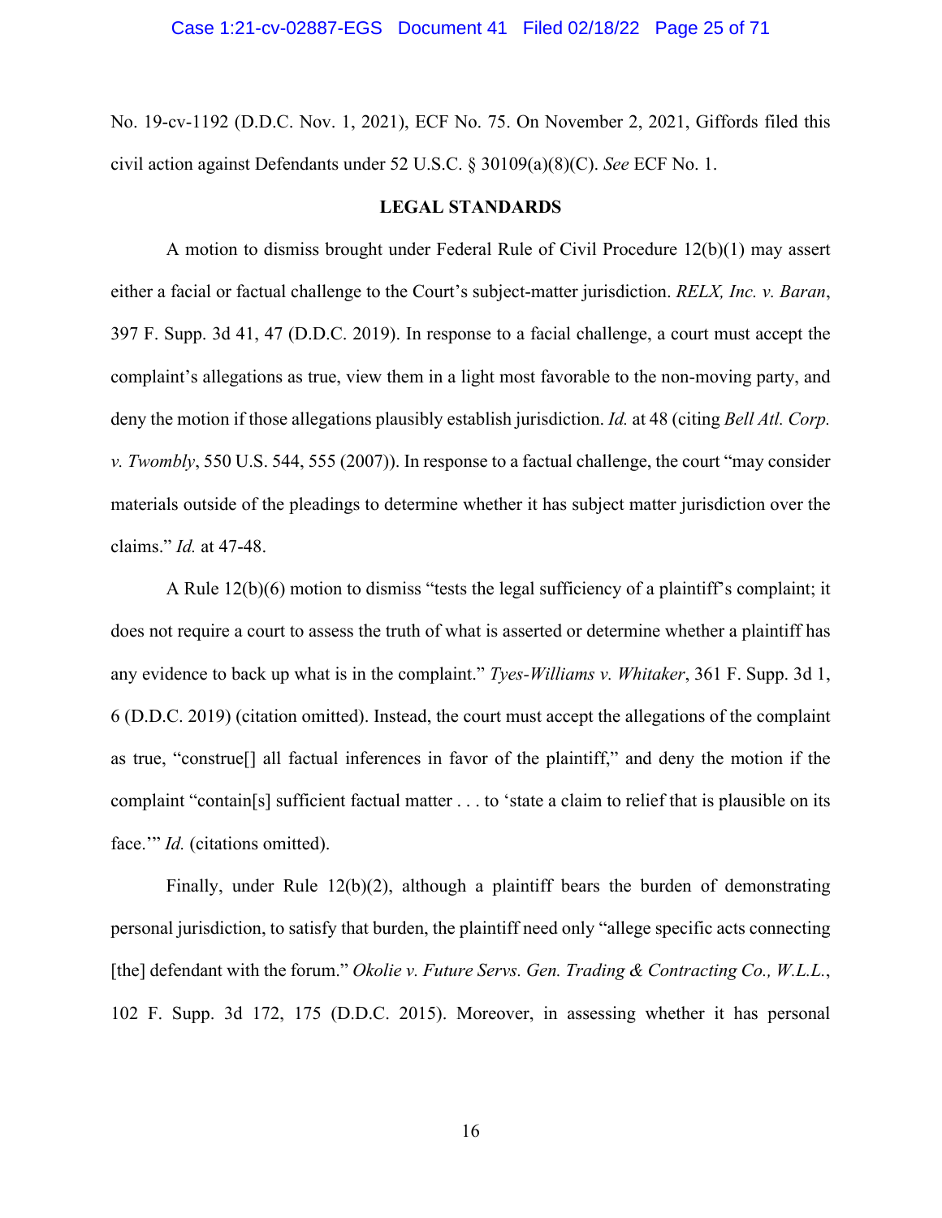No. 19-cv-1192 (D.D.C. Nov. 1, 2021), ECF No. 75. On November 2, 2021, Giffords filed this civil action against Defendants under 52 U.S.C. § 30109(a)(8)(C). *See* ECF No. 1.

## LEGAL STANDARDS

A motion to dismiss brought under Federal Rule of Civil Procedure 12(b)(1) may assert either a facial or factual challenge to the Court's subject-matter jurisdiction. *RELX, Inc. v. Baran*, 397 F. Supp. 3d 41, 47 (D.D.C. 2019). In response to a facial challenge, a court must accept the complaint's allegations as true, view them in a light most favorable to the non-moving party, and deny the motion if those allegations plausibly establish jurisdiction. *Id.* at 48 (citing *Bell Atl. Corp. v. Twombly*, 550 U.S. 544, 555 (2007)). In response to a factual challenge, the court "may consider materials outside of the pleadings to determine whether it has subject matter jurisdiction over the claims." *Id.* at 47-48.

A Rule 12(b)(6) motion to dismiss "tests the legal sufficiency of a plaintiff's complaint; it does not require a court to assess the truth of what is asserted or determine whether a plaintiff has any evidence to back up what is in the complaint." *Tyes-Williams v. Whitaker*, 361 F. Supp. 3d 1, 6 (D.D.C. 2019) (citation omitted). Instead, the court must accept the allegations of the complaint as true, "construe[] all factual inferences in favor of the plaintiff," and deny the motion if the complaint "contain[s] sufficient factual matter . . . to 'state a claim to relief that is plausible on its face.'" *Id.* (citations omitted).

Finally, under Rule 12(b)(2), although a plaintiff bears the burden of demonstrating personal jurisdiction, to satisfy that burden, the plaintiff need only "allege specific acts connecting [the] defendant with the forum." *Okolie v. Future Servs. Gen. Trading & Contracting Co., W.L.L.*, 102 F. Supp. 3d 172, 175 (D.D.C. 2015). Moreover, in assessing whether it has personal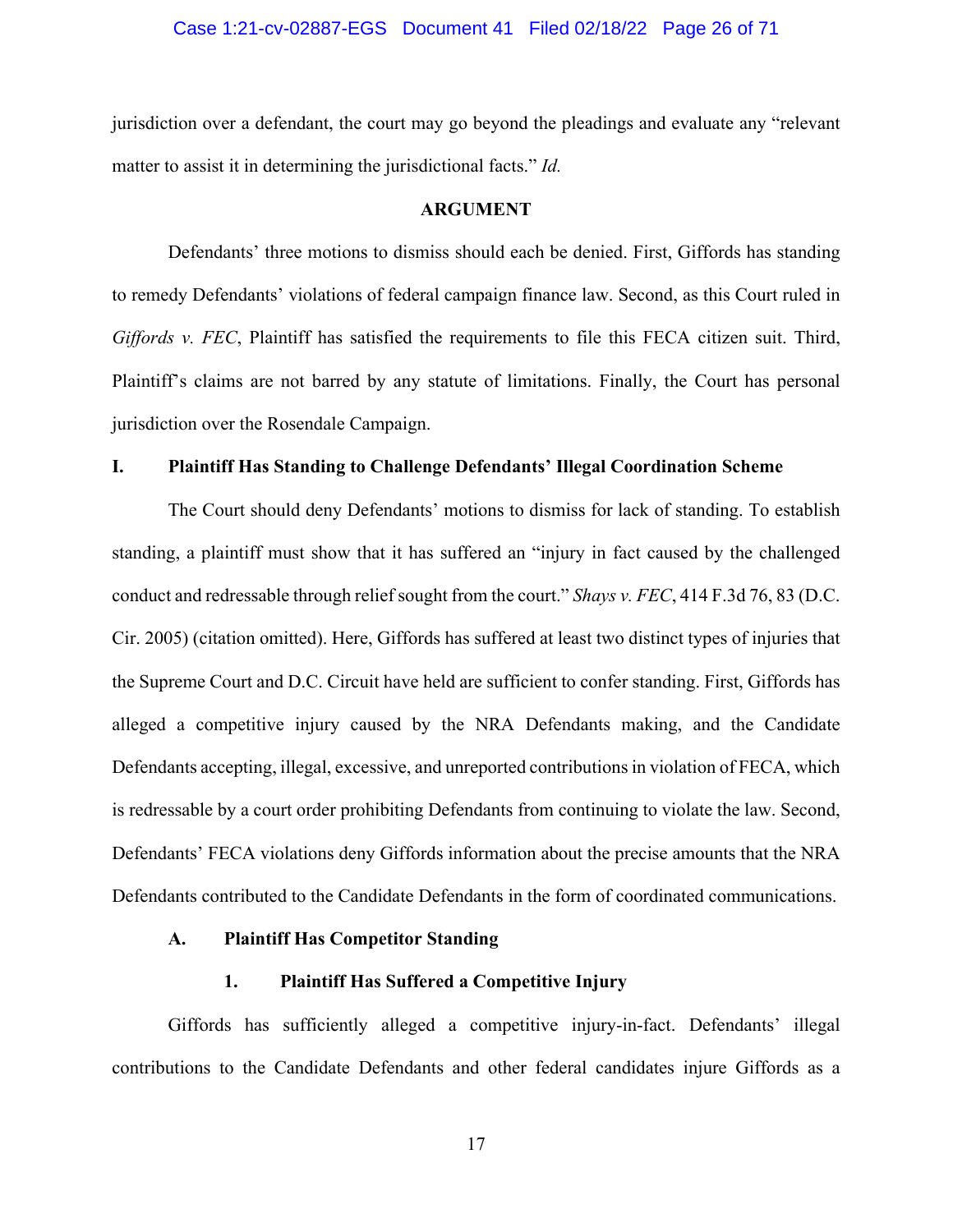jurisdiction over a defendant, the court may go beyond the pleadings and evaluate any "relevant matter to assist it in determining the jurisdictional facts." *Id.*

## ARGUMENT

Defendants' three motions to dismiss should each be denied. First, Giffords has standing to remedy Defendants' violations of federal campaign finance law. Second, as this Court ruled in *Giffords v. FEC*, Plaintiff has satisfied the requirements to file this FECA citizen suit. Third, Plaintiff's claims are not barred by any statute of limitations. Finally, the Court has personal jurisdiction over the Rosendale Campaign.

### I. Plaintiff Has Standing to Challenge Defendants' Illegal Coordination Scheme

The Court should deny Defendants' motions to dismiss for lack of standing. To establish standing, a plaintiff must show that it has suffered an "injury in fact caused by the challenged conduct and redressable through relief sought from the court." *Shays v. FEC*, 414 F.3d 76, 83 (D.C. Cir. 2005) (citation omitted). Here, Giffords has suffered at least two distinct types of injuries that the Supreme Court and D.C. Circuit have held are sufficient to confer standing. First, Giffords has alleged a competitive injury caused by the NRA Defendants making, and the Candidate Defendants accepting, illegal, excessive, and unreported contributions in violation of FECA, which is redressable by a court order prohibiting Defendants from continuing to violate the law. Second, Defendants' FECA violations deny Giffords information about the precise amounts that the NRA Defendants contributed to the Candidate Defendants in the form of coordinated communications.

#### A. Plaintiff Has Competitor Standing

##### 1. Plaintiff Has Suffered a Competitive Injury

Giffords has sufficiently alleged a competitive injury-in-fact. Defendants' illegal contributions to the Candidate Defendants and other federal candidates injure Giffords as a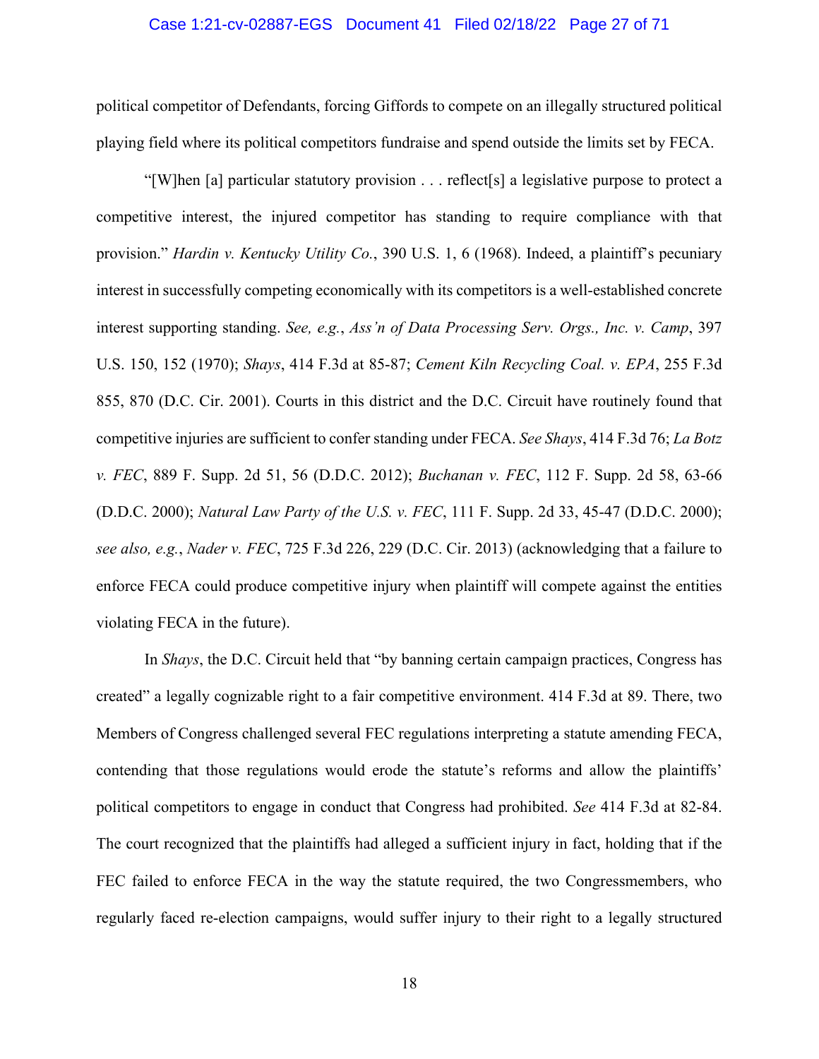political competitor of Defendants, forcing Giffords to compete on an illegally structured political playing field where its political competitors fundraise and spend outside the limits set by FECA.

"[W]hen [a] particular statutory provision . . . reflect[s] a legislative purpose to protect a competitive interest, the injured competitor has standing to require compliance with that provision." *Hardin v. Kentucky Utility Co.*, 390 U.S. 1, 6 (1968). Indeed, a plaintiff's pecuniary interest in successfully competing economically with its competitors is a well-established concrete interest supporting standing. *See, e.g.*, *Ass'n of Data Processing Serv. Orgs., Inc. v. Camp*, 397 U.S. 150, 152 (1970); *Shays*, 414 F.3d at 85-87; *Cement Kiln Recycling Coal. v. EPA*, 255 F.3d 855, 870 (D.C. Cir. 2001). Courts in this district and the D.C. Circuit have routinely found that competitive injuries are sufficient to confer standing under FECA. *See Shays*, 414 F.3d 76; *La Botz v. FEC*, 889 F. Supp. 2d 51, 56 (D.D.C. 2012); *Buchanan v. FEC*, 112 F. Supp. 2d 58, 63-66 (D.D.C. 2000); *Natural Law Party of the U.S. v. FEC*, 111 F. Supp. 2d 33, 45-47 (D.D.C. 2000); *see also, e.g.*, *Nader v. FEC*, 725 F.3d 226, 229 (D.C. Cir. 2013) (acknowledging that a failure to enforce FECA could produce competitive injury when plaintiff will compete against the entities violating FECA in the future).

In *Shays*, the D.C. Circuit held that "by banning certain campaign practices, Congress has created" a legally cognizable right to a fair competitive environment. 414 F.3d at 89. There, two Members of Congress challenged several FEC regulations interpreting a statute amending FECA, contending that those regulations would erode the statute's reforms and allow the plaintiffs' political competitors to engage in conduct that Congress had prohibited. *See* 414 F.3d at 82-84. The court recognized that the plaintiffs had alleged a sufficient injury in fact, holding that if the FEC failed to enforce FECA in the way the statute required, the two Congressmembers, who regularly faced re-election campaigns, would suffer injury to their right to a legally structured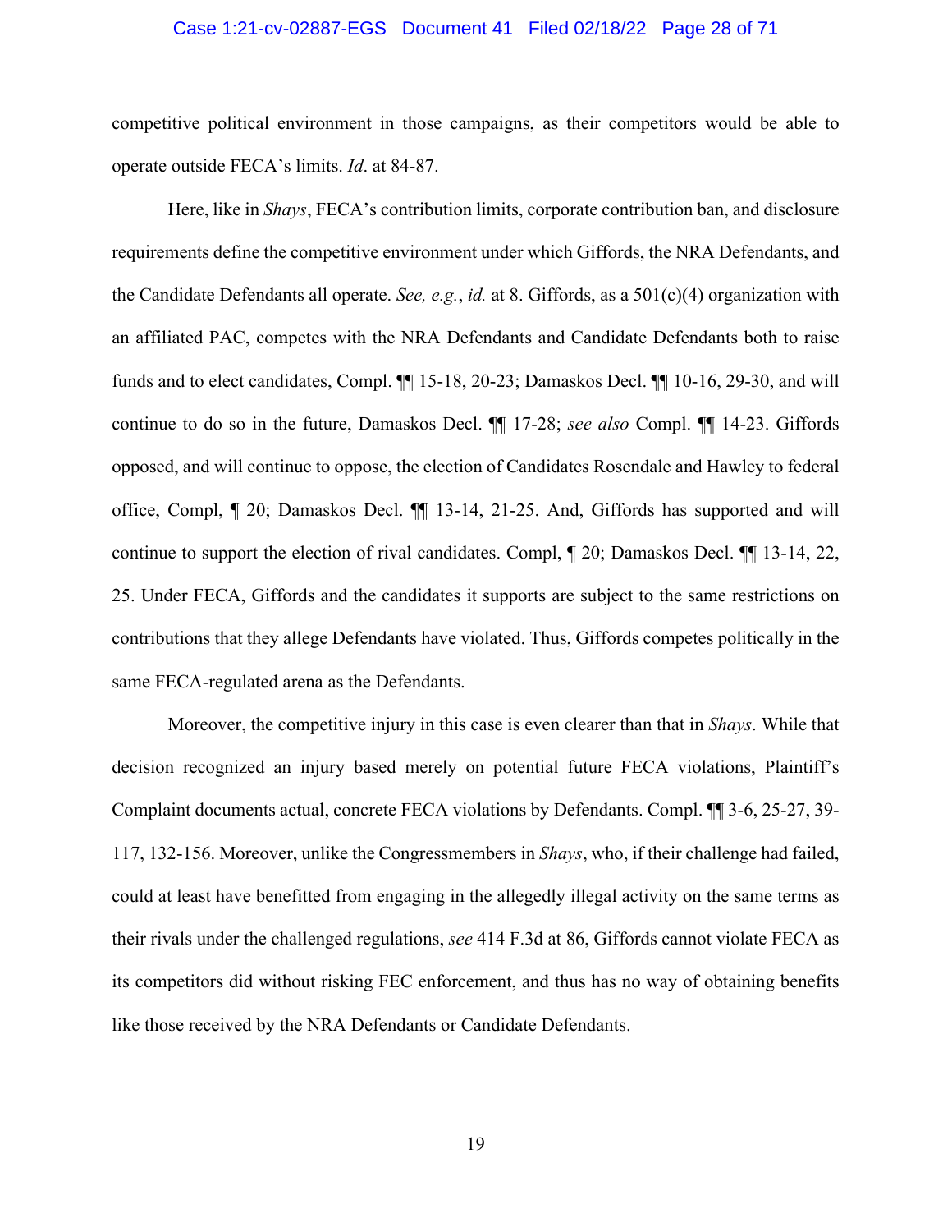competitive political environment in those campaigns, as their competitors would be able to operate outside FECA's limits. *Id*. at 84-87.

Here, like in *Shays*, FECA's contribution limits, corporate contribution ban, and disclosure requirements define the competitive environment under which Giffords, the NRA Defendants, and the Candidate Defendants all operate. *See, e.g.*, *id.* at 8. Giffords, as a 501(c)(4) organization with an affiliated PAC, competes with the NRA Defendants and Candidate Defendants both to raise funds and to elect candidates, Compl. ¶¶ 15-18, 20-23; Damaskos Decl. ¶¶ 10-16, 29-30, and will continue to do so in the future, Damaskos Decl. ¶¶ 17-28; *see also* Compl. ¶¶ 14-23. Giffords opposed, and will continue to oppose, the election of Candidates Rosendale and Hawley to federal office, Compl, ¶ 20; Damaskos Decl. ¶¶ 13-14, 21-25. And, Giffords has supported and will continue to support the election of rival candidates. Compl, ¶ 20; Damaskos Decl. ¶¶ 13-14, 22, 25. Under FECA, Giffords and the candidates it supports are subject to the same restrictions on contributions that they allege Defendants have violated. Thus, Giffords competes politically in the same FECA-regulated arena as the Defendants.

Moreover, the competitive injury in this case is even clearer than that in *Shays*. While that decision recognized an injury based merely on potential future FECA violations, Plaintiff's Complaint documents actual, concrete FECA violations by Defendants. Compl. ¶¶ 3-6, 25-27, 39-117, 132-156. Moreover, unlike the Congressmembers in *Shays*, who, if their challenge had failed, could at least have benefitted from engaging in the allegedly illegal activity on the same terms as their rivals under the challenged regulations, *see* 414 F.3d at 86, Giffords cannot violate FECA as its competitors did without risking FEC enforcement, and thus has no way of obtaining benefits like those received by the NRA Defendants or Candidate Defendants.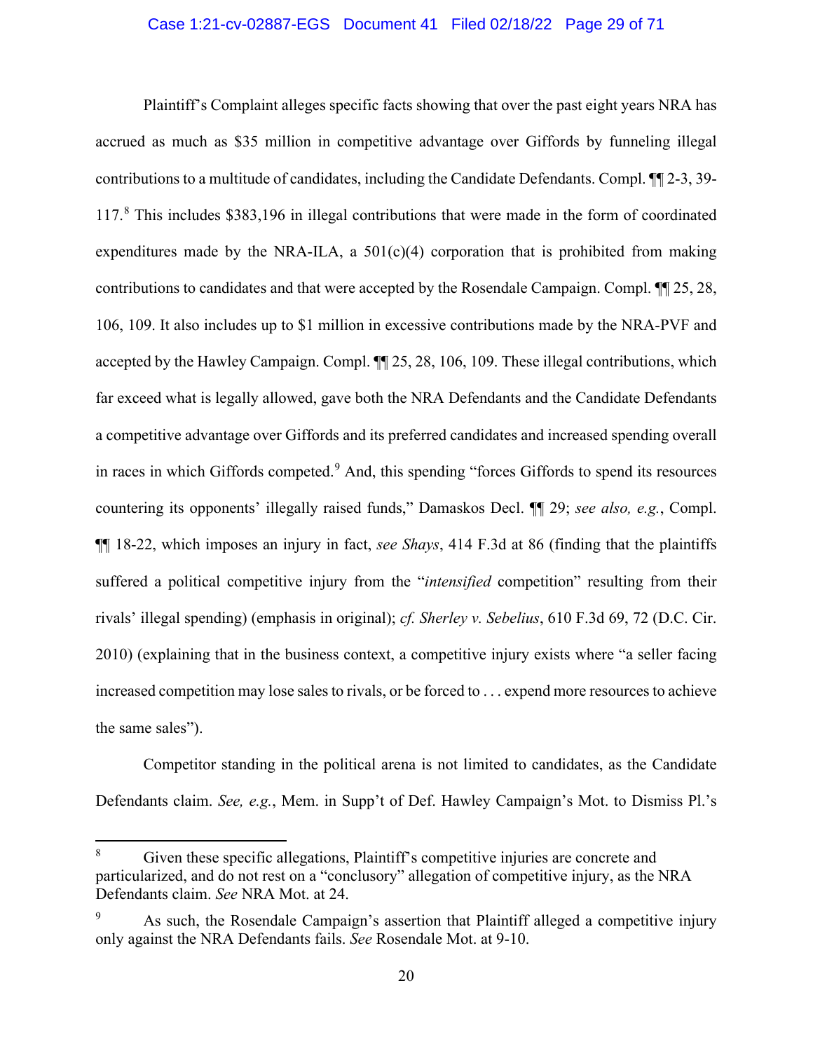Plaintiff's Complaint alleges specific facts showing that over the past eight years NRA has accrued as much as $35 million in competitive advantage over Giffords by funneling illegal contributions to a multitude of candidates, including the Candidate Defendants. Compl. ¶¶ 2-3, 39-117.[8] This includes $383,196 in illegal contributions that were made in the form of coordinated expenditures made by the NRA-ILA, a 501(c)(4) corporation that is prohibited from making contributions to candidates and that were accepted by the Rosendale Campaign. Compl. ¶¶ 25, 28, 106, 109. It also includes up to $1 million in excessive contributions made by the NRA-PVF and accepted by the Hawley Campaign. Compl. ¶¶ 25, 28, 106, 109. These illegal contributions, which far exceed what is legally allowed, gave both the NRA Defendants and the Candidate Defendants a competitive advantage over Giffords and its preferred candidates and increased spending overall in races in which Giffords competed.[9] And, this spending "forces Giffords to spend its resources countering its opponents' illegally raised funds," Damaskos Decl. ¶¶ 29; *see also, e.g.*, Compl. ¶¶ 18-22, which imposes an injury in fact, *see Shays*, 414 F.3d at 86 (finding that the plaintiffs suffered a political competitive injury from the "*intensified* competition" resulting from their rivals' illegal spending) (emphasis in original); *cf. Sherley v. Sebelius*, 610 F.3d 69, 72 (D.C. Cir. 2010) (explaining that in the business context, a competitive injury exists where "a seller facing increased competition may lose sales to rivals, or be forced to . . . expend more resources to achieve the same sales").

Competitor standing in the political arena is not limited to candidates, as the Candidate Defendants claim. *See, e.g.*, Mem. in Supp't of Def. Hawley Campaign's Mot. to Dismiss Pl.'s

---

[8] Given these specific allegations, Plaintiff's competitive injuries are concrete and particularized, and do not rest on a "conclusory" allegation of competitive injury, as the NRA Defendants claim. *See* NRA Mot. at 24.

[9] As such, the Rosendale Campaign's assertion that Plaintiff alleged a competitive injury only against the NRA Defendants fails. *See* Rosendale Mot. at 9-10.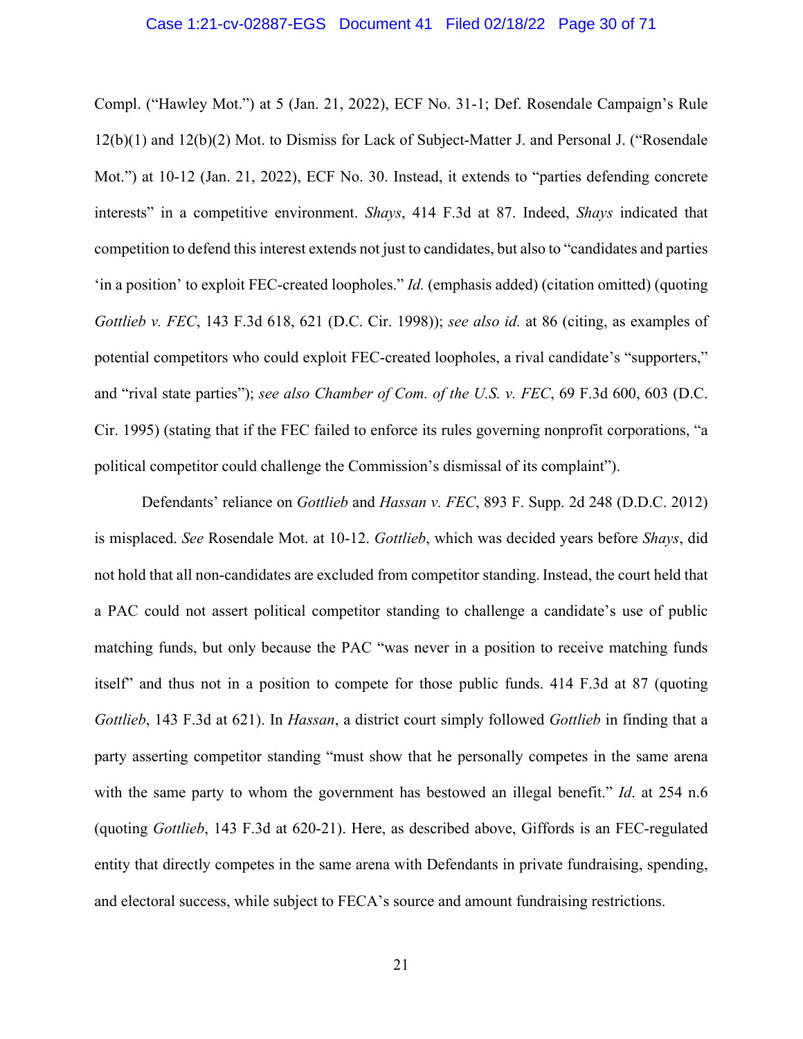Compl. ("Hawley Mot.") at 5 (Jan. 21, 2022), ECF No. 31-1; Def. Rosendale Campaign's Rule 12(b)(1) and 12(b)(2) Mot. to Dismiss for Lack of Subject-Matter J. and Personal J. ("Rosendale Mot.") at 10-12 (Jan. 21, 2022), ECF No. 30. Instead, it extends to "parties defending concrete interests" in a competitive environment. *Shays*, 414 F.3d at 87. Indeed, *Shays* indicated that competition to defend this interest extends not just to candidates, but also to "candidates and parties 'in a position' to exploit FEC-created loopholes." *Id.* (emphasis added) (citation omitted) (quoting *Gottlieb v. FEC*, 143 F.3d 618, 621 (D.C. Cir. 1998)); *see also id.* at 86 (citing, as examples of potential competitors who could exploit FEC-created loopholes, a rival candidate's "supporters," and "rival state parties"); *see also Chamber of Com. of the U.S. v. FEC*, 69 F.3d 600, 603 (D.C. Cir. 1995) (stating that if the FEC failed to enforce its rules governing nonprofit corporations, "a political competitor could challenge the Commission's dismissal of its complaint").

Defendants' reliance on *Gottlieb* and *Hassan v. FEC*, 893 F. Supp. 2d 248 (D.D.C. 2012) is misplaced. *See* Rosendale Mot. at 10-12. *Gottlieb*, which was decided years before *Shays*, did not hold that all non-candidates are excluded from competitor standing. Instead, the court held that a PAC could not assert political competitor standing to challenge a candidate's use of public matching funds, but only because the PAC "was never in a position to receive matching funds itself" and thus not in a position to compete for those public funds. 414 F.3d at 87 (quoting *Gottlieb*, 143 F.3d at 621). In *Hassan*, a district court simply followed *Gottlieb* in finding that a party asserting competitor standing "must show that he personally competes in the same arena with the same party to whom the government has bestowed an illegal benefit." *Id*. at 254 n.6 (quoting *Gottlieb*, 143 F.3d at 620-21). Here, as described above, Giffords is an FEC-regulated entity that directly competes in the same arena with Defendants in private fundraising, spending, and electoral success, while subject to FECA's source and amount fundraising restrictions.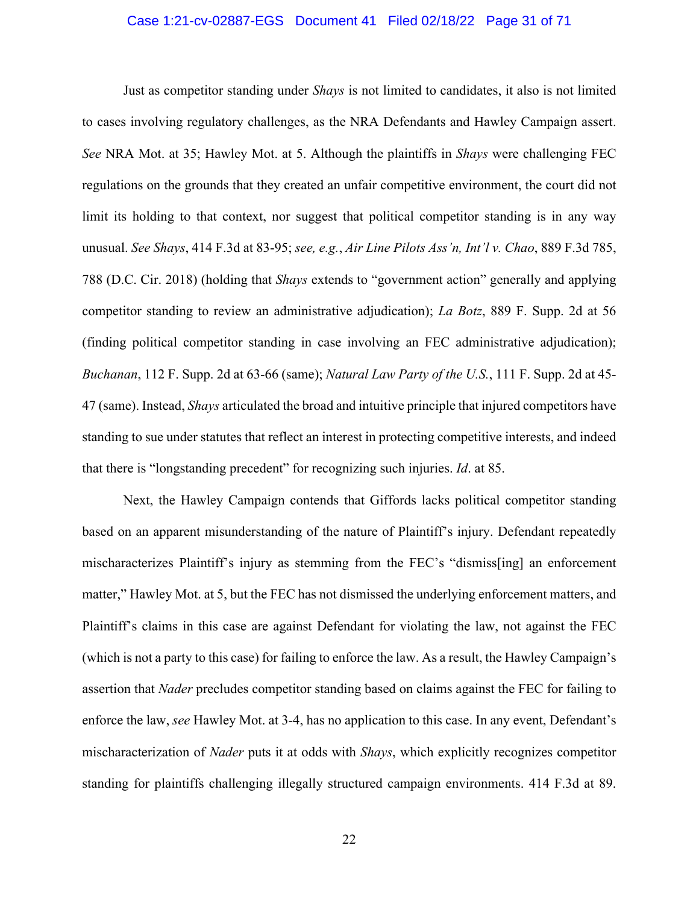Just as competitor standing under *Shays* is not limited to candidates, it also is not limited to cases involving regulatory challenges, as the NRA Defendants and Hawley Campaign assert. *See* NRA Mot. at 35; Hawley Mot. at 5. Although the plaintiffs in *Shays* were challenging FEC regulations on the grounds that they created an unfair competitive environment, the court did not limit its holding to that context, nor suggest that political competitor standing is in any way unusual. *See Shays*, 414 F.3d at 83-95; *see, e.g.*, *Air Line Pilots Ass'n, Int'l v. Chao*, 889 F.3d 785, 788 (D.C. Cir. 2018) (holding that *Shays* extends to "government action" generally and applying competitor standing to review an administrative adjudication); *La Botz*, 889 F. Supp. 2d at 56 (finding political competitor standing in case involving an FEC administrative adjudication); *Buchanan*, 112 F. Supp. 2d at 63-66 (same); *Natural Law Party of the U.S.*, 111 F. Supp. 2d at 45-47 (same). Instead, *Shays* articulated the broad and intuitive principle that injured competitors have standing to sue under statutes that reflect an interest in protecting competitive interests, and indeed that there is "longstanding precedent" for recognizing such injuries. *Id*. at 85.

Next, the Hawley Campaign contends that Giffords lacks political competitor standing based on an apparent misunderstanding of the nature of Plaintiff's injury. Defendant repeatedly mischaracterizes Plaintiff's injury as stemming from the FEC's "dismiss[ing] an enforcement matter," Hawley Mot. at 5, but the FEC has not dismissed the underlying enforcement matters, and Plaintiff's claims in this case are against Defendant for violating the law, not against the FEC (which is not a party to this case) for failing to enforce the law. As a result, the Hawley Campaign's assertion that *Nader* precludes competitor standing based on claims against the FEC for failing to enforce the law, *see* Hawley Mot. at 3-4, has no application to this case. In any event, Defendant's mischaracterization of *Nader* puts it at odds with *Shays*, which explicitly recognizes competitor standing for plaintiffs challenging illegally structured campaign environments. 414 F.3d at 89.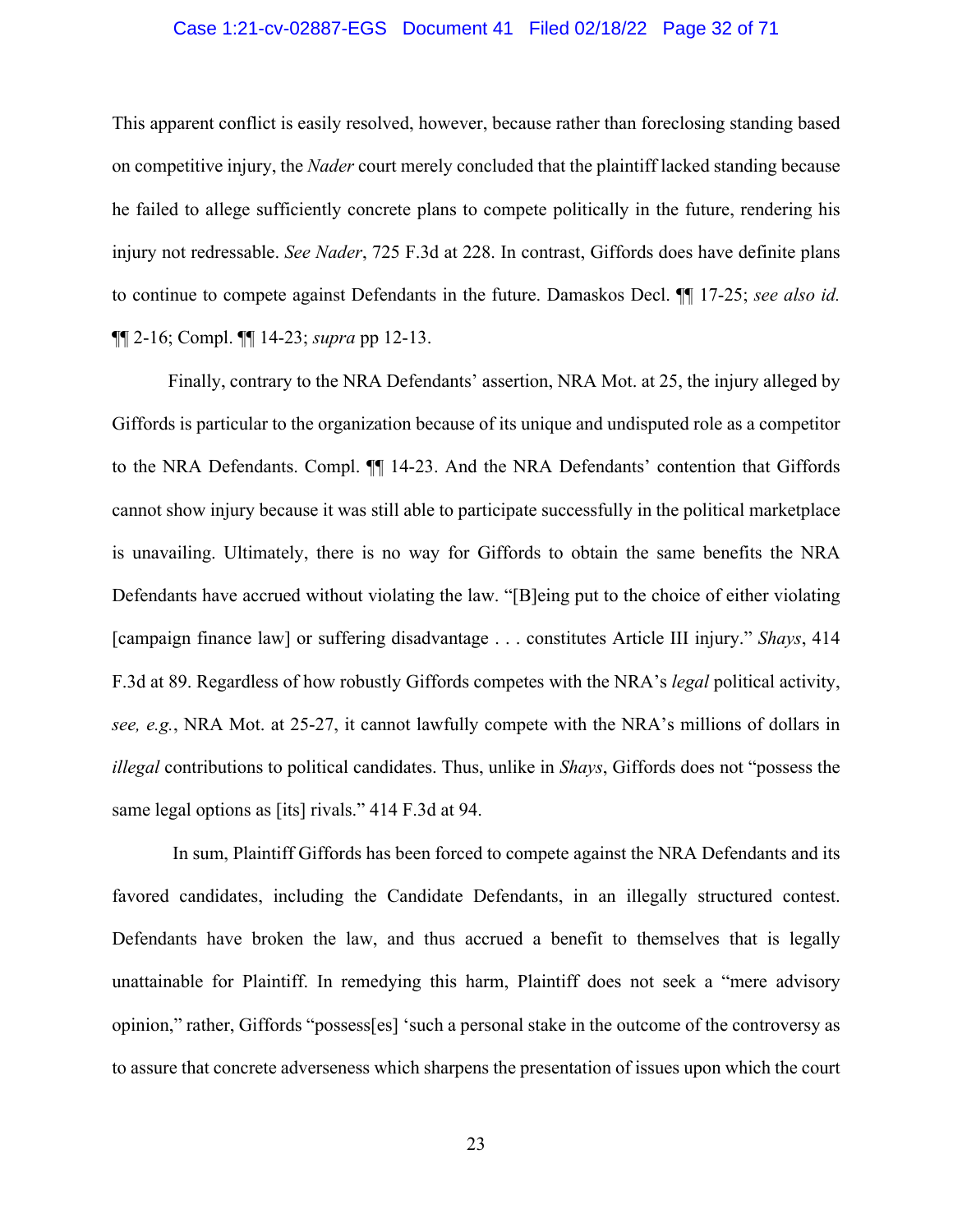This apparent conflict is easily resolved, however, because rather than foreclosing standing based on competitive injury, the *Nader* court merely concluded that the plaintiff lacked standing because he failed to allege sufficiently concrete plans to compete politically in the future, rendering his injury not redressable. *See Nader*, 725 F.3d at 228. In contrast, Giffords does have definite plans to continue to compete against Defendants in the future. Damaskos Decl. ¶¶ 17-25; *see also id.* ¶¶ 2-16; Compl. ¶¶ 14-23; *supra* pp 12-13.

Finally, contrary to the NRA Defendants' assertion, NRA Mot. at 25, the injury alleged by Giffords is particular to the organization because of its unique and undisputed role as a competitor to the NRA Defendants. Compl. ¶¶ 14-23. And the NRA Defendants' contention that Giffords cannot show injury because it was still able to participate successfully in the political marketplace is unavailing. Ultimately, there is no way for Giffords to obtain the same benefits the NRA Defendants have accrued without violating the law. "[B]eing put to the choice of either violating [campaign finance law] or suffering disadvantage . . . constitutes Article III injury." *Shays*, 414 F.3d at 89. Regardless of how robustly Giffords competes with the NRA's *legal* political activity, *see, e.g.*, NRA Mot. at 25-27, it cannot lawfully compete with the NRA's millions of dollars in *illegal* contributions to political candidates. Thus, unlike in *Shays*, Giffords does not "possess the same legal options as [its] rivals." 414 F.3d at 94.

In sum, Plaintiff Giffords has been forced to compete against the NRA Defendants and its favored candidates, including the Candidate Defendants, in an illegally structured contest. Defendants have broken the law, and thus accrued a benefit to themselves that is legally unattainable for Plaintiff. In remedying this harm, Plaintiff does not seek a "mere advisory opinion," rather, Giffords "possess[es] 'such a personal stake in the outcome of the controversy as to assure that concrete adverseness which sharpens the presentation of issues upon which the court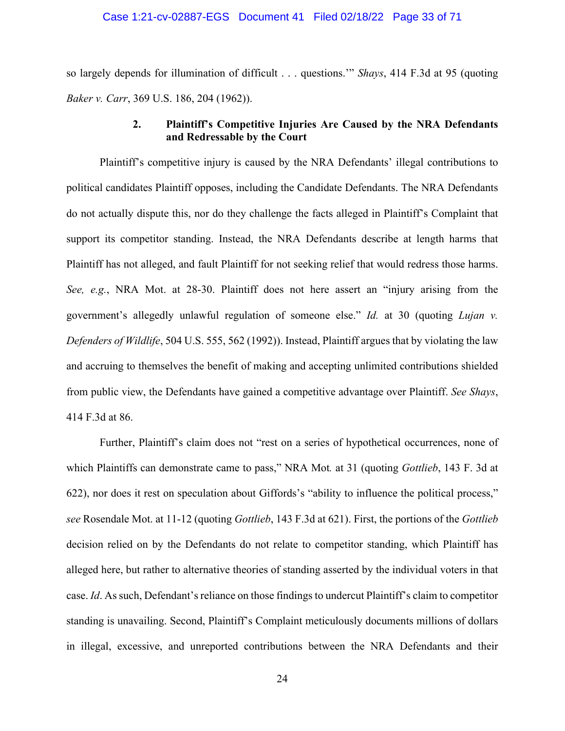so largely depends for illumination of difficult . . . questions.'" *Shays*, 414 F.3d at 95 (quoting *Baker v. Carr*, 369 U.S. 186, 204 (1962)).

### 2. Plaintiff's Competitive Injuries Are Caused by the NRA Defendants and Redressable by the Court

Plaintiff's competitive injury is caused by the NRA Defendants' illegal contributions to political candidates Plaintiff opposes, including the Candidate Defendants. The NRA Defendants do not actually dispute this, nor do they challenge the facts alleged in Plaintiff's Complaint that support its competitor standing. Instead, the NRA Defendants describe at length harms that Plaintiff has not alleged, and fault Plaintiff for not seeking relief that would redress those harms. *See, e.g.*, NRA Mot. at 28-30. Plaintiff does not here assert an "injury arising from the government's allegedly unlawful regulation of someone else." *Id.* at 30 (quoting *Lujan v. Defenders of Wildlife*, 504 U.S. 555, 562 (1992)). Instead, Plaintiff argues that by violating the law and accruing to themselves the benefit of making and accepting unlimited contributions shielded from public view, the Defendants have gained a competitive advantage over Plaintiff. *See Shays*, 414 F.3d at 86.

Further, Plaintiff's claim does not "rest on a series of hypothetical occurrences, none of which Plaintiffs can demonstrate came to pass," NRA Mot*.* at 31 (quoting *Gottlieb*, 143 F. 3d at 622), nor does it rest on speculation about Giffords's "ability to influence the political process," *see* Rosendale Mot. at 11-12 (quoting *Gottlieb*, 143 F.3d at 621). First, the portions of the *Gottlieb* decision relied on by the Defendants do not relate to competitor standing, which Plaintiff has alleged here, but rather to alternative theories of standing asserted by the individual voters in that case. *Id*. As such, Defendant's reliance on those findings to undercut Plaintiff's claim to competitor standing is unavailing. Second, Plaintiff's Complaint meticulously documents millions of dollars in illegal, excessive, and unreported contributions between the NRA Defendants and their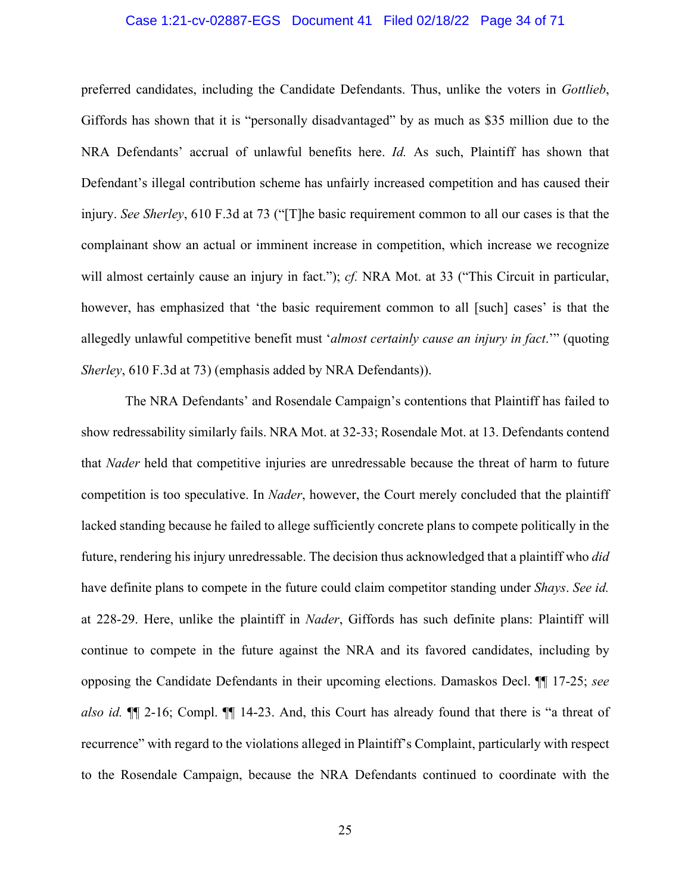preferred candidates, including the Candidate Defendants. Thus, unlike the voters in *Gottlieb*, Giffords has shown that it is "personally disadvantaged" by as much as $35 million due to the NRA Defendants' accrual of unlawful benefits here. *Id.* As such, Plaintiff has shown that Defendant's illegal contribution scheme has unfairly increased competition and has caused their injury. *See Sherley*, 610 F.3d at 73 ("[T]he basic requirement common to all our cases is that the complainant show an actual or imminent increase in competition, which increase we recognize will almost certainly cause an injury in fact."); *cf.* NRA Mot. at 33 ("This Circuit in particular, however, has emphasized that 'the basic requirement common to all [such] cases' is that the allegedly unlawful competitive benefit must '*almost certainly cause an injury in fact*.'" (quoting *Sherley*, 610 F.3d at 73) (emphasis added by NRA Defendants)).

The NRA Defendants' and Rosendale Campaign's contentions that Plaintiff has failed to show redressability similarly fails. NRA Mot. at 32-33; Rosendale Mot. at 13. Defendants contend that *Nader* held that competitive injuries are unredressable because the threat of harm to future competition is too speculative. In *Nader*, however, the Court merely concluded that the plaintiff lacked standing because he failed to allege sufficiently concrete plans to compete politically in the future, rendering his injury unredressable. The decision thus acknowledged that a plaintiff who *did* have definite plans to compete in the future could claim competitor standing under *Shays*. *See id.* at 228-29. Here, unlike the plaintiff in *Nader*, Giffords has such definite plans: Plaintiff will continue to compete in the future against the NRA and its favored candidates, including by opposing the Candidate Defendants in their upcoming elections. Damaskos Decl. ¶¶ 17-25; *see also id.* ¶¶ 2-16; Compl. ¶¶ 14-23. And, this Court has already found that there is "a threat of recurrence" with regard to the violations alleged in Plaintiff's Complaint, particularly with respect to the Rosendale Campaign, because the NRA Defendants continued to coordinate with the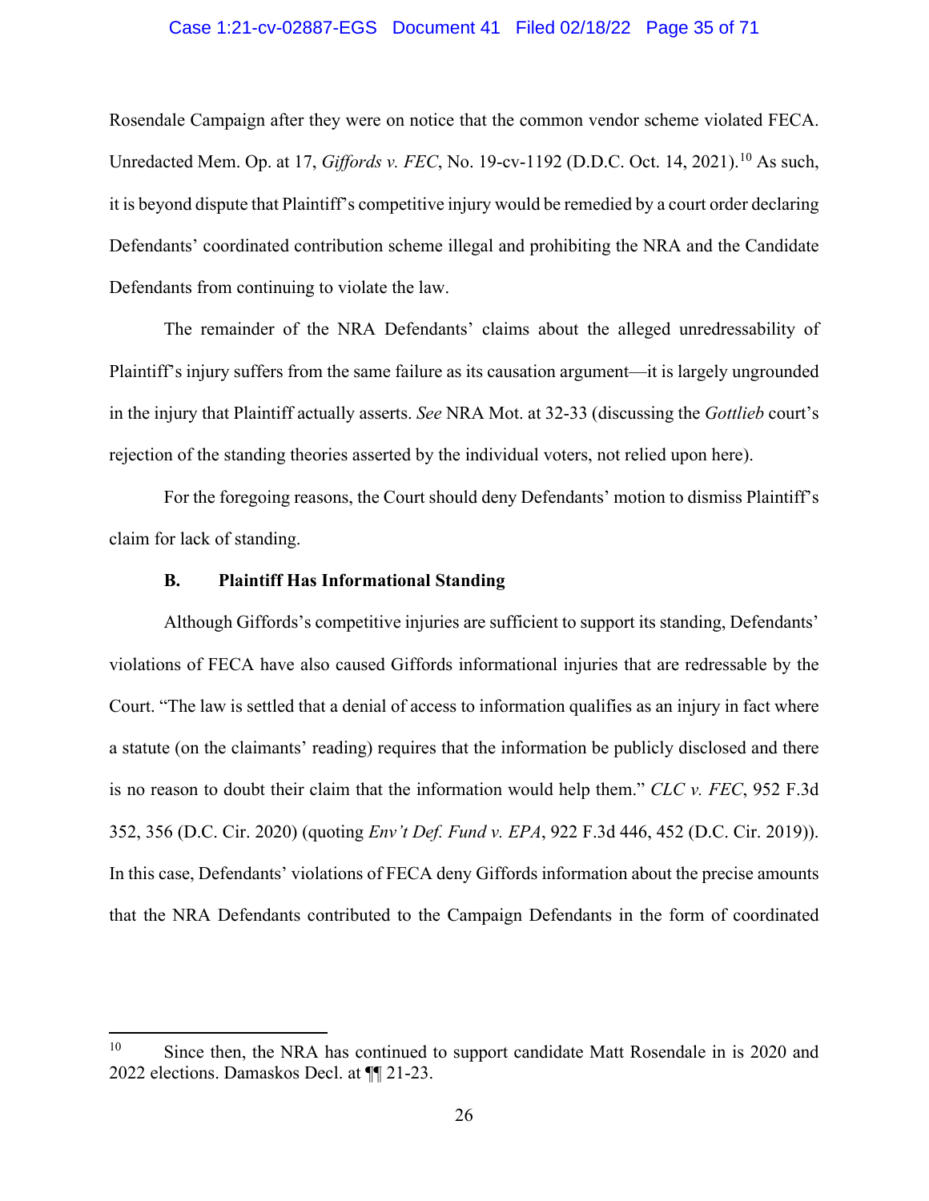Rosendale Campaign after they were on notice that the common vendor scheme violated FECA. Unredacted Mem. Op. at 17, *Giffords v. FEC*, No. 19-cv-1192 (D.D.C. Oct. 14, 2021).[10] As such, it is beyond dispute that Plaintiff's competitive injury would be remedied by a court order declaring Defendants' coordinated contribution scheme illegal and prohibiting the NRA and the Candidate Defendants from continuing to violate the law.

The remainder of the NRA Defendants' claims about the alleged unredressability of Plaintiff's injury suffers from the same failure as its causation argument—it is largely ungrounded in the injury that Plaintiff actually asserts. *See* NRA Mot. at 32-33 (discussing the *Gottlieb* court's rejection of the standing theories asserted by the individual voters, not relied upon here).

For the foregoing reasons, the Court should deny Defendants' motion to dismiss Plaintiff's claim for lack of standing.

### B. Plaintiff Has Informational Standing

Although Giffords's competitive injuries are sufficient to support its standing, Defendants' violations of FECA have also caused Giffords informational injuries that are redressable by the Court. "The law is settled that a denial of access to information qualifies as an injury in fact where a statute (on the claimants' reading) requires that the information be publicly disclosed and there is no reason to doubt their claim that the information would help them." *CLC v. FEC*, 952 F.3d 352, 356 (D.C. Cir. 2020) (quoting *Env't Def. Fund v. EPA*, 922 F.3d 446, 452 (D.C. Cir. 2019)). In this case, Defendants' violations of FECA deny Giffords information about the precise amounts that the NRA Defendants contributed to the Campaign Defendants in the form of coordinated

---

[10] Since then, the NRA has continued to support candidate Matt Rosendale in is 2020 and 2022 elections. Damaskos Decl. at ¶¶ 21-23.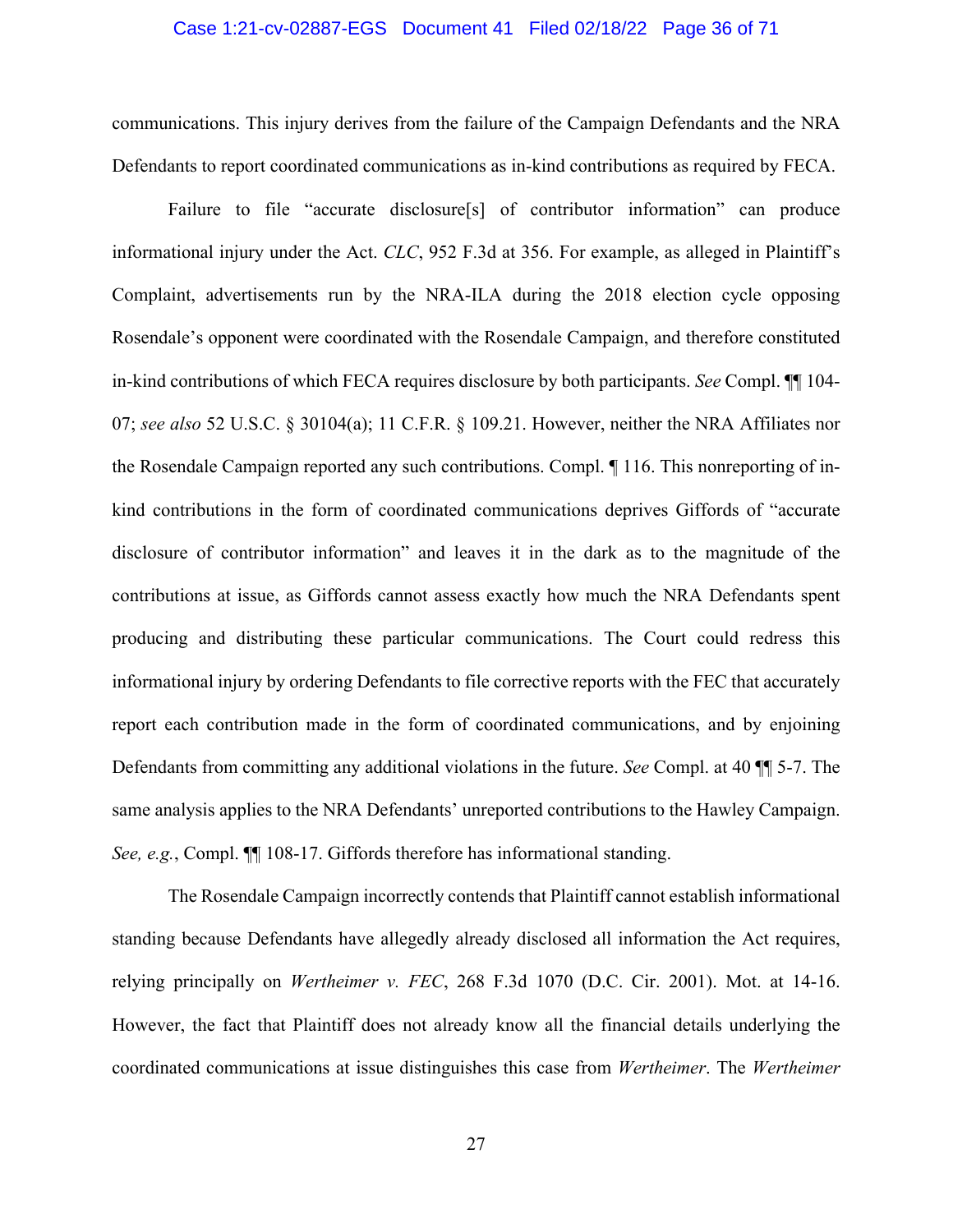communications. This injury derives from the failure of the Campaign Defendants and the NRA Defendants to report coordinated communications as in-kind contributions as required by FECA.

Failure to file "accurate disclosure[s] of contributor information" can produce informational injury under the Act. *CLC*, 952 F.3d at 356. For example, as alleged in Plaintiff's Complaint, advertisements run by the NRA-ILA during the 2018 election cycle opposing Rosendale's opponent were coordinated with the Rosendale Campaign, and therefore constituted in-kind contributions of which FECA requires disclosure by both participants. *See* Compl. ¶¶ 104-07; *see also* 52 U.S.C. § 30104(a); 11 C.F.R. § 109.21. However, neither the NRA Affiliates nor the Rosendale Campaign reported any such contributions. Compl. ¶ 116. This nonreporting of in-kind contributions in the form of coordinated communications deprives Giffords of "accurate disclosure of contributor information" and leaves it in the dark as to the magnitude of the contributions at issue, as Giffords cannot assess exactly how much the NRA Defendants spent producing and distributing these particular communications. The Court could redress this informational injury by ordering Defendants to file corrective reports with the FEC that accurately report each contribution made in the form of coordinated communications, and by enjoining Defendants from committing any additional violations in the future. *See* Compl. at 40 ¶¶ 5-7. The same analysis applies to the NRA Defendants' unreported contributions to the Hawley Campaign. *See, e.g.*, Compl. ¶¶ 108-17. Giffords therefore has informational standing.

The Rosendale Campaign incorrectly contends that Plaintiff cannot establish informational standing because Defendants have allegedly already disclosed all information the Act requires, relying principally on *Wertheimer v. FEC*, 268 F.3d 1070 (D.C. Cir. 2001). Mot. at 14-16. However, the fact that Plaintiff does not already know all the financial details underlying the coordinated communications at issue distinguishes this case from *Wertheimer*. The *Wertheimer*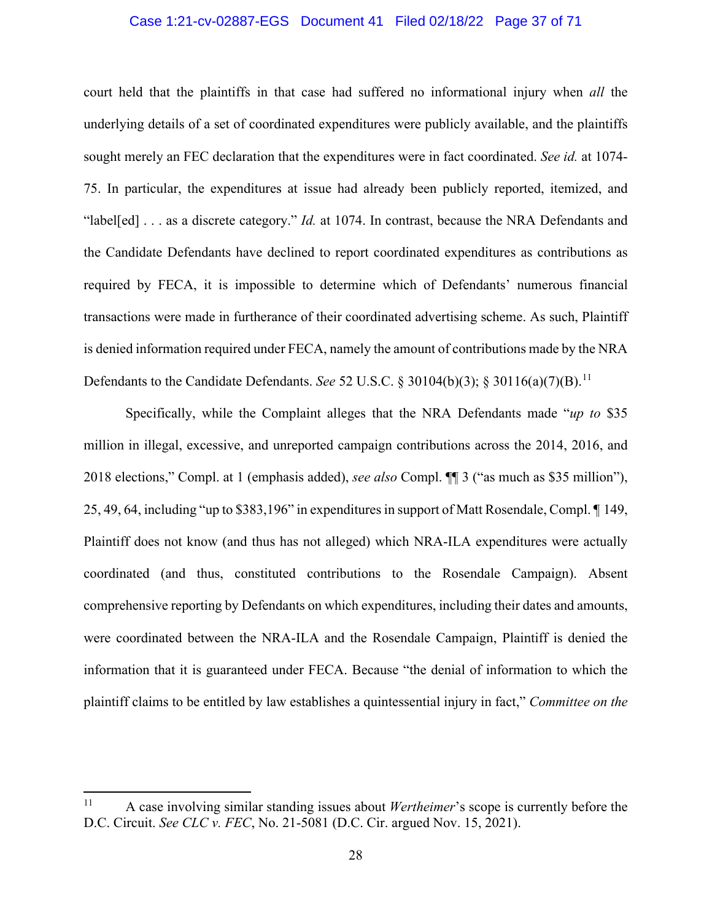court held that the plaintiffs in that case had suffered no informational injury when *all* the underlying details of a set of coordinated expenditures were publicly available, and the plaintiffs sought merely an FEC declaration that the expenditures were in fact coordinated. *See id.* at 1074-75. In particular, the expenditures at issue had already been publicly reported, itemized, and "label[ed] . . . as a discrete category." *Id.* at 1074. In contrast, because the NRA Defendants and the Candidate Defendants have declined to report coordinated expenditures as contributions as required by FECA, it is impossible to determine which of Defendants' numerous financial transactions were made in furtherance of their coordinated advertising scheme. As such, Plaintiff is denied information required under FECA, namely the amount of contributions made by the NRA Defendants to the Candidate Defendants. *See* 52 U.S.C. § 30104(b)(3); § 30116(a)(7)(B).[11]

Specifically, while the Complaint alleges that the NRA Defendants made "*up to* $35 million in illegal, excessive, and unreported campaign contributions across the 2014, 2016, and 2018 elections," Compl. at 1 (emphasis added), *see also* Compl. ¶¶ 3 ("as much as $35 million"), 25, 49, 64, including "up to $383,196" in expenditures in support of Matt Rosendale, Compl. ¶ 149, Plaintiff does not know (and thus has not alleged) which NRA-ILA expenditures were actually coordinated (and thus, constituted contributions to the Rosendale Campaign). Absent comprehensive reporting by Defendants on which expenditures, including their dates and amounts, were coordinated between the NRA-ILA and the Rosendale Campaign, Plaintiff is denied the information that it is guaranteed under FECA. Because "the denial of information to which the plaintiff claims to be entitled by law establishes a quintessential injury in fact," *Committee on the*

---

[11] A case involving similar standing issues about *Wertheimer*'s scope is currently before the D.C. Circuit. *See CLC v. FEC*, No. 21-5081 (D.C. Cir. argued Nov. 15, 2021).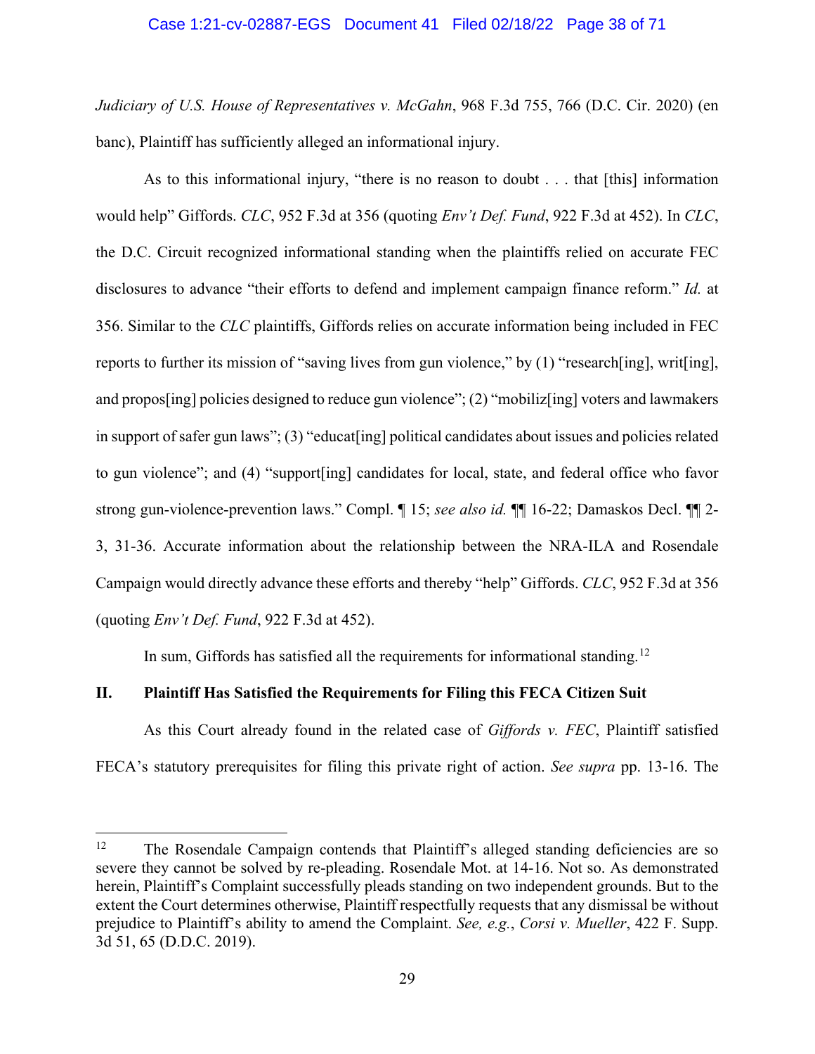*Judiciary of U.S. House of Representatives v. McGahn*, 968 F.3d 755, 766 (D.C. Cir. 2020) (en banc), Plaintiff has sufficiently alleged an informational injury.

As to this informational injury, "there is no reason to doubt . . . that [this] information would help" Giffords. *CLC*, 952 F.3d at 356 (quoting *Env't Def. Fund*, 922 F.3d at 452). In *CLC*, the D.C. Circuit recognized informational standing when the plaintiffs relied on accurate FEC disclosures to advance "their efforts to defend and implement campaign finance reform." *Id.* at 356. Similar to the *CLC* plaintiffs, Giffords relies on accurate information being included in FEC reports to further its mission of "saving lives from gun violence," by (1) "research[ing], writ[ing], and propos[ing] policies designed to reduce gun violence"; (2) "mobiliz[ing] voters and lawmakers in support of safer gun laws"; (3) "educat[ing] political candidates about issues and policies related to gun violence"; and (4) "support[ing] candidates for local, state, and federal office who favor strong gun-violence-prevention laws." Compl. ¶ 15; *see also id.* ¶¶ 16-22; Damaskos Decl. ¶¶ 2-3, 31-36. Accurate information about the relationship between the NRA-ILA and Rosendale Campaign would directly advance these efforts and thereby "help" Giffords. *CLC*, 952 F.3d at 356 (quoting *Env't Def. Fund*, 922 F.3d at 452).

In sum, Giffords has satisfied all the requirements for informational standing.[12]

## II. Plaintiff Has Satisfied the Requirements for Filing this FECA Citizen Suit

As this Court already found in the related case of *Giffords v. FEC*, Plaintiff satisfied FECA's statutory prerequisites for filing this private right of action. *See supra* pp. 13-16. The

---

[12] The Rosendale Campaign contends that Plaintiff's alleged standing deficiencies are so severe they cannot be solved by re-pleading. Rosendale Mot. at 14-16. Not so. As demonstrated herein, Plaintiff's Complaint successfully pleads standing on two independent grounds. But to the extent the Court determines otherwise, Plaintiff respectfully requests that any dismissal be without prejudice to Plaintiff's ability to amend the Complaint. *See, e.g.*, *Corsi v. Mueller*, 422 F. Supp. 3d 51, 65 (D.D.C. 2019).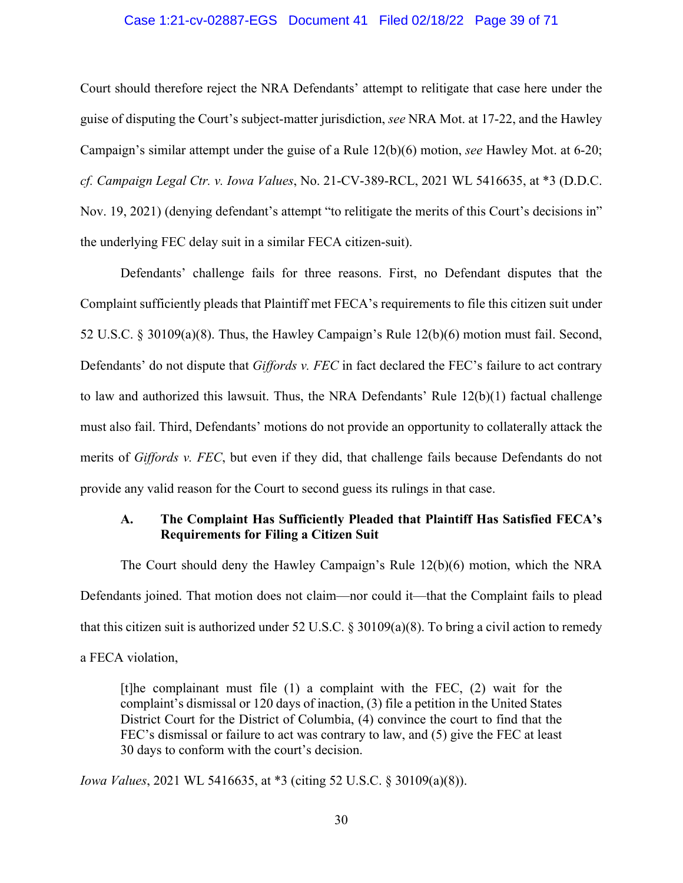Court should therefore reject the NRA Defendants' attempt to relitigate that case here under the guise of disputing the Court's subject-matter jurisdiction, *see* NRA Mot. at 17-22, and the Hawley Campaign's similar attempt under the guise of a Rule 12(b)(6) motion, *see* Hawley Mot. at 6-20; *cf. Campaign Legal Ctr. v. Iowa Values*, No. 21-CV-389-RCL, 2021 WL 5416635, at *3 (D.D.C. Nov. 19, 2021) (denying defendant's attempt "to relitigate the merits of this Court's decisions in" the underlying FEC delay suit in a similar FECA citizen-suit).

Defendants' challenge fails for three reasons. First, no Defendant disputes that the Complaint sufficiently pleads that Plaintiff met FECA's requirements to file this citizen suit under 52 U.S.C. § 30109(a)(8). Thus, the Hawley Campaign's Rule 12(b)(6) motion must fail. Second, Defendants' do not dispute that *Giffords v. FEC* in fact declared the FEC's failure to act contrary to law and authorized this lawsuit. Thus, the NRA Defendants' Rule 12(b)(1) factual challenge must also fail. Third, Defendants' motions do not provide an opportunity to collaterally attack the merits of *Giffords v. FEC*, but even if they did, that challenge fails because Defendants do not provide any valid reason for the Court to second guess its rulings in that case.

### A. The Complaint Has Sufficiently Pleaded that Plaintiff Has Satisfied FECA's Requirements for Filing a Citizen Suit

The Court should deny the Hawley Campaign's Rule 12(b)(6) motion, which the NRA Defendants joined. That motion does not claim—nor could it—that the Complaint fails to plead that this citizen suit is authorized under 52 U.S.C. § 30109(a)(8). To bring a civil action to remedy a FECA violation,

> [t]he complainant must file (1) a complaint with the FEC, (2) wait for the complaint's dismissal or 120 days of inaction, (3) file a petition in the United States District Court for the District of Columbia, (4) convince the court to find that the FEC's dismissal or failure to act was contrary to law, and (5) give the FEC at least 30 days to conform with the court's decision.

*Iowa Values*, 2021 WL 5416635, at *3 (citing 52 U.S.C. § 30109(a)(8)).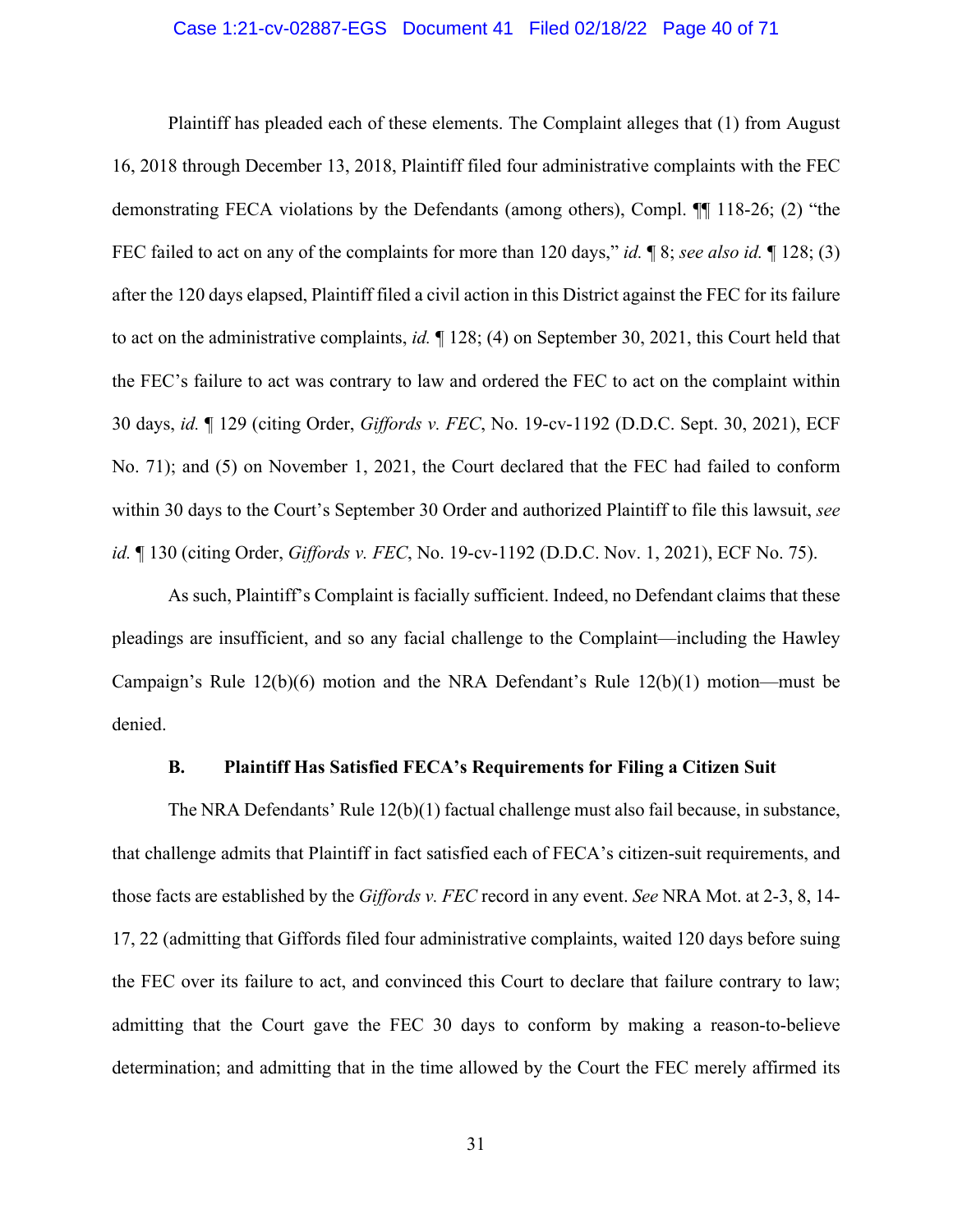Plaintiff has pleaded each of these elements. The Complaint alleges that (1) from August 16, 2018 through December 13, 2018, Plaintiff filed four administrative complaints with the FEC demonstrating FECA violations by the Defendants (among others), Compl. ¶¶ 118-26; (2) "the FEC failed to act on any of the complaints for more than 120 days," *id.* ¶ 8; *see also id.* ¶ 128; (3) after the 120 days elapsed, Plaintiff filed a civil action in this District against the FEC for its failure to act on the administrative complaints, *id.* ¶ 128; (4) on September 30, 2021, this Court held that the FEC's failure to act was contrary to law and ordered the FEC to act on the complaint within 30 days, *id.* ¶ 129 (citing Order, *Giffords v. FEC*, No. 19-cv-1192 (D.D.C. Sept. 30, 2021), ECF No. 71); and (5) on November 1, 2021, the Court declared that the FEC had failed to conform within 30 days to the Court's September 30 Order and authorized Plaintiff to file this lawsuit, *see id.* ¶ 130 (citing Order, *Giffords v. FEC*, No. 19-cv-1192 (D.D.C. Nov. 1, 2021), ECF No. 75).

As such, Plaintiff's Complaint is facially sufficient. Indeed, no Defendant claims that these pleadings are insufficient, and so any facial challenge to the Complaint—including the Hawley Campaign's Rule 12(b)(6) motion and the NRA Defendant's Rule 12(b)(1) motion—must be denied.

### B. Plaintiff Has Satisfied FECA's Requirements for Filing a Citizen Suit

The NRA Defendants' Rule 12(b)(1) factual challenge must also fail because, in substance, that challenge admits that Plaintiff in fact satisfied each of FECA's citizen-suit requirements, and those facts are established by the *Giffords v. FEC* record in any event. *See* NRA Mot. at 2-3, 8, 14-17, 22 (admitting that Giffords filed four administrative complaints, waited 120 days before suing the FEC over its failure to act, and convinced this Court to declare that failure contrary to law; admitting that the Court gave the FEC 30 days to conform by making a reason-to-believe determination; and admitting that in the time allowed by the Court the FEC merely affirmed its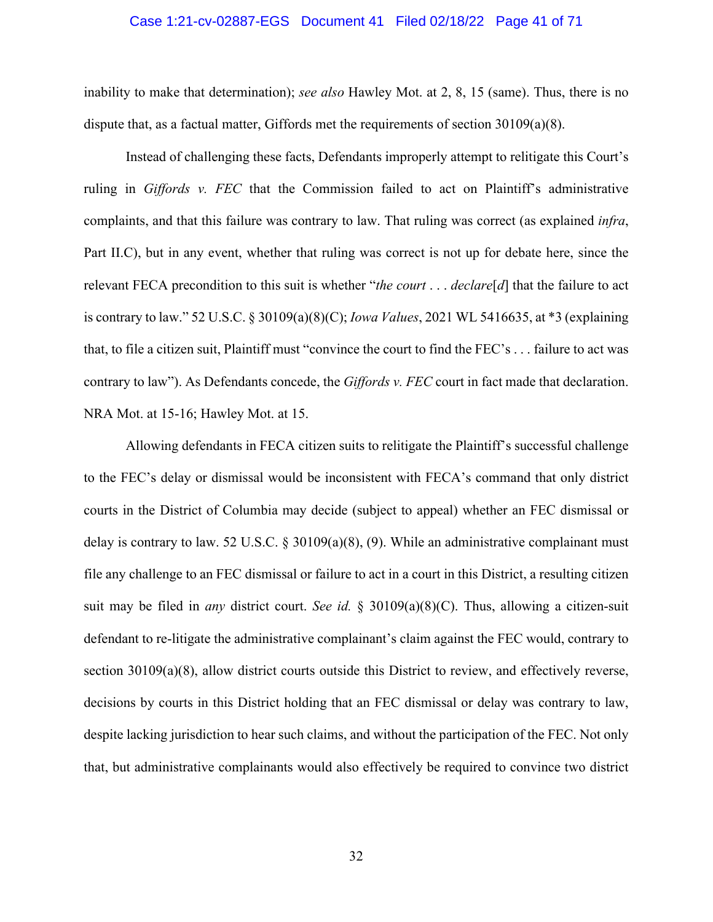inability to make that determination); *see also* Hawley Mot. at 2, 8, 15 (same). Thus, there is no dispute that, as a factual matter, Giffords met the requirements of section 30109(a)(8).

Instead of challenging these facts, Defendants improperly attempt to relitigate this Court's ruling in *Giffords v. FEC* that the Commission failed to act on Plaintiff's administrative complaints, and that this failure was contrary to law. That ruling was correct (as explained *infra*, Part II.C), but in any event, whether that ruling was correct is not up for debate here, since the relevant FECA precondition to this suit is whether "*the court* . . . *declare*[*d*] that the failure to act is contrary to law." 52 U.S.C. § 30109(a)(8)(C); *Iowa Values*, 2021 WL 5416635, at *3 (explaining that, to file a citizen suit, Plaintiff must "convince the court to find the FEC's . . . failure to act was contrary to law"). As Defendants concede, the *Giffords v. FEC* court in fact made that declaration. NRA Mot. at 15-16; Hawley Mot. at 15.

Allowing defendants in FECA citizen suits to relitigate the Plaintiff's successful challenge to the FEC's delay or dismissal would be inconsistent with FECA's command that only district courts in the District of Columbia may decide (subject to appeal) whether an FEC dismissal or delay is contrary to law. 52 U.S.C. § 30109(a)(8), (9). While an administrative complainant must file any challenge to an FEC dismissal or failure to act in a court in this District, a resulting citizen suit may be filed in *any* district court. *See id.* § 30109(a)(8)(C). Thus, allowing a citizen-suit defendant to re-litigate the administrative complainant's claim against the FEC would, contrary to section 30109(a)(8), allow district courts outside this District to review, and effectively reverse, decisions by courts in this District holding that an FEC dismissal or delay was contrary to law, despite lacking jurisdiction to hear such claims, and without the participation of the FEC. Not only that, but administrative complainants would also effectively be required to convince two district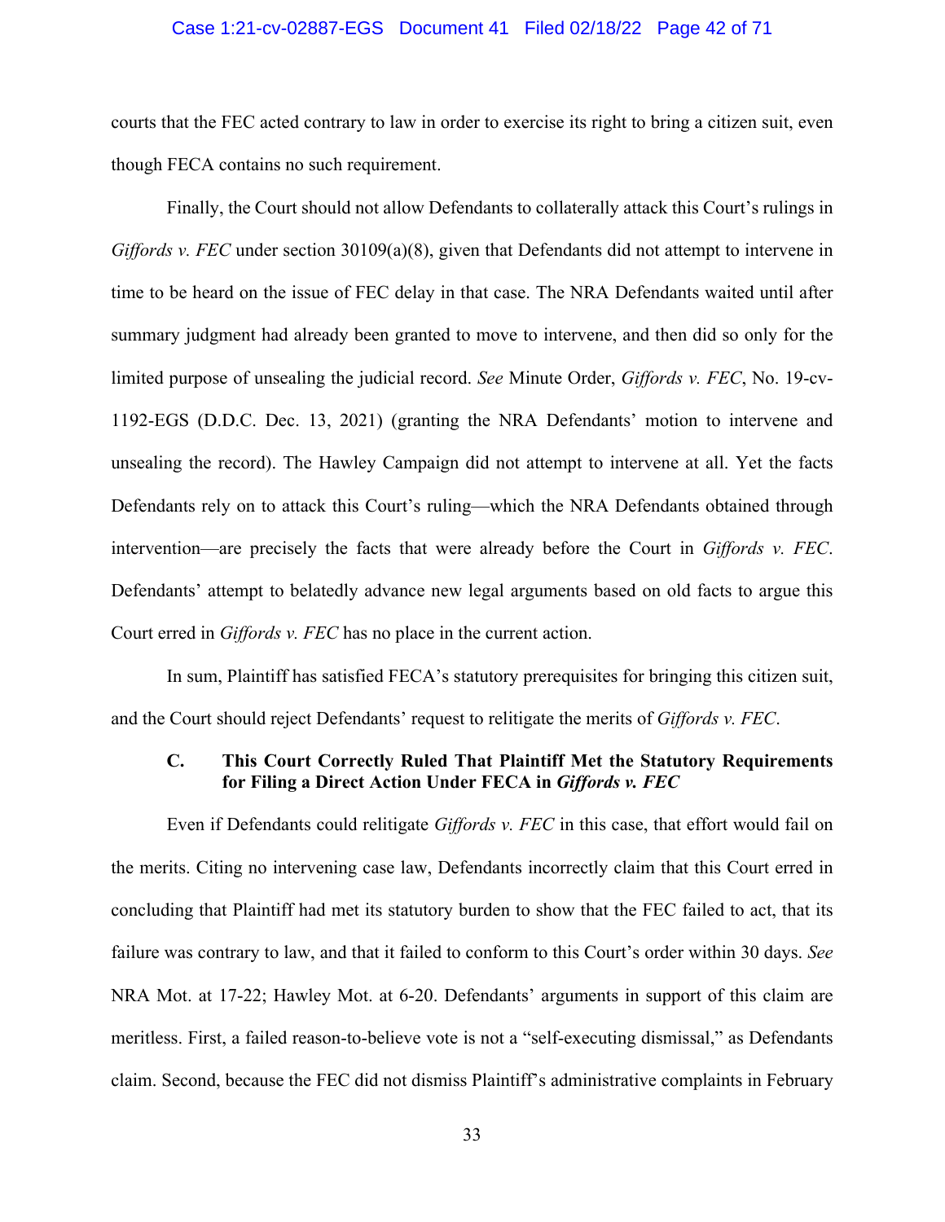courts that the FEC acted contrary to law in order to exercise its right to bring a citizen suit, even though FECA contains no such requirement.

Finally, the Court should not allow Defendants to collaterally attack this Court's rulings in *Giffords v. FEC* under section 30109(a)(8), given that Defendants did not attempt to intervene in time to be heard on the issue of FEC delay in that case. The NRA Defendants waited until after summary judgment had already been granted to move to intervene, and then did so only for the limited purpose of unsealing the judicial record. *See* Minute Order, *Giffords v. FEC*, No. 19-cv-1192-EGS (D.D.C. Dec. 13, 2021) (granting the NRA Defendants' motion to intervene and unsealing the record). The Hawley Campaign did not attempt to intervene at all. Yet the facts Defendants rely on to attack this Court's ruling—which the NRA Defendants obtained through intervention—are precisely the facts that were already before the Court in *Giffords v. FEC*. Defendants' attempt to belatedly advance new legal arguments based on old facts to argue this Court erred in *Giffords v. FEC* has no place in the current action.

In sum, Plaintiff has satisfied FECA's statutory prerequisites for bringing this citizen suit, and the Court should reject Defendants' request to relitigate the merits of *Giffords v. FEC*.

### C. This Court Correctly Ruled That Plaintiff Met the Statutory Requirements for Filing a Direct Action Under FECA in *Giffords v. FEC*

Even if Defendants could relitigate *Giffords v. FEC* in this case, that effort would fail on the merits. Citing no intervening case law, Defendants incorrectly claim that this Court erred in concluding that Plaintiff had met its statutory burden to show that the FEC failed to act, that its failure was contrary to law, and that it failed to conform to this Court's order within 30 days. *See* NRA Mot. at 17-22; Hawley Mot. at 6-20. Defendants' arguments in support of this claim are meritless. First, a failed reason-to-believe vote is not a "self-executing dismissal," as Defendants claim. Second, because the FEC did not dismiss Plaintiff's administrative complaints in February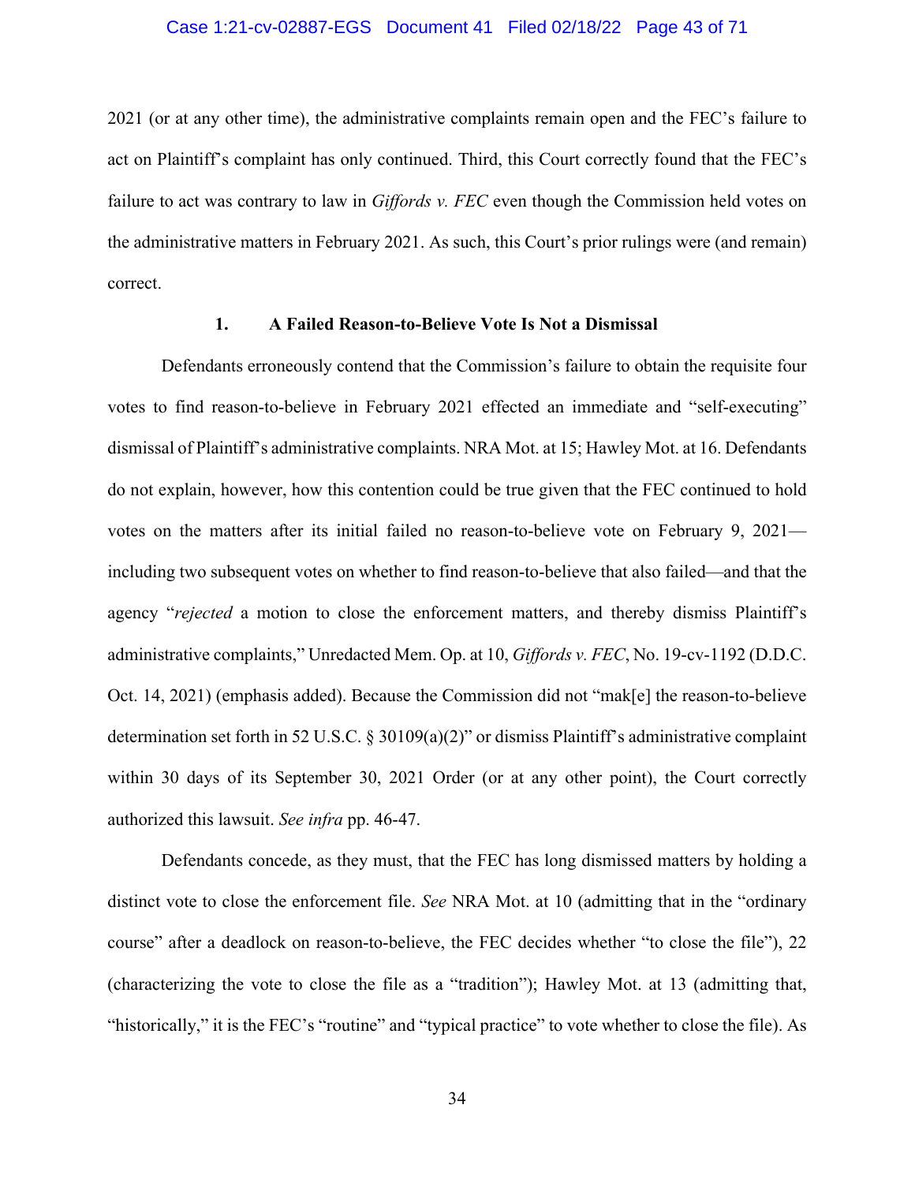2021 (or at any other time), the administrative complaints remain open and the FEC's failure to act on Plaintiff's complaint has only continued. Third, this Court correctly found that the FEC's failure to act was contrary to law in *Giffords v. FEC* even though the Commission held votes on the administrative matters in February 2021. As such, this Court's prior rulings were (and remain) correct.

### 1. A Failed Reason-to-Believe Vote Is Not a Dismissal

Defendants erroneously contend that the Commission's failure to obtain the requisite four votes to find reason-to-believe in February 2021 effected an immediate and "self-executing" dismissal of Plaintiff's administrative complaints. NRA Mot. at 15; Hawley Mot. at 16. Defendants do not explain, however, how this contention could be true given that the FEC continued to hold votes on the matters after its initial failed no reason-to-believe vote on February 9, 2021—including two subsequent votes on whether to find reason-to-believe that also failed—and that the agency "*rejected* a motion to close the enforcement matters, and thereby dismiss Plaintiff's administrative complaints," Unredacted Mem. Op. at 10, *Giffords v. FEC*, No. 19-cv-1192 (D.D.C. Oct. 14, 2021) (emphasis added). Because the Commission did not "mak[e] the reason-to-believe determination set forth in 52 U.S.C. § 30109(a)(2)" or dismiss Plaintiff's administrative complaint within 30 days of its September 30, 2021 Order (or at any other point), the Court correctly authorized this lawsuit. *See infra* pp. 46-47.

Defendants concede, as they must, that the FEC has long dismissed matters by holding a distinct vote to close the enforcement file. *See* NRA Mot. at 10 (admitting that in the "ordinary course" after a deadlock on reason-to-believe, the FEC decides whether "to close the file"), 22 (characterizing the vote to close the file as a "tradition"); Hawley Mot. at 13 (admitting that, "historically," it is the FEC's "routine" and "typical practice" to vote whether to close the file). As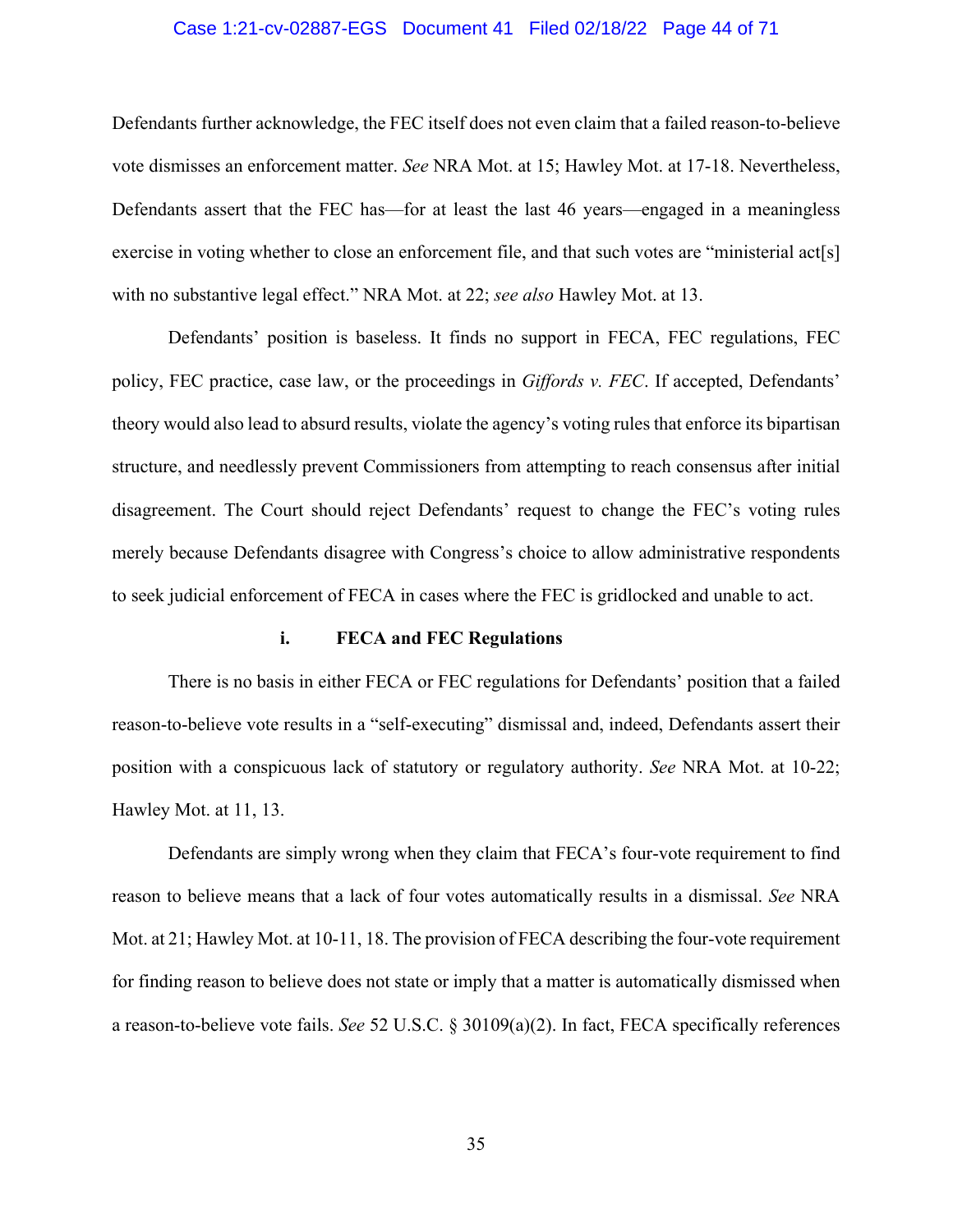Defendants further acknowledge, the FEC itself does not even claim that a failed reason-to-believe vote dismisses an enforcement matter. *See* NRA Mot. at 15; Hawley Mot. at 17-18. Nevertheless, Defendants assert that the FEC has—for at least the last 46 years—engaged in a meaningless exercise in voting whether to close an enforcement file, and that such votes are "ministerial act[s] with no substantive legal effect." NRA Mot. at 22; *see also* Hawley Mot. at 13.

Defendants' position is baseless. It finds no support in FECA, FEC regulations, FEC policy, FEC practice, case law, or the proceedings in *Giffords v. FEC*. If accepted, Defendants' theory would also lead to absurd results, violate the agency's voting rules that enforce its bipartisan structure, and needlessly prevent Commissioners from attempting to reach consensus after initial disagreement. The Court should reject Defendants' request to change the FEC's voting rules merely because Defendants disagree with Congress's choice to allow administrative respondents to seek judicial enforcement of FECA in cases where the FEC is gridlocked and unable to act.

#### i. FECA and FEC Regulations

There is no basis in either FECA or FEC regulations for Defendants' position that a failed reason-to-believe vote results in a "self-executing" dismissal and, indeed, Defendants assert their position with a conspicuous lack of statutory or regulatory authority. *See* NRA Mot. at 10-22; Hawley Mot. at 11, 13.

Defendants are simply wrong when they claim that FECA's four-vote requirement to find reason to believe means that a lack of four votes automatically results in a dismissal. *See* NRA Mot. at 21; Hawley Mot. at 10-11, 18. The provision of FECA describing the four-vote requirement for finding reason to believe does not state or imply that a matter is automatically dismissed when a reason-to-believe vote fails. *See* 52 U.S.C. § 30109(a)(2). In fact, FECA specifically references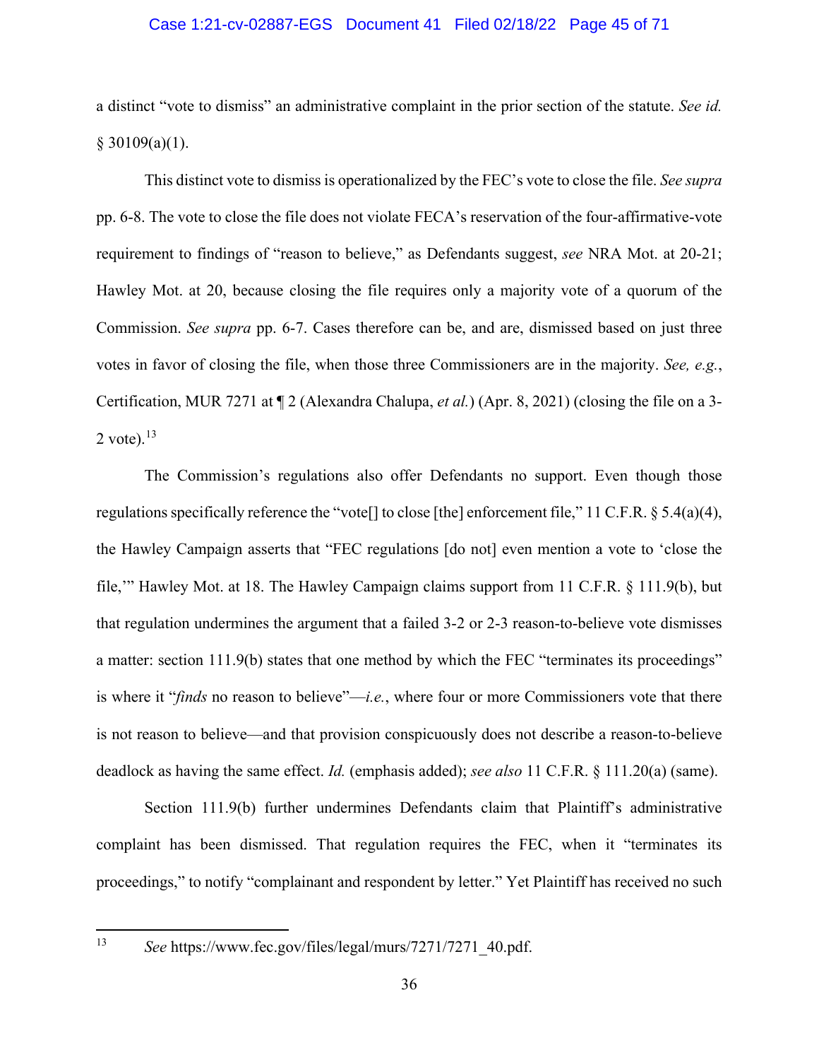a distinct "vote to dismiss" an administrative complaint in the prior section of the statute. *See id.* § 30109(a)(1).

This distinct vote to dismiss is operationalized by the FEC's vote to close the file. *See supra* pp. 6-8. The vote to close the file does not violate FECA's reservation of the four-affirmative-vote requirement to findings of "reason to believe," as Defendants suggest, *see* NRA Mot. at 20-21; Hawley Mot. at 20, because closing the file requires only a majority vote of a quorum of the Commission. *See supra* pp. 6-7. Cases therefore can be, and are, dismissed based on just three votes in favor of closing the file, when those three Commissioners are in the majority. *See, e.g.*, Certification, MUR 7271 at ¶ 2 (Alexandra Chalupa, *et al.*) (Apr. 8, 2021) (closing the file on a 3-2 vote).[13]

The Commission's regulations also offer Defendants no support. Even though those regulations specifically reference the "vote[] to close [the] enforcement file," 11 C.F.R. § 5.4(a)(4), the Hawley Campaign asserts that "FEC regulations [do not] even mention a vote to 'close the file,'" Hawley Mot. at 18. The Hawley Campaign claims support from 11 C.F.R. § 111.9(b), but that regulation undermines the argument that a failed 3-2 or 2-3 reason-to-believe vote dismisses a matter: section 111.9(b) states that one method by which the FEC "terminates its proceedings" is where it "*finds* no reason to believe"—*i.e.*, where four or more Commissioners vote that there is not reason to believe—and that provision conspicuously does not describe a reason-to-believe deadlock as having the same effect. *Id.* (emphasis added); *see also* 11 C.F.R. § 111.20(a) (same).

Section 111.9(b) further undermines Defendants claim that Plaintiff's administrative complaint has been dismissed. That regulation requires the FEC, when it "terminates its proceedings," to notify "complainant and respondent by letter." Yet Plaintiff has received no such

---

[13] *See* https://www.fec.gov/files/legal/murs/7271/7271_40.pdf.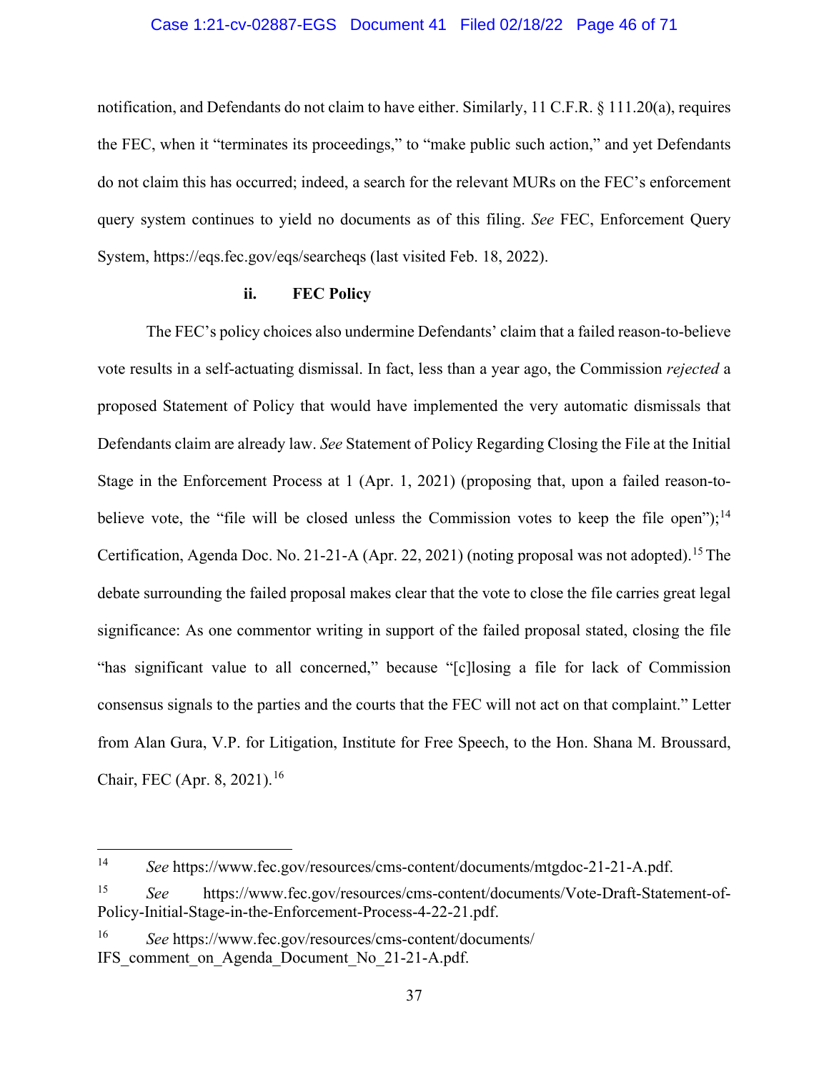notification, and Defendants do not claim to have either. Similarly, 11 C.F.R. § 111.20(a), requires the FEC, when it "terminates its proceedings," to "make public such action," and yet Defendants do not claim this has occurred; indeed, a search for the relevant MURs on the FEC's enforcement query system continues to yield no documents as of this filing. *See* FEC, Enforcement Query System, https://eqs.fec.gov/eqs/searcheqs (last visited Feb. 18, 2022).

#### ii. FEC Policy

The FEC's policy choices also undermine Defendants' claim that a failed reason-to-believe vote results in a self-actuating dismissal. In fact, less than a year ago, the Commission *rejected* a proposed Statement of Policy that would have implemented the very automatic dismissals that Defendants claim are already law. *See* Statement of Policy Regarding Closing the File at the Initial Stage in the Enforcement Process at 1 (Apr. 1, 2021) (proposing that, upon a failed reason-to-believe vote, the "file will be closed unless the Commission votes to keep the file open");[14] Certification, Agenda Doc. No. 21-21-A (Apr. 22, 2021) (noting proposal was not adopted).[15] The debate surrounding the failed proposal makes clear that the vote to close the file carries great legal significance: As one commentor writing in support of the failed proposal stated, closing the file "has significant value to all concerned," because "[c]losing a file for lack of Commission consensus signals to the parties and the courts that the FEC will not act on that complaint." Letter from Alan Gura, V.P. for Litigation, Institute for Free Speech, to the Hon. Shana M. Broussard, Chair, FEC (Apr. 8, 2021).[16]

---

[14] *See* https://www.fec.gov/resources/cms-content/documents/mtgdoc-21-21-A.pdf.

[15] *See* https://www.fec.gov/resources/cms-content/documents/Vote-Draft-Statement-of-Policy-Initial-Stage-in-the-Enforcement-Process-4-22-21.pdf.

[16] *See* https://www.fec.gov/resources/cms-content/documents/IFS_comment_on_Agenda_Document_No_21-21-A.pdf.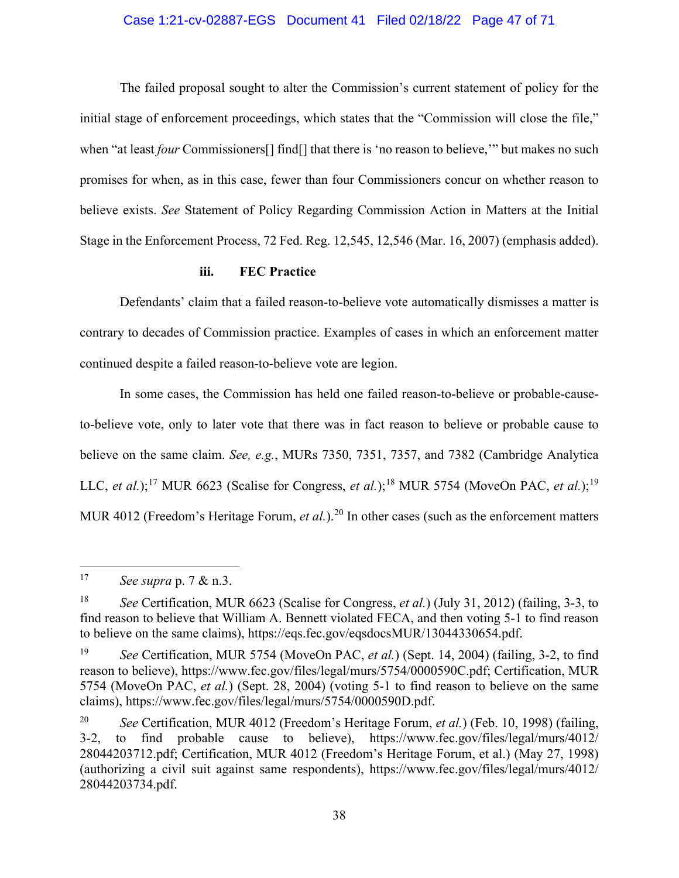The failed proposal sought to alter the Commission's current statement of policy for the initial stage of enforcement proceedings, which states that the "Commission will close the file," when "at least *four* Commissioners[] find[] that there is 'no reason to believe,'" but makes no such promises for when, as in this case, fewer than four Commissioners concur on whether reason to believe exists. *See* Statement of Policy Regarding Commission Action in Matters at the Initial Stage in the Enforcement Process, 72 Fed. Reg. 12,545, 12,546 (Mar. 16, 2007) (emphasis added).

#### iii. FEC Practice

Defendants' claim that a failed reason-to-believe vote automatically dismisses a matter is contrary to decades of Commission practice. Examples of cases in which an enforcement matter continued despite a failed reason-to-believe vote are legion.

In some cases, the Commission has held one failed reason-to-believe or probable-cause-to-believe vote, only to later vote that there was in fact reason to believe or probable cause to believe on the same claim. *See, e.g.*, MURs 7350, 7351, 7357, and 7382 (Cambridge Analytica LLC, *et al.*);[17] MUR 6623 (Scalise for Congress, *et al.*);[18] MUR 5754 (MoveOn PAC, *et al.*);[19] MUR 4012 (Freedom's Heritage Forum, *et al.*).[20] In other cases (such as the enforcement matters

---

[17] *See supra* p. 7 & n.3.

[18] *See* Certification, MUR 6623 (Scalise for Congress, *et al.*) (July 31, 2012) (failing, 3-3, to find reason to believe that William A. Bennett violated FECA, and then voting 5-1 to find reason to believe on the same claims), https://eqs.fec.gov/eqsdocsMUR/13044330654.pdf.

[19] *See* Certification, MUR 5754 (MoveOn PAC, *et al.*) (Sept. 14, 2004) (failing, 3-2, to find reason to believe), https://www.fec.gov/files/legal/murs/5754/0000590C.pdf; Certification, MUR 5754 (MoveOn PAC, *et al.*) (Sept. 28, 2004) (voting 5-1 to find reason to believe on the same claims), https://www.fec.gov/files/legal/murs/5754/0000590D.pdf.

[20] *See* Certification, MUR 4012 (Freedom's Heritage Forum, *et al.*) (Feb. 10, 1998) (failing, 3-2, to find probable cause to believe), https://www.fec.gov/files/legal/murs/4012/28044203712.pdf; Certification, MUR 4012 (Freedom's Heritage Forum, et al.) (May 27, 1998) (authorizing a civil suit against same respondents), https://www.fec.gov/files/legal/murs/4012/28044203734.pdf.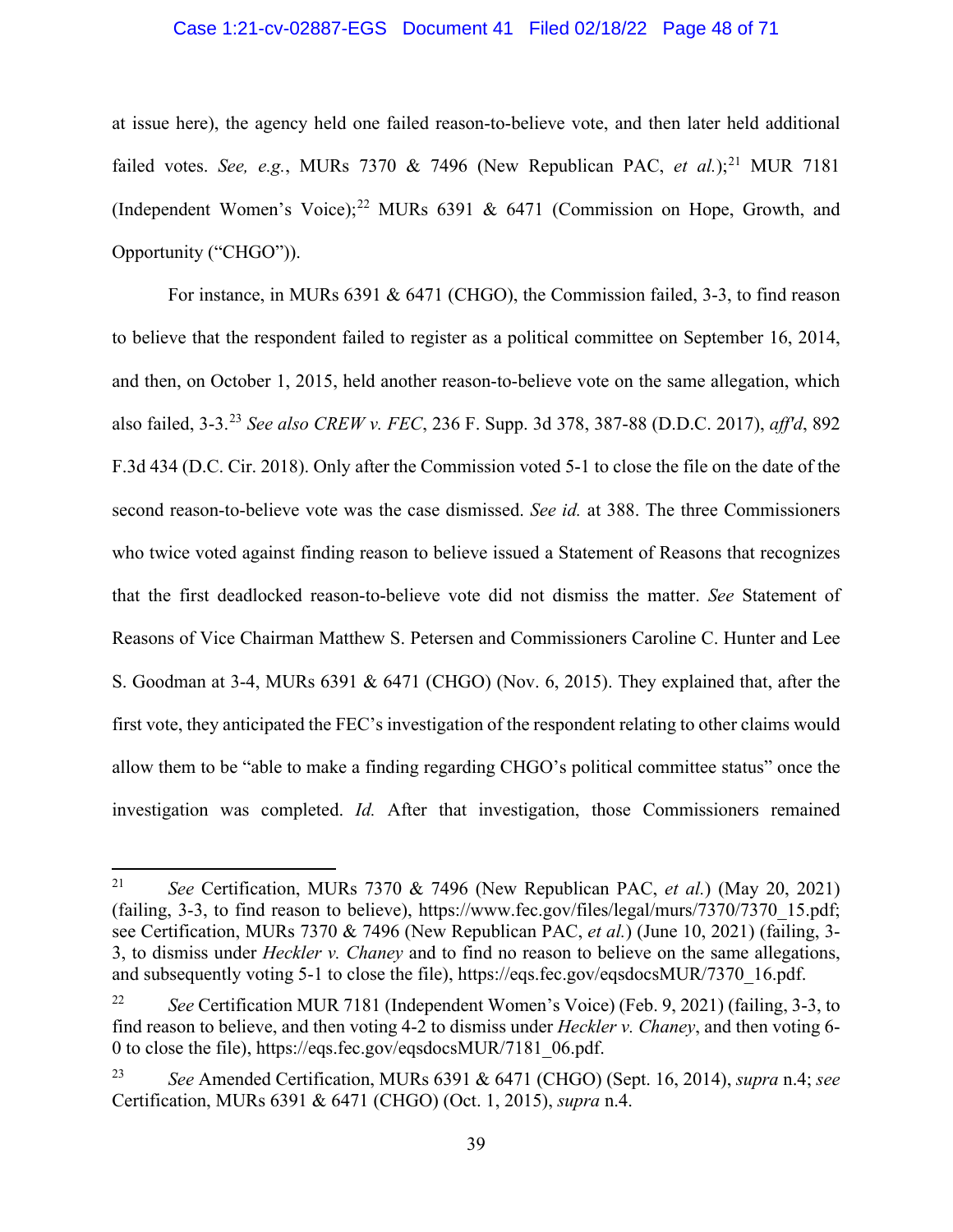at issue here), the agency held one failed reason-to-believe vote, and then later held additional failed votes. *See, e.g.*, MURs 7370 & 7496 (New Republican PAC, *et al.*);[21] MUR 7181 (Independent Women's Voice);[22] MURs 6391 & 6471 (Commission on Hope, Growth, and Opportunity ("CHGO")).

For instance, in MURs 6391 & 6471 (CHGO), the Commission failed, 3-3, to find reason to believe that the respondent failed to register as a political committee on September 16, 2014, and then, on October 1, 2015, held another reason-to-believe vote on the same allegation, which also failed, 3-3.[23] *See also CREW v. FEC*, 236 F. Supp. 3d 378, 387-88 (D.D.C. 2017), *aff'd*, 892 F.3d 434 (D.C. Cir. 2018). Only after the Commission voted 5-1 to close the file on the date of the second reason-to-believe vote was the case dismissed. *See id.* at 388. The three Commissioners who twice voted against finding reason to believe issued a Statement of Reasons that recognizes that the first deadlocked reason-to-believe vote did not dismiss the matter. *See* Statement of Reasons of Vice Chairman Matthew S. Petersen and Commissioners Caroline C. Hunter and Lee S. Goodman at 3-4, MURs 6391 & 6471 (CHGO) (Nov. 6, 2015). They explained that, after the first vote, they anticipated the FEC's investigation of the respondent relating to other claims would allow them to be "able to make a finding regarding CHGO's political committee status" once the investigation was completed. *Id.* After that investigation, those Commissioners remained

---

[21] *See* Certification, MURs 7370 & 7496 (New Republican PAC, *et al.*) (May 20, 2021) (failing, 3-3, to find reason to believe), https://www.fec.gov/files/legal/murs/7370/7370_15.pdf; see Certification, MURs 7370 & 7496 (New Republican PAC, *et al.*) (June 10, 2021) (failing, 3-3, to dismiss under *Heckler v. Chaney* and to find no reason to believe on the same allegations, and subsequently voting 5-1 to close the file), https://eqs.fec.gov/eqsdocsMUR/7370_16.pdf.

[22] *See* Certification MUR 7181 (Independent Women's Voice) (Feb. 9, 2021) (failing, 3-3, to find reason to believe, and then voting 4-2 to dismiss under *Heckler v. Chaney*, and then voting 6-0 to close the file), https://eqs.fec.gov/eqsdocsMUR/7181_06.pdf.

[23] *See* Amended Certification, MURs 6391 & 6471 (CHGO) (Sept. 16, 2014), *supra* n.4; *see* Certification, MURs 6391 & 6471 (CHGO) (Oct. 1, 2015), *supra* n.4.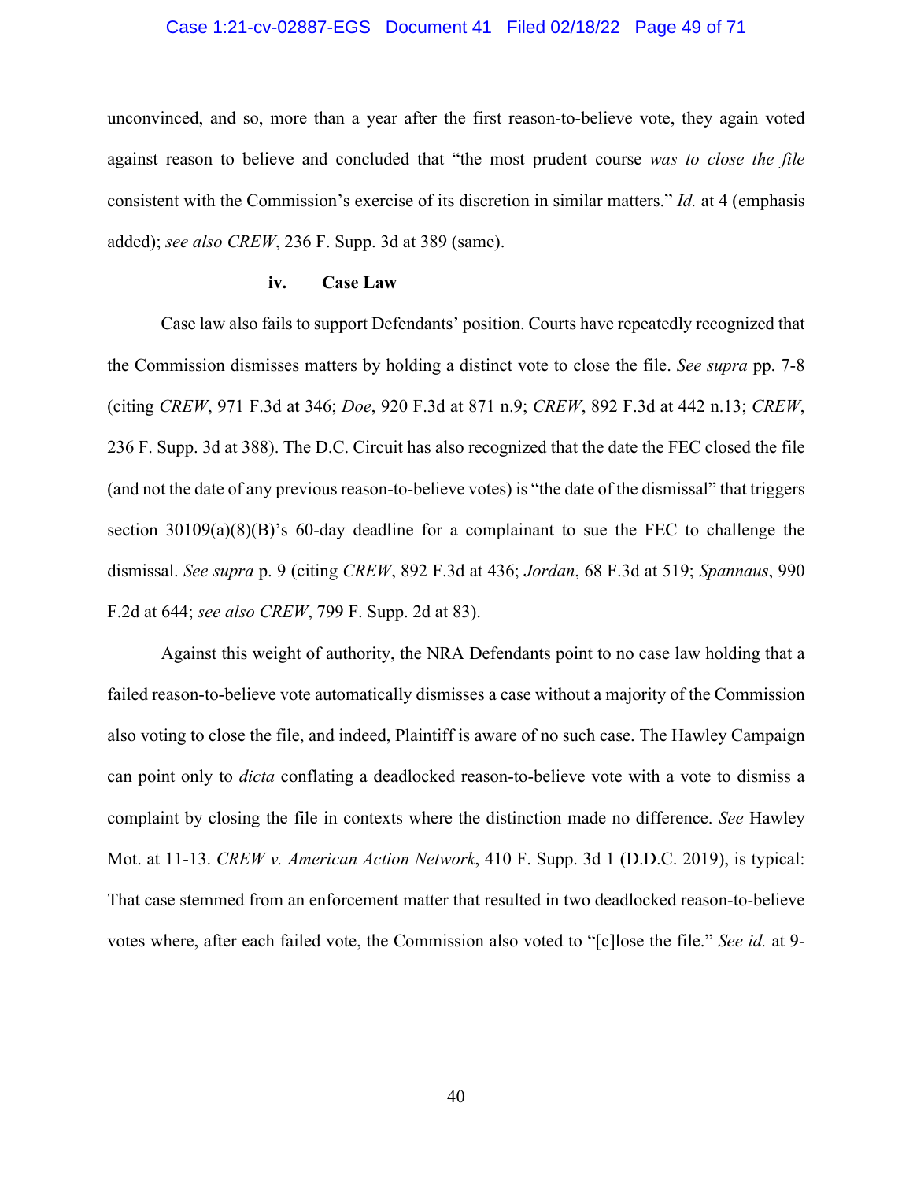unconvinced, and so, more than a year after the first reason-to-believe vote, they again voted against reason to believe and concluded that "the most prudent course *was to close the file* consistent with the Commission's exercise of its discretion in similar matters." *Id.* at 4 (emphasis added); *see also CREW*, 236 F. Supp. 3d at 389 (same).

#### iv. Case Law

Case law also fails to support Defendants' position. Courts have repeatedly recognized that the Commission dismisses matters by holding a distinct vote to close the file. *See supra* pp. 7-8 (citing *CREW*, 971 F.3d at 346; *Doe*, 920 F.3d at 871 n.9; *CREW*, 892 F.3d at 442 n.13; *CREW*, 236 F. Supp. 3d at 388). The D.C. Circuit has also recognized that the date the FEC closed the file (and not the date of any previous reason-to-believe votes) is "the date of the dismissal" that triggers section 30109(a)(8)(B)'s 60-day deadline for a complainant to sue the FEC to challenge the dismissal. *See supra* p. 9 (citing *CREW*, 892 F.3d at 436; *Jordan*, 68 F.3d at 519; *Spannaus*, 990 F.2d at 644; *see also CREW*, 799 F. Supp. 2d at 83).

Against this weight of authority, the NRA Defendants point to no case law holding that a failed reason-to-believe vote automatically dismisses a case without a majority of the Commission also voting to close the file, and indeed, Plaintiff is aware of no such case. The Hawley Campaign can point only to *dicta* conflating a deadlocked reason-to-believe vote with a vote to dismiss a complaint by closing the file in contexts where the distinction made no difference. *See* Hawley Mot. at 11-13. *CREW v. American Action Network*, 410 F. Supp. 3d 1 (D.D.C. 2019), is typical: That case stemmed from an enforcement matter that resulted in two deadlocked reason-to-believe votes where, after each failed vote, the Commission also voted to "[c]lose the file." *See id.* at 9-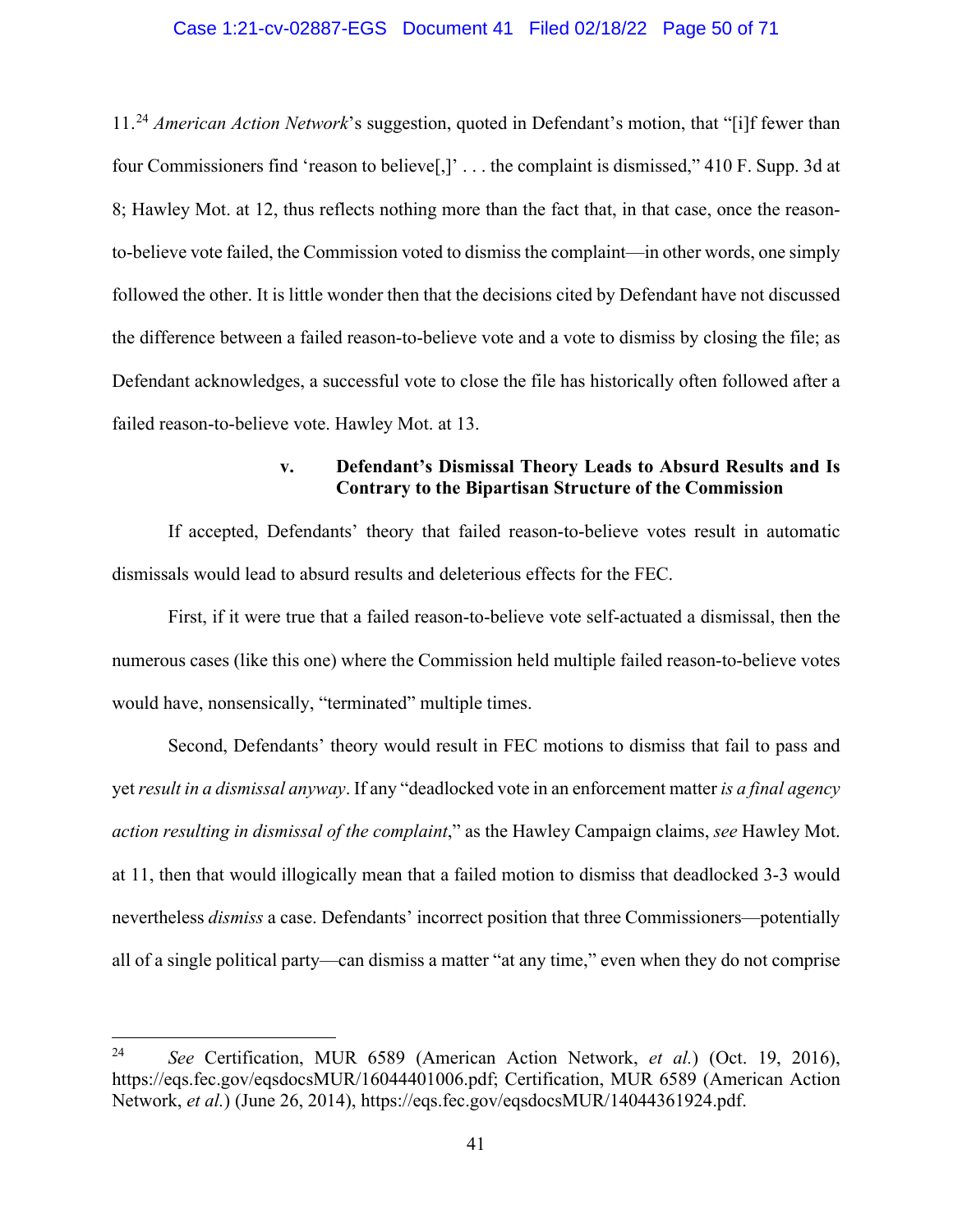11.[24] *American Action Network*'s suggestion, quoted in Defendant's motion, that "[i]f fewer than four Commissioners find 'reason to believe[,]' . . . the complaint is dismissed," 410 F. Supp. 3d at 8; Hawley Mot. at 12, thus reflects nothing more than the fact that, in that case, once the reason-to-believe vote failed, the Commission voted to dismiss the complaint—in other words, one simply followed the other. It is little wonder then that the decisions cited by Defendant have not discussed the difference between a failed reason-to-believe vote and a vote to dismiss by closing the file; as Defendant acknowledges, a successful vote to close the file has historically often followed after a failed reason-to-believe vote. Hawley Mot. at 13.

#### v. Defendant's Dismissal Theory Leads to Absurd Results and Is Contrary to the Bipartisan Structure of the Commission

If accepted, Defendants' theory that failed reason-to-believe votes result in automatic dismissals would lead to absurd results and deleterious effects for the FEC.

First, if it were true that a failed reason-to-believe vote self-actuated a dismissal, then the numerous cases (like this one) where the Commission held multiple failed reason-to-believe votes would have, nonsensically, "terminated" multiple times.

Second, Defendants' theory would result in FEC motions to dismiss that fail to pass and yet *result in a dismissal anyway*. If any "deadlocked vote in an enforcement matter *is a final agency action resulting in dismissal of the complaint*," as the Hawley Campaign claims, *see* Hawley Mot. at 11, then that would illogically mean that a failed motion to dismiss that deadlocked 3-3 would nevertheless *dismiss* a case. Defendants' incorrect position that three Commissioners—potentially all of a single political party—can dismiss a matter "at any time," even when they do not comprise

---

[24] *See* Certification, MUR 6589 (American Action Network, *et al.*) (Oct. 19, 2016), https://eqs.fec.gov/eqsdocsMUR/16044401006.pdf; Certification, MUR 6589 (American Action Network, *et al.*) (June 26, 2014), https://eqs.fec.gov/eqsdocsMUR/14044361924.pdf.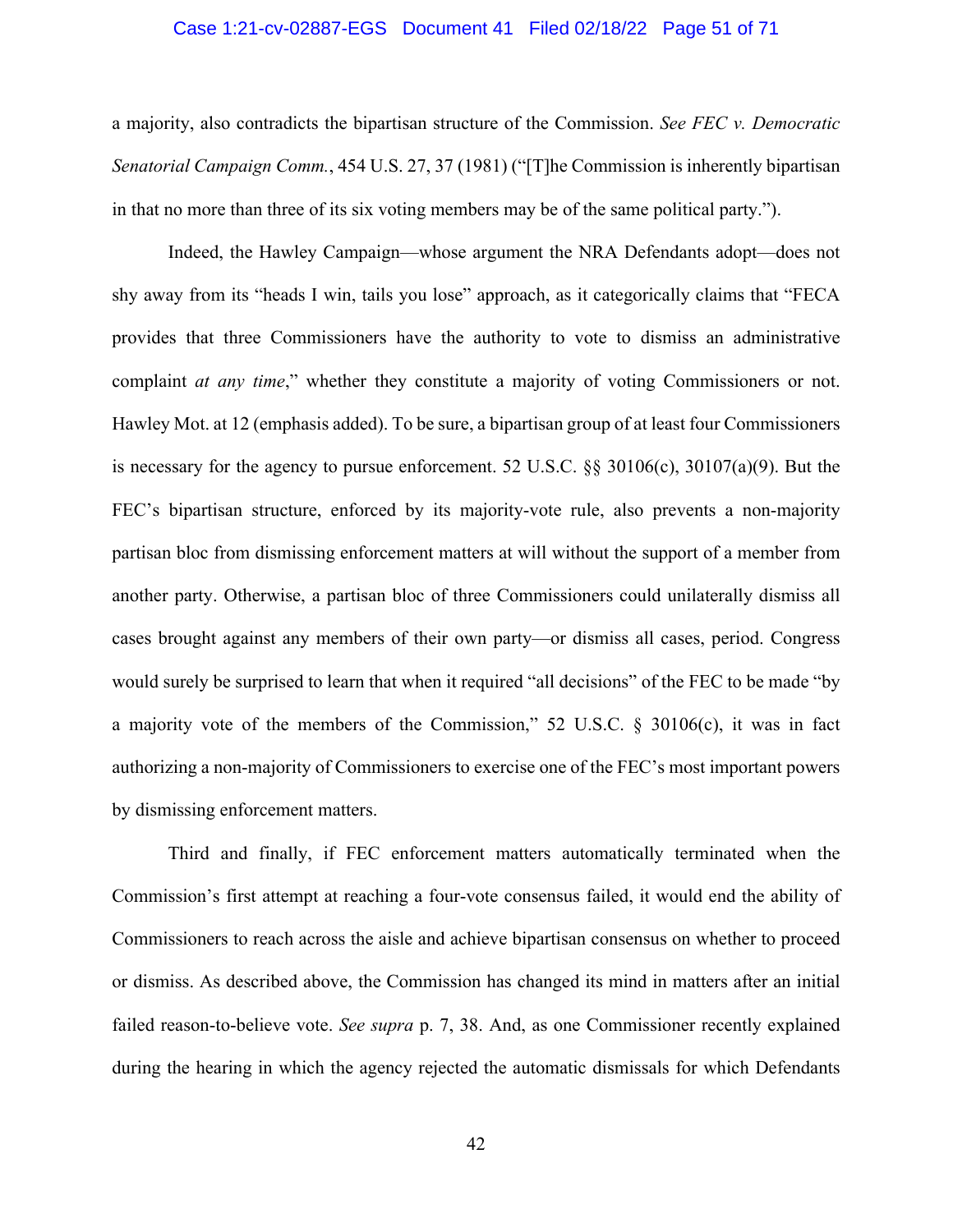a majority, also contradicts the bipartisan structure of the Commission. *See FEC v. Democratic Senatorial Campaign Comm.*, 454 U.S. 27, 37 (1981) ("[T]he Commission is inherently bipartisan in that no more than three of its six voting members may be of the same political party.").

Indeed, the Hawley Campaign—whose argument the NRA Defendants adopt—does not shy away from its "heads I win, tails you lose" approach, as it categorically claims that "FECA provides that three Commissioners have the authority to vote to dismiss an administrative complaint *at any time*," whether they constitute a majority of voting Commissioners or not. Hawley Mot. at 12 (emphasis added). To be sure, a bipartisan group of at least four Commissioners is necessary for the agency to pursue enforcement. 52 U.S.C. §§ 30106(c), 30107(a)(9). But the FEC's bipartisan structure, enforced by its majority-vote rule, also prevents a non-majority partisan bloc from dismissing enforcement matters at will without the support of a member from another party. Otherwise, a partisan bloc of three Commissioners could unilaterally dismiss all cases brought against any members of their own party—or dismiss all cases, period. Congress would surely be surprised to learn that when it required "all decisions" of the FEC to be made "by a majority vote of the members of the Commission," 52 U.S.C. § 30106(c), it was in fact authorizing a non-majority of Commissioners to exercise one of the FEC's most important powers by dismissing enforcement matters.

Third and finally, if FEC enforcement matters automatically terminated when the Commission's first attempt at reaching a four-vote consensus failed, it would end the ability of Commissioners to reach across the aisle and achieve bipartisan consensus on whether to proceed or dismiss. As described above, the Commission has changed its mind in matters after an initial failed reason-to-believe vote. *See supra* p. 7, 38. And, as one Commissioner recently explained during the hearing in which the agency rejected the automatic dismissals for which Defendants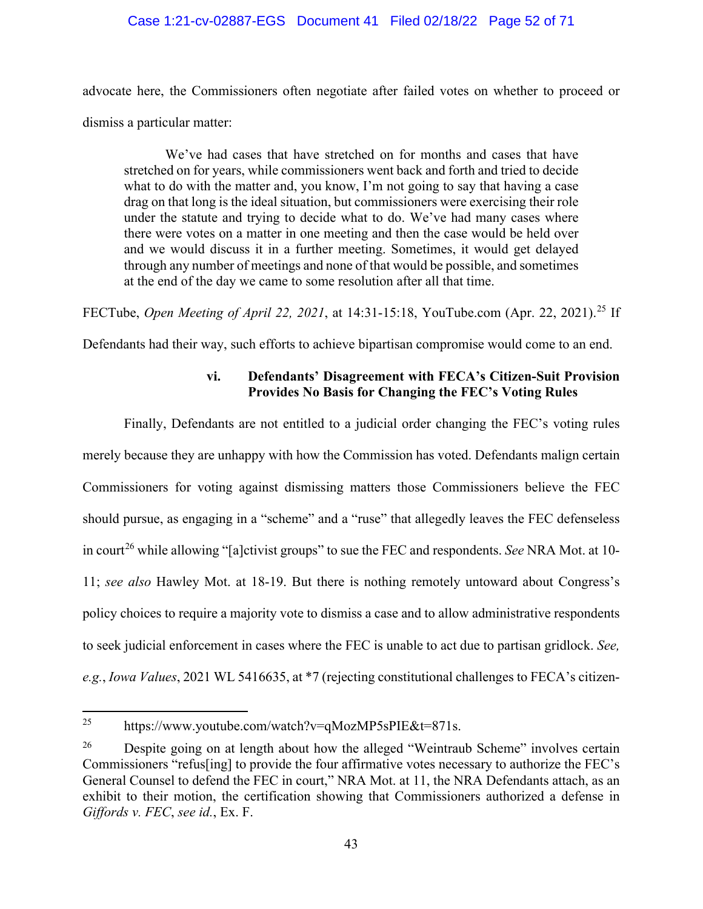advocate here, the Commissioners often negotiate after failed votes on whether to proceed or dismiss a particular matter:

> We've had cases that have stretched on for months and cases that have stretched on for years, while commissioners went back and forth and tried to decide what to do with the matter and, you know, I'm not going to say that having a case drag on that long is the ideal situation, but commissioners were exercising their role under the statute and trying to decide what to do. We've had many cases where there were votes on a matter in one meeting and then the case would be held over and we would discuss it in a further meeting. Sometimes, it would get delayed through any number of meetings and none of that would be possible, and sometimes at the end of the day we came to some resolution after all that time.

FECTube, *Open Meeting of April 22, 2021*, at 14:31-15:18, YouTube.com (Apr. 22, 2021).[25] If Defendants had their way, such efforts to achieve bipartisan compromise would come to an end.

#### vi. Defendants' Disagreement with FECA's Citizen-Suit Provision Provides No Basis for Changing the FEC's Voting Rules

Finally, Defendants are not entitled to a judicial order changing the FEC's voting rules merely because they are unhappy with how the Commission has voted. Defendants malign certain Commissioners for voting against dismissing matters those Commissioners believe the FEC should pursue, as engaging in a "scheme" and a "ruse" that allegedly leaves the FEC defenseless in court[26] while allowing "[a]ctivist groups" to sue the FEC and respondents. *See* NRA Mot. at 10-11; *see also* Hawley Mot. at 18-19. But there is nothing remotely untoward about Congress's policy choices to require a majority vote to dismiss a case and to allow administrative respondents to seek judicial enforcement in cases where the FEC is unable to act due to partisan gridlock. *See, e.g.*, *Iowa Values*, 2021 WL 5416635, at *7 (rejecting constitutional challenges to FECA's citizen-

---

[25] https://www.youtube.com/watch?v=qMozMP5sPIE&t=871s.

[26] Despite going on at length about how the alleged "Weintraub Scheme" involves certain Commissioners "refus[ing] to provide the four affirmative votes necessary to authorize the FEC's General Counsel to defend the FEC in court," NRA Mot. at 11, the NRA Defendants attach, as an exhibit to their motion, the certification showing that Commissioners authorized a defense in *Giffords v. FEC*, *see id.*, Ex. F.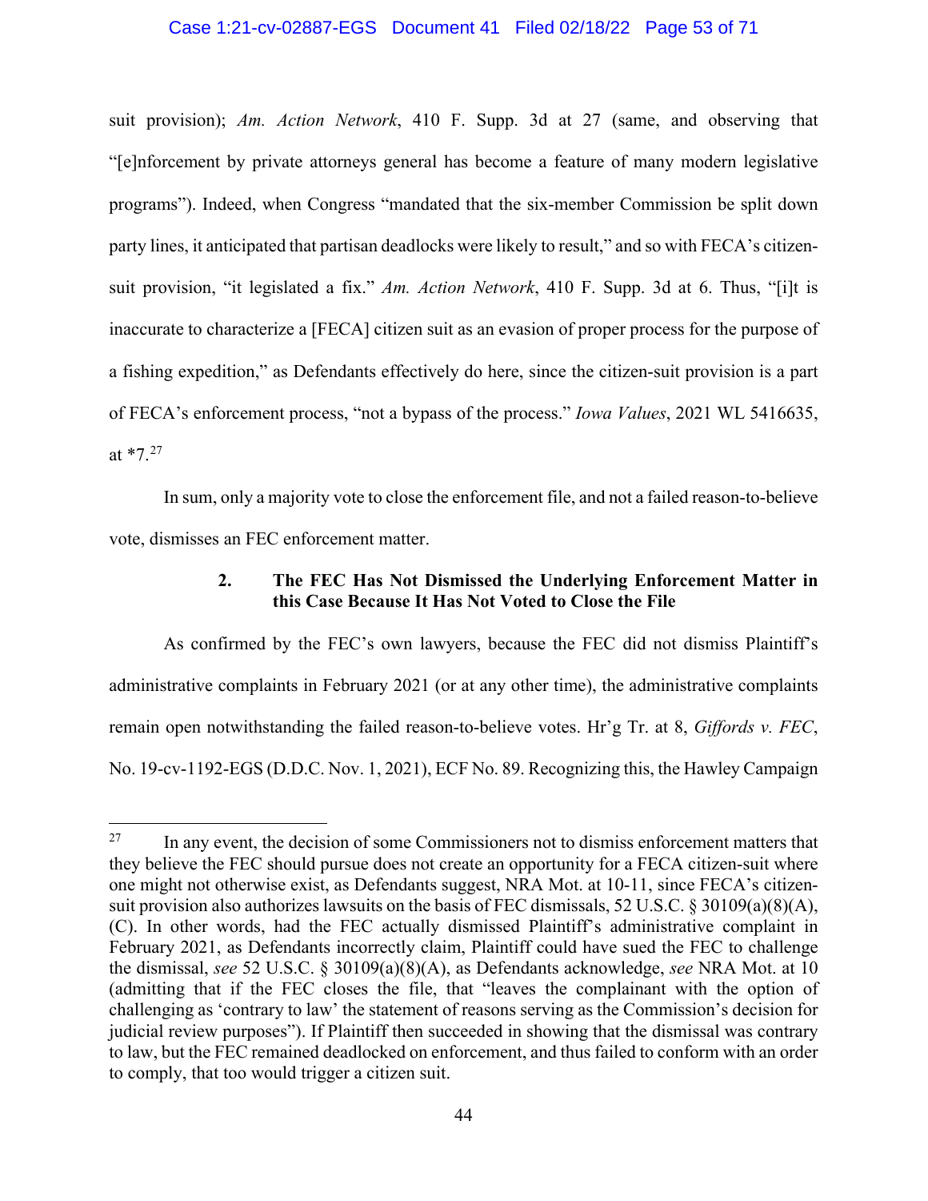suit provision); *Am. Action Network*, 410 F. Supp. 3d at 27 (same, and observing that "[e]nforcement by private attorneys general has become a feature of many modern legislative programs"). Indeed, when Congress "mandated that the six-member Commission be split down party lines, it anticipated that partisan deadlocks were likely to result," and so with FECA's citizen-suit provision, "it legislated a fix." *Am. Action Network*, 410 F. Supp. 3d at 6. Thus, "[i]t is inaccurate to characterize a [FECA] citizen suit as an evasion of proper process for the purpose of a fishing expedition," as Defendants effectively do here, since the citizen-suit provision is a part of FECA's enforcement process, "not a bypass of the process." *Iowa Values*, 2021 WL 5416635, at *7.[27]

In sum, only a majority vote to close the enforcement file, and not a failed reason-to-believe vote, dismisses an FEC enforcement matter.

#### 2. The FEC Has Not Dismissed the Underlying Enforcement Matter in this Case Because It Has Not Voted to Close the File

As confirmed by the FEC's own lawyers, because the FEC did not dismiss Plaintiff's administrative complaints in February 2021 (or at any other time), the administrative complaints remain open notwithstanding the failed reason-to-believe votes. Hr'g Tr. at 8, *Giffords v. FEC*, No. 19-cv-1192-EGS (D.D.C. Nov. 1, 2021), ECF No. 89. Recognizing this, the Hawley Campaign

---

[27] In any event, the decision of some Commissioners not to dismiss enforcement matters that they believe the FEC should pursue does not create an opportunity for a FECA citizen-suit where one might not otherwise exist, as Defendants suggest, NRA Mot. at 10-11, since FECA's citizen-suit provision also authorizes lawsuits on the basis of FEC dismissals, 52 U.S.C. § 30109(a)(8)(A), (C). In other words, had the FEC actually dismissed Plaintiff's administrative complaint in February 2021, as Defendants incorrectly claim, Plaintiff could have sued the FEC to challenge the dismissal, *see* 52 U.S.C. § 30109(a)(8)(A), as Defendants acknowledge, *see* NRA Mot. at 10 (admitting that if the FEC closes the file, that "leaves the complainant with the option of challenging as 'contrary to law' the statement of reasons serving as the Commission's decision for judicial review purposes"). If Plaintiff then succeeded in showing that the dismissal was contrary to law, but the FEC remained deadlocked on enforcement, and thus failed to conform with an order to comply, that too would trigger a citizen suit.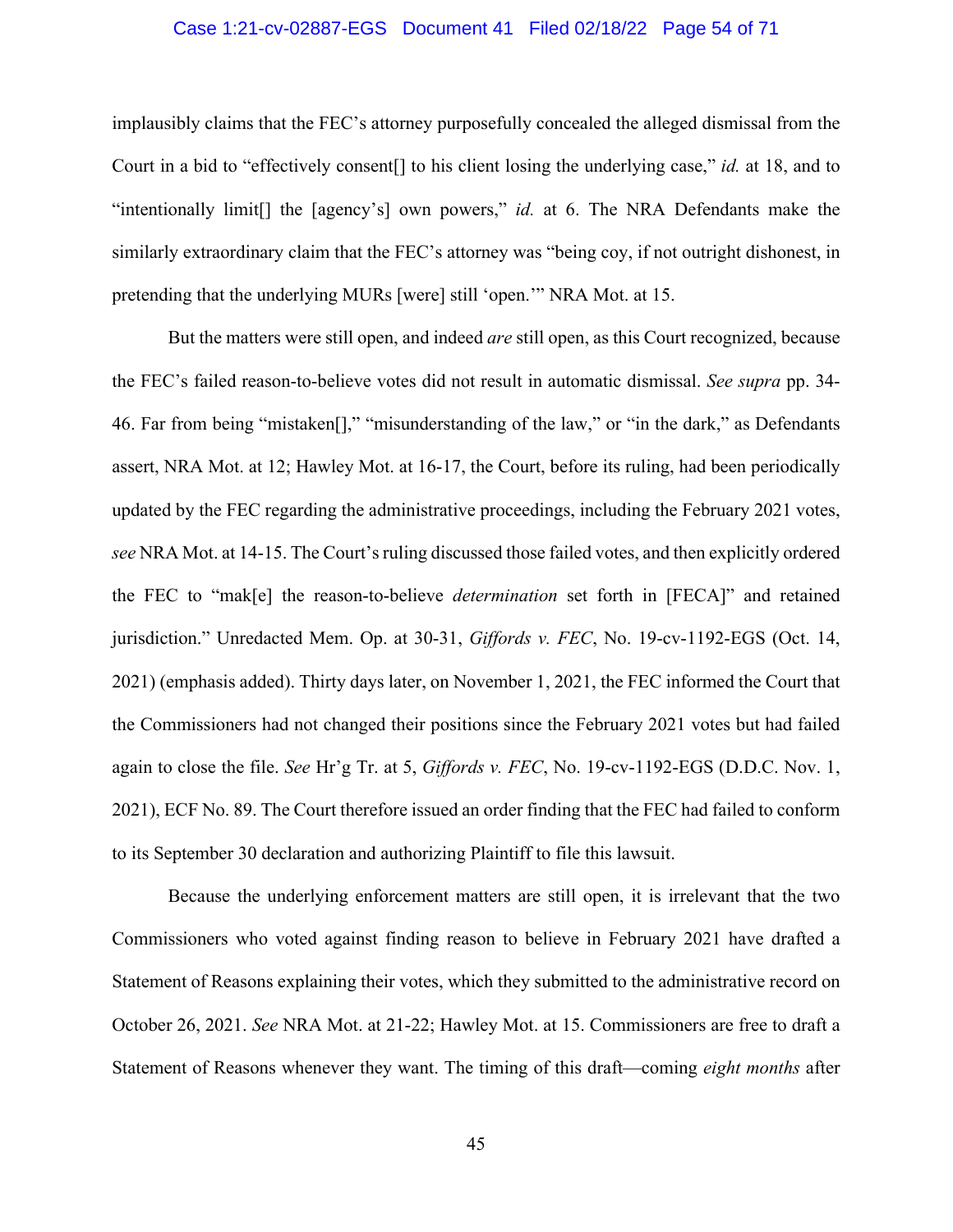implausibly claims that the FEC's attorney purposefully concealed the alleged dismissal from the Court in a bid to "effectively consent[] to his client losing the underlying case," *id.* at 18, and to "intentionally limit[] the [agency's] own powers," *id.* at 6. The NRA Defendants make the similarly extraordinary claim that the FEC's attorney was "being coy, if not outright dishonest, in pretending that the underlying MURs [were] still 'open.'" NRA Mot. at 15.

But the matters were still open, and indeed *are* still open, as this Court recognized, because the FEC's failed reason-to-believe votes did not result in automatic dismissal. *See supra* pp. 34-46. Far from being "mistaken[]," "misunderstanding of the law," or "in the dark," as Defendants assert, NRA Mot. at 12; Hawley Mot. at 16-17, the Court, before its ruling, had been periodically updated by the FEC regarding the administrative proceedings, including the February 2021 votes, *see* NRA Mot. at 14-15. The Court's ruling discussed those failed votes, and then explicitly ordered the FEC to "mak[e] the reason-to-believe *determination* set forth in [FECA]" and retained jurisdiction." Unredacted Mem. Op. at 30-31, *Giffords v. FEC*, No. 19-cv-1192-EGS (Oct. 14, 2021) (emphasis added). Thirty days later, on November 1, 2021, the FEC informed the Court that the Commissioners had not changed their positions since the February 2021 votes but had failed again to close the file. *See* Hr'g Tr. at 5, *Giffords v. FEC*, No. 19-cv-1192-EGS (D.D.C. Nov. 1, 2021), ECF No. 89. The Court therefore issued an order finding that the FEC had failed to conform to its September 30 declaration and authorizing Plaintiff to file this lawsuit.

Because the underlying enforcement matters are still open, it is irrelevant that the two Commissioners who voted against finding reason to believe in February 2021 have drafted a Statement of Reasons explaining their votes, which they submitted to the administrative record on October 26, 2021. *See* NRA Mot. at 21-22; Hawley Mot. at 15. Commissioners are free to draft a Statement of Reasons whenever they want. The timing of this draft—coming *eight months* after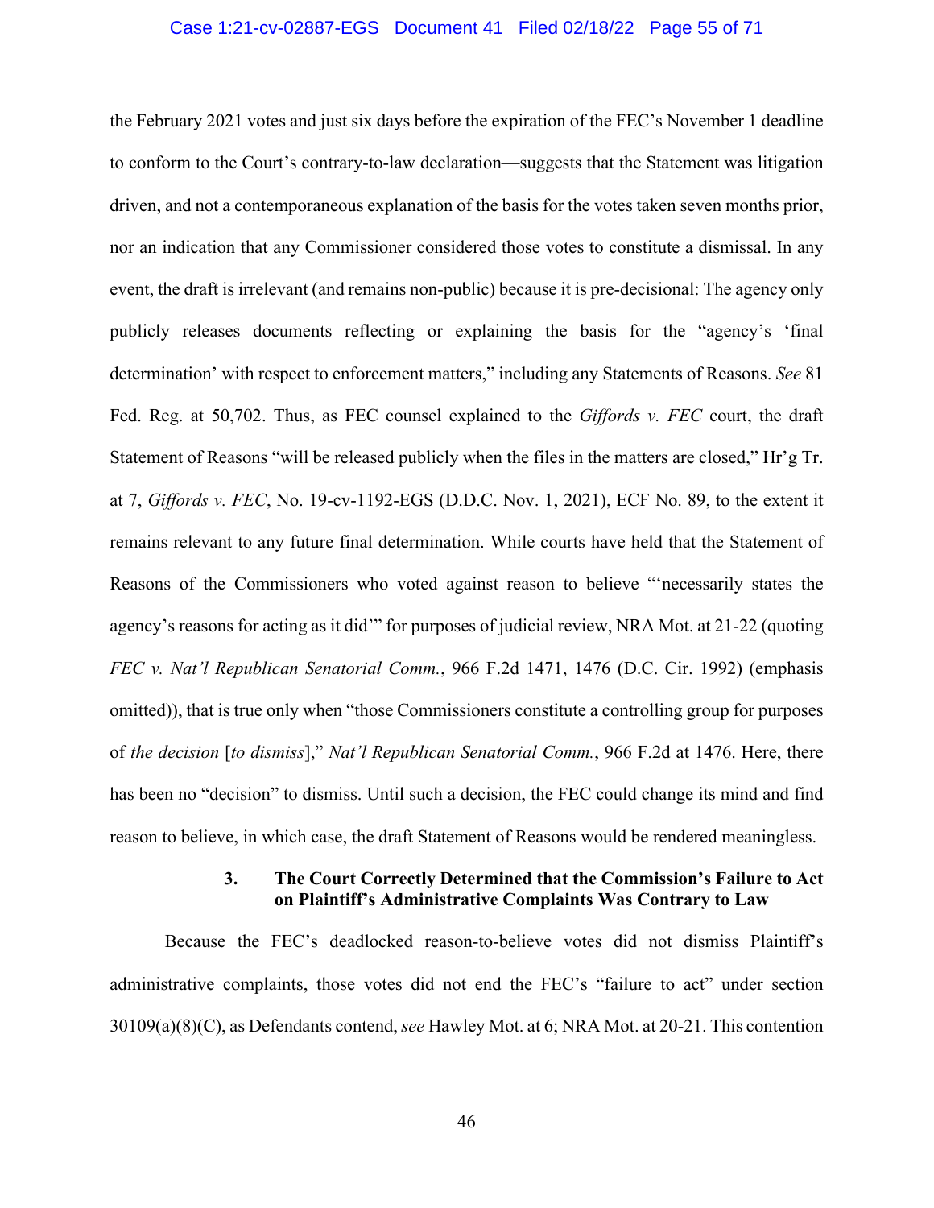the February 2021 votes and just six days before the expiration of the FEC's November 1 deadline to conform to the Court's contrary-to-law declaration—suggests that the Statement was litigation driven, and not a contemporaneous explanation of the basis for the votes taken seven months prior, nor an indication that any Commissioner considered those votes to constitute a dismissal. In any event, the draft is irrelevant (and remains non-public) because it is pre-decisional: The agency only publicly releases documents reflecting or explaining the basis for the "agency's 'final determination' with respect to enforcement matters," including any Statements of Reasons. *See* 81 Fed. Reg. at 50,702. Thus, as FEC counsel explained to the *Giffords v. FEC* court, the draft Statement of Reasons "will be released publicly when the files in the matters are closed," Hr'g Tr. at 7, *Giffords v. FEC*, No. 19-cv-1192-EGS (D.D.C. Nov. 1, 2021), ECF No. 89, to the extent it remains relevant to any future final determination. While courts have held that the Statement of Reasons of the Commissioners who voted against reason to believe "'necessarily states the agency's reasons for acting as it did'" for purposes of judicial review, NRA Mot. at 21-22 (quoting *FEC v. Nat'l Republican Senatorial Comm.*, 966 F.2d 1471, 1476 (D.C. Cir. 1992) (emphasis omitted)), that is true only when "those Commissioners constitute a controlling group for purposes of *the decision* [*to dismiss*]," *Nat'l Republican Senatorial Comm.*, 966 F.2d at 1476. Here, there has been no "decision" to dismiss. Until such a decision, the FEC could change its mind and find reason to believe, in which case, the draft Statement of Reasons would be rendered meaningless.

### 3. The Court Correctly Determined that the Commission's Failure to Act on Plaintiff's Administrative Complaints Was Contrary to Law

Because the FEC's deadlocked reason-to-believe votes did not dismiss Plaintiff's administrative complaints, those votes did not end the FEC's "failure to act" under section 30109(a)(8)(C), as Defendants contend, *see* Hawley Mot. at 6; NRA Mot. at 20-21. This contention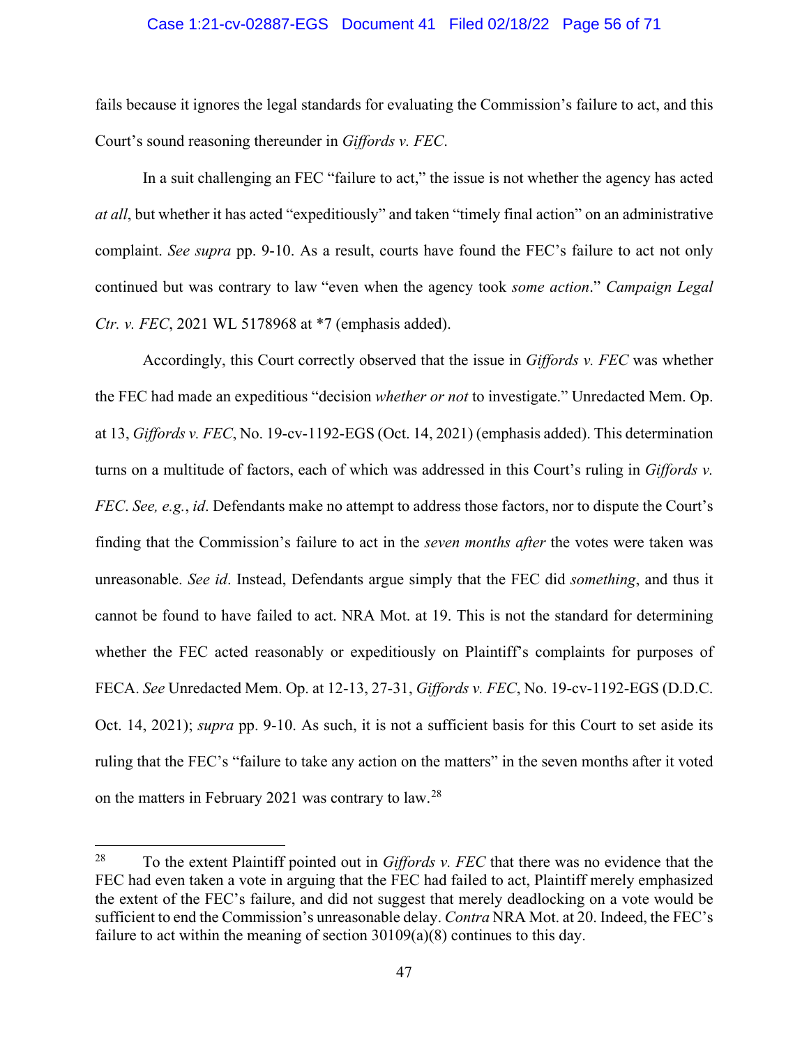fails because it ignores the legal standards for evaluating the Commission's failure to act, and this Court's sound reasoning thereunder in *Giffords v. FEC*.

In a suit challenging an FEC "failure to act," the issue is not whether the agency has acted *at all*, but whether it has acted "expeditiously" and taken "timely final action" on an administrative complaint. *See supra* pp. 9-10. As a result, courts have found the FEC's failure to act not only continued but was contrary to law "even when the agency took *some action*." *Campaign Legal Ctr. v. FEC*, 2021 WL 5178968 at *7 (emphasis added).

Accordingly, this Court correctly observed that the issue in *Giffords v. FEC* was whether the FEC had made an expeditious "decision *whether or not* to investigate." Unredacted Mem. Op. at 13, *Giffords v. FEC*, No. 19-cv-1192-EGS (Oct. 14, 2021) (emphasis added). This determination turns on a multitude of factors, each of which was addressed in this Court's ruling in *Giffords v. FEC*. *See, e.g.*, *id*. Defendants make no attempt to address those factors, nor to dispute the Court's finding that the Commission's failure to act in the *seven months after* the votes were taken was unreasonable. *See id*. Instead, Defendants argue simply that the FEC did *something*, and thus it cannot be found to have failed to act. NRA Mot. at 19. This is not the standard for determining whether the FEC acted reasonably or expeditiously on Plaintiff's complaints for purposes of FECA. *See* Unredacted Mem. Op. at 12-13, 27-31, *Giffords v. FEC*, No. 19-cv-1192-EGS (D.D.C. Oct. 14, 2021); *supra* pp. 9-10. As such, it is not a sufficient basis for this Court to set aside its ruling that the FEC's "failure to take any action on the matters" in the seven months after it voted on the matters in February 2021 was contrary to law.[28]

---

[28] To the extent Plaintiff pointed out in *Giffords v. FEC* that there was no evidence that the FEC had even taken a vote in arguing that the FEC had failed to act, Plaintiff merely emphasized the extent of the FEC's failure, and did not suggest that merely deadlocking on a vote would be sufficient to end the Commission's unreasonable delay. *Contra* NRA Mot. at 20. Indeed, the FEC's failure to act within the meaning of section 30109(a)(8) continues to this day.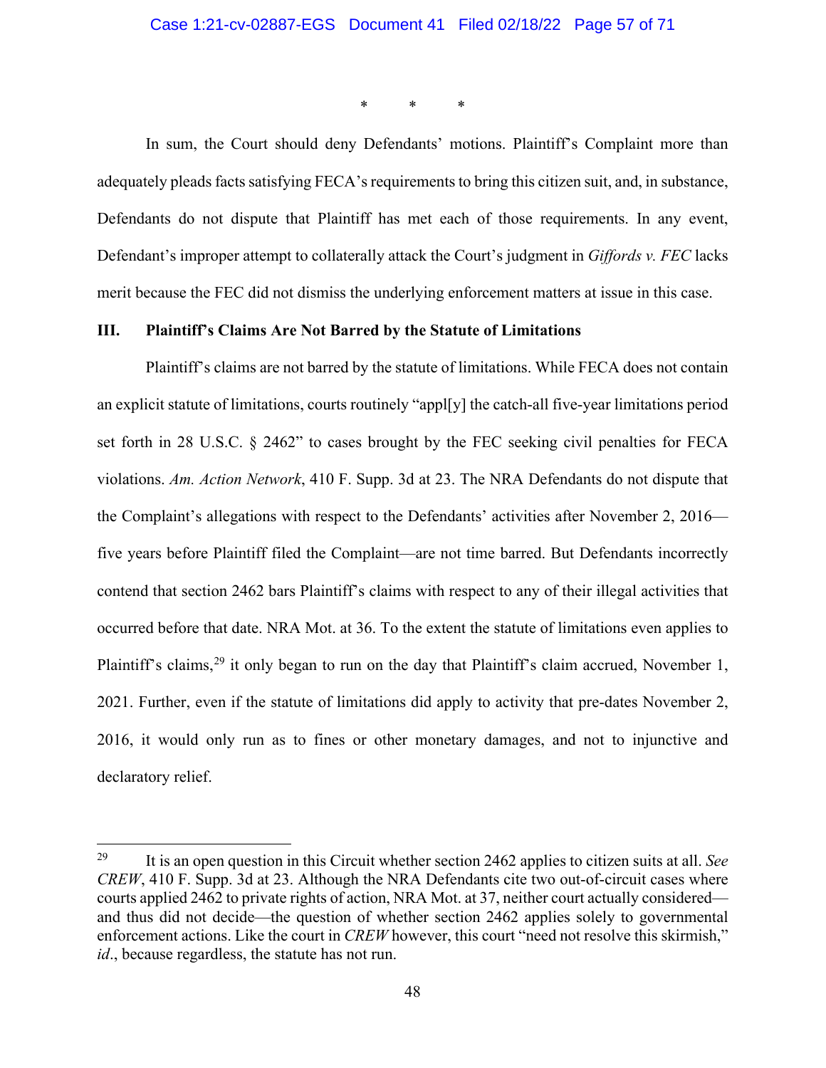\*           \*           \*

In sum, the Court should deny Defendants' motions. Plaintiff's Complaint more than adequately pleads facts satisfying FECA's requirements to bring this citizen suit, and, in substance, Defendants do not dispute that Plaintiff has met each of those requirements. In any event, Defendant's improper attempt to collaterally attack the Court's judgment in *Giffords v. FEC* lacks merit because the FEC did not dismiss the underlying enforcement matters at issue in this case.

### III. Plaintiff's Claims Are Not Barred by the Statute of Limitations

Plaintiff's claims are not barred by the statute of limitations. While FECA does not contain an explicit statute of limitations, courts routinely "appl[y] the catch-all five-year limitations period set forth in 28 U.S.C. § 2462" to cases brought by the FEC seeking civil penalties for FECA violations. *Am. Action Network*, 410 F. Supp. 3d at 23. The NRA Defendants do not dispute that the Complaint's allegations with respect to the Defendants' activities after November 2, 2016—five years before Plaintiff filed the Complaint—are not time barred. But Defendants incorrectly contend that section 2462 bars Plaintiff's claims with respect to any of their illegal activities that occurred before that date. NRA Mot. at 36. To the extent the statute of limitations even applies to Plaintiff's claims,[29] it only began to run on the day that Plaintiff's claim accrued, November 1, 2021. Further, even if the statute of limitations did apply to activity that pre-dates November 2, 2016, it would only run as to fines or other monetary damages, and not to injunctive and declaratory relief.

---

[29] It is an open question in this Circuit whether section 2462 applies to citizen suits at all. *See CREW*, 410 F. Supp. 3d at 23. Although the NRA Defendants cite two out-of-circuit cases where courts applied 2462 to private rights of action, NRA Mot. at 37, neither court actually considered—and thus did not decide—the question of whether section 2462 applies solely to governmental enforcement actions. Like the court in *CREW* however, this court "need not resolve this skirmish," *id*., because regardless, the statute has not run.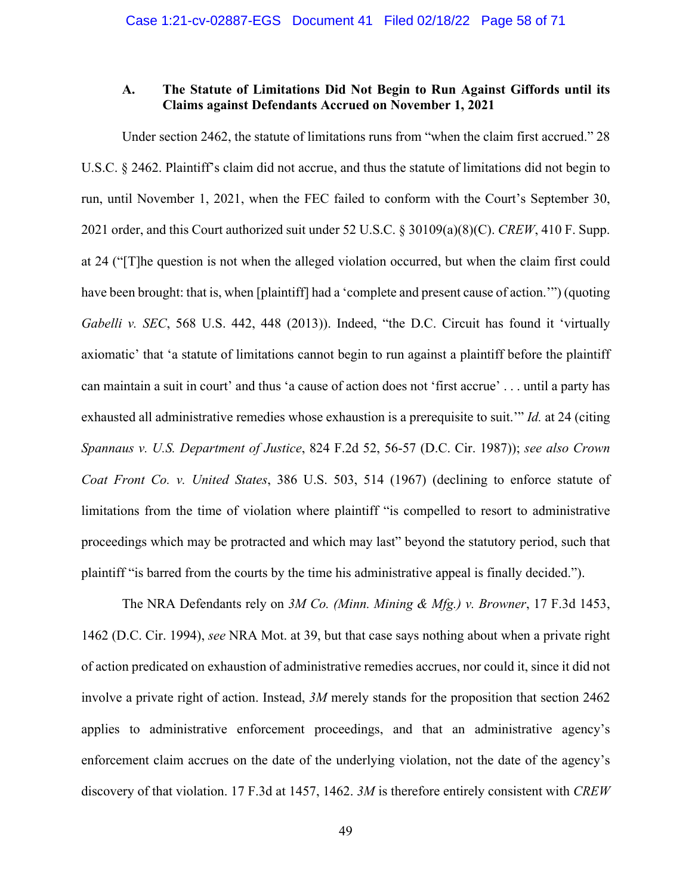### A. The Statute of Limitations Did Not Begin to Run Against Giffords until its Claims against Defendants Accrued on November 1, 2021

Under section 2462, the statute of limitations runs from "when the claim first accrued." 28 U.S.C. § 2462. Plaintiff's claim did not accrue, and thus the statute of limitations did not begin to run, until November 1, 2021, when the FEC failed to conform with the Court's September 30, 2021 order, and this Court authorized suit under 52 U.S.C. § 30109(a)(8)(C). *CREW*, 410 F. Supp. at 24 ("[T]he question is not when the alleged violation occurred, but when the claim first could have been brought: that is, when [plaintiff] had a 'complete and present cause of action.'") (quoting *Gabelli v. SEC*, 568 U.S. 442, 448 (2013)). Indeed, "the D.C. Circuit has found it 'virtually axiomatic' that 'a statute of limitations cannot begin to run against a plaintiff before the plaintiff can maintain a suit in court' and thus 'a cause of action does not 'first accrue' . . . until a party has exhausted all administrative remedies whose exhaustion is a prerequisite to suit.'" *Id.* at 24 (citing *Spannaus v. U.S. Department of Justice*, 824 F.2d 52, 56-57 (D.C. Cir. 1987)); *see also Crown Coat Front Co. v. United States*, 386 U.S. 503, 514 (1967) (declining to enforce statute of limitations from the time of violation where plaintiff "is compelled to resort to administrative proceedings which may be protracted and which may last" beyond the statutory period, such that plaintiff "is barred from the courts by the time his administrative appeal is finally decided.").

The NRA Defendants rely on *3M Co. (Minn. Mining & Mfg.) v. Browner*, 17 F.3d 1453, 1462 (D.C. Cir. 1994), *see* NRA Mot. at 39, but that case says nothing about when a private right of action predicated on exhaustion of administrative remedies accrues, nor could it, since it did not involve a private right of action. Instead, *3M* merely stands for the proposition that section 2462 applies to administrative enforcement proceedings, and that an administrative agency's enforcement claim accrues on the date of the underlying violation, not the date of the agency's discovery of that violation. 17 F.3d at 1457, 1462. *3M* is therefore entirely consistent with *CREW*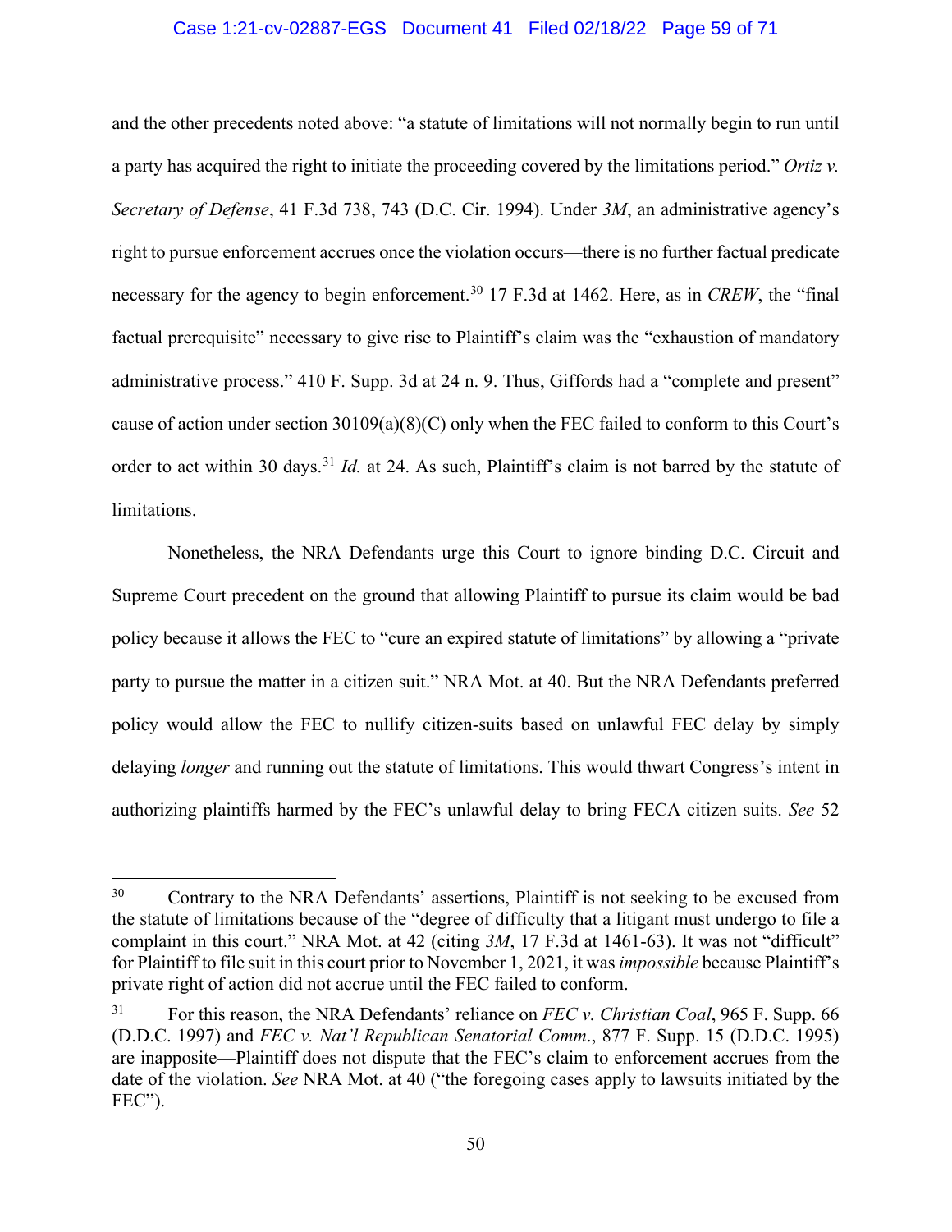and the other precedents noted above: "a statute of limitations will not normally begin to run until a party has acquired the right to initiate the proceeding covered by the limitations period." *Ortiz v. Secretary of Defense*, 41 F.3d 738, 743 (D.C. Cir. 1994). Under *3M*, an administrative agency's right to pursue enforcement accrues once the violation occurs—there is no further factual predicate necessary for the agency to begin enforcement.[30] 17 F.3d at 1462. Here, as in *CREW*, the "final factual prerequisite" necessary to give rise to Plaintiff's claim was the "exhaustion of mandatory administrative process." 410 F. Supp. 3d at 24 n. 9. Thus, Giffords had a "complete and present" cause of action under section 30109(a)(8)(C) only when the FEC failed to conform to this Court's order to act within 30 days.[31] *Id.* at 24. As such, Plaintiff's claim is not barred by the statute of limitations.

Nonetheless, the NRA Defendants urge this Court to ignore binding D.C. Circuit and Supreme Court precedent on the ground that allowing Plaintiff to pursue its claim would be bad policy because it allows the FEC to "cure an expired statute of limitations" by allowing a "private party to pursue the matter in a citizen suit." NRA Mot. at 40. But the NRA Defendants preferred policy would allow the FEC to nullify citizen-suits based on unlawful FEC delay by simply delaying *longer* and running out the statute of limitations. This would thwart Congress's intent in authorizing plaintiffs harmed by the FEC's unlawful delay to bring FECA citizen suits. *See* 52

---

[30] Contrary to the NRA Defendants' assertions, Plaintiff is not seeking to be excused from the statute of limitations because of the "degree of difficulty that a litigant must undergo to file a complaint in this court." NRA Mot. at 42 (citing *3M*, 17 F.3d at 1461-63). It was not "difficult" for Plaintiff to file suit in this court prior to November 1, 2021, it was *impossible* because Plaintiff's private right of action did not accrue until the FEC failed to conform.

[31] For this reason, the NRA Defendants' reliance on *FEC v. Christian Coal*, 965 F. Supp. 66 (D.D.C. 1997) and *FEC v. Nat'l Republican Senatorial Comm*., 877 F. Supp. 15 (D.D.C. 1995) are inapposite—Plaintiff does not dispute that the FEC's claim to enforcement accrues from the date of the violation. *See* NRA Mot. at 40 ("the foregoing cases apply to lawsuits initiated by the FEC").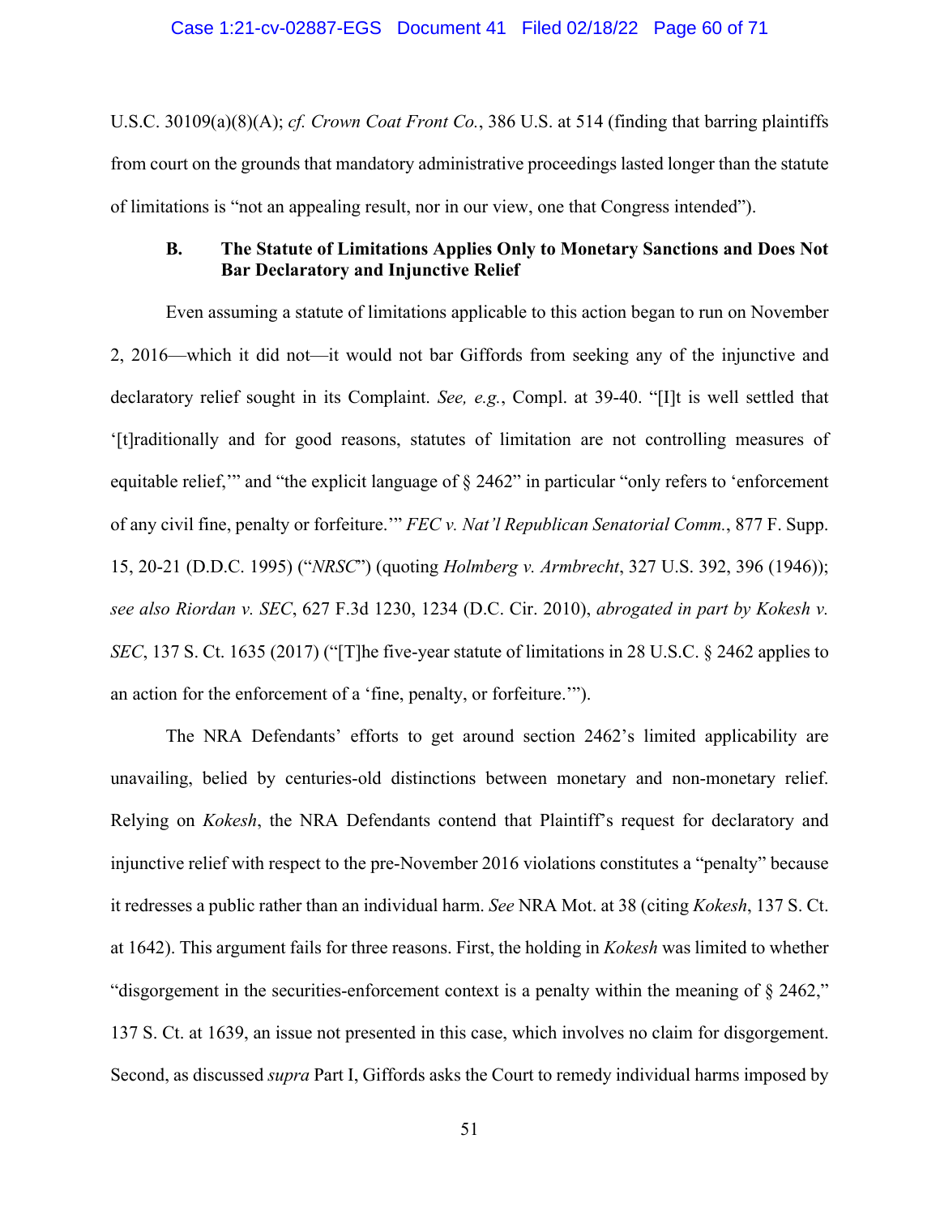U.S.C. 30109(a)(8)(A); *cf. Crown Coat Front Co.*, 386 U.S. at 514 (finding that barring plaintiffs from court on the grounds that mandatory administrative proceedings lasted longer than the statute of limitations is "not an appealing result, nor in our view, one that Congress intended").

### B. The Statute of Limitations Applies Only to Monetary Sanctions and Does Not Bar Declaratory and Injunctive Relief

Even assuming a statute of limitations applicable to this action began to run on November 2, 2016—which it did not—it would not bar Giffords from seeking any of the injunctive and declaratory relief sought in its Complaint. *See, e.g.*, Compl. at 39-40. "[I]t is well settled that '[t]raditionally and for good reasons, statutes of limitation are not controlling measures of equitable relief,'" and "the explicit language of § 2462" in particular "only refers to 'enforcement of any civil fine, penalty or forfeiture.'" *FEC v. Nat'l Republican Senatorial Comm.*, 877 F. Supp. 15, 20-21 (D.D.C. 1995) ("*NRSC*") (quoting *Holmberg v. Armbrecht*, 327 U.S. 392, 396 (1946)); *see also Riordan v. SEC*, 627 F.3d 1230, 1234 (D.C. Cir. 2010), *abrogated in part by Kokesh v. SEC*, 137 S. Ct. 1635 (2017) ("[T]he five-year statute of limitations in 28 U.S.C. § 2462 applies to an action for the enforcement of a 'fine, penalty, or forfeiture.'").

The NRA Defendants' efforts to get around section 2462's limited applicability are unavailing, belied by centuries-old distinctions between monetary and non-monetary relief. Relying on *Kokesh*, the NRA Defendants contend that Plaintiff's request for declaratory and injunctive relief with respect to the pre-November 2016 violations constitutes a "penalty" because it redresses a public rather than an individual harm. *See* NRA Mot. at 38 (citing *Kokesh*, 137 S. Ct. at 1642). This argument fails for three reasons. First, the holding in *Kokesh* was limited to whether "disgorgement in the securities-enforcement context is a penalty within the meaning of § 2462," 137 S. Ct. at 1639, an issue not presented in this case, which involves no claim for disgorgement. Second, as discussed *supra* Part I, Giffords asks the Court to remedy individual harms imposed by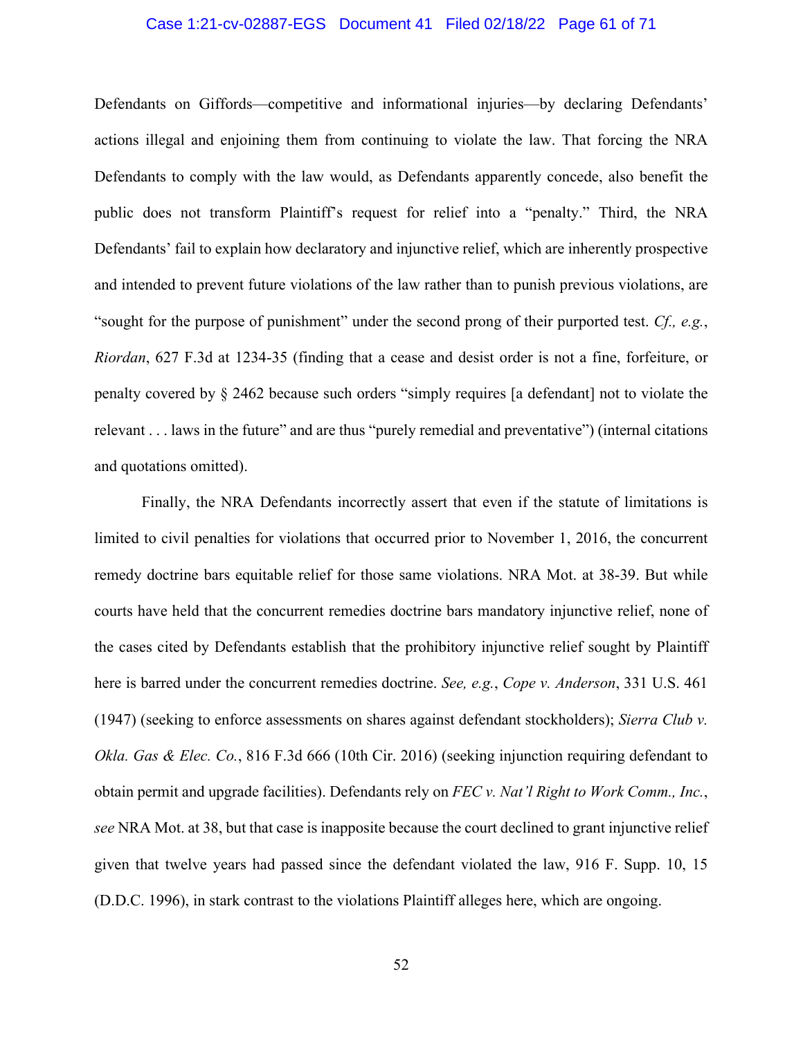Defendants on Giffords—competitive and informational injuries—by declaring Defendants' actions illegal and enjoining them from continuing to violate the law. That forcing the NRA Defendants to comply with the law would, as Defendants apparently concede, also benefit the public does not transform Plaintiff's request for relief into a "penalty." Third, the NRA Defendants' fail to explain how declaratory and injunctive relief, which are inherently prospective and intended to prevent future violations of the law rather than to punish previous violations, are "sought for the purpose of punishment" under the second prong of their purported test. *Cf., e.g.*, *Riordan*, 627 F.3d at 1234-35 (finding that a cease and desist order is not a fine, forfeiture, or penalty covered by § 2462 because such orders "simply requires [a defendant] not to violate the relevant . . . laws in the future" and are thus "purely remedial and preventative") (internal citations and quotations omitted).

Finally, the NRA Defendants incorrectly assert that even if the statute of limitations is limited to civil penalties for violations that occurred prior to November 1, 2016, the concurrent remedy doctrine bars equitable relief for those same violations. NRA Mot. at 38-39. But while courts have held that the concurrent remedies doctrine bars mandatory injunctive relief, none of the cases cited by Defendants establish that the prohibitory injunctive relief sought by Plaintiff here is barred under the concurrent remedies doctrine. *See, e.g.*, *Cope v. Anderson*, 331 U.S. 461 (1947) (seeking to enforce assessments on shares against defendant stockholders); *Sierra Club v. Okla. Gas & Elec. Co.*, 816 F.3d 666 (10th Cir. 2016) (seeking injunction requiring defendant to obtain permit and upgrade facilities). Defendants rely on *FEC v. Nat'l Right to Work Comm., Inc.*, *see* NRA Mot. at 38, but that case is inapposite because the court declined to grant injunctive relief given that twelve years had passed since the defendant violated the law, 916 F. Supp. 10, 15 (D.D.C. 1996), in stark contrast to the violations Plaintiff alleges here, which are ongoing.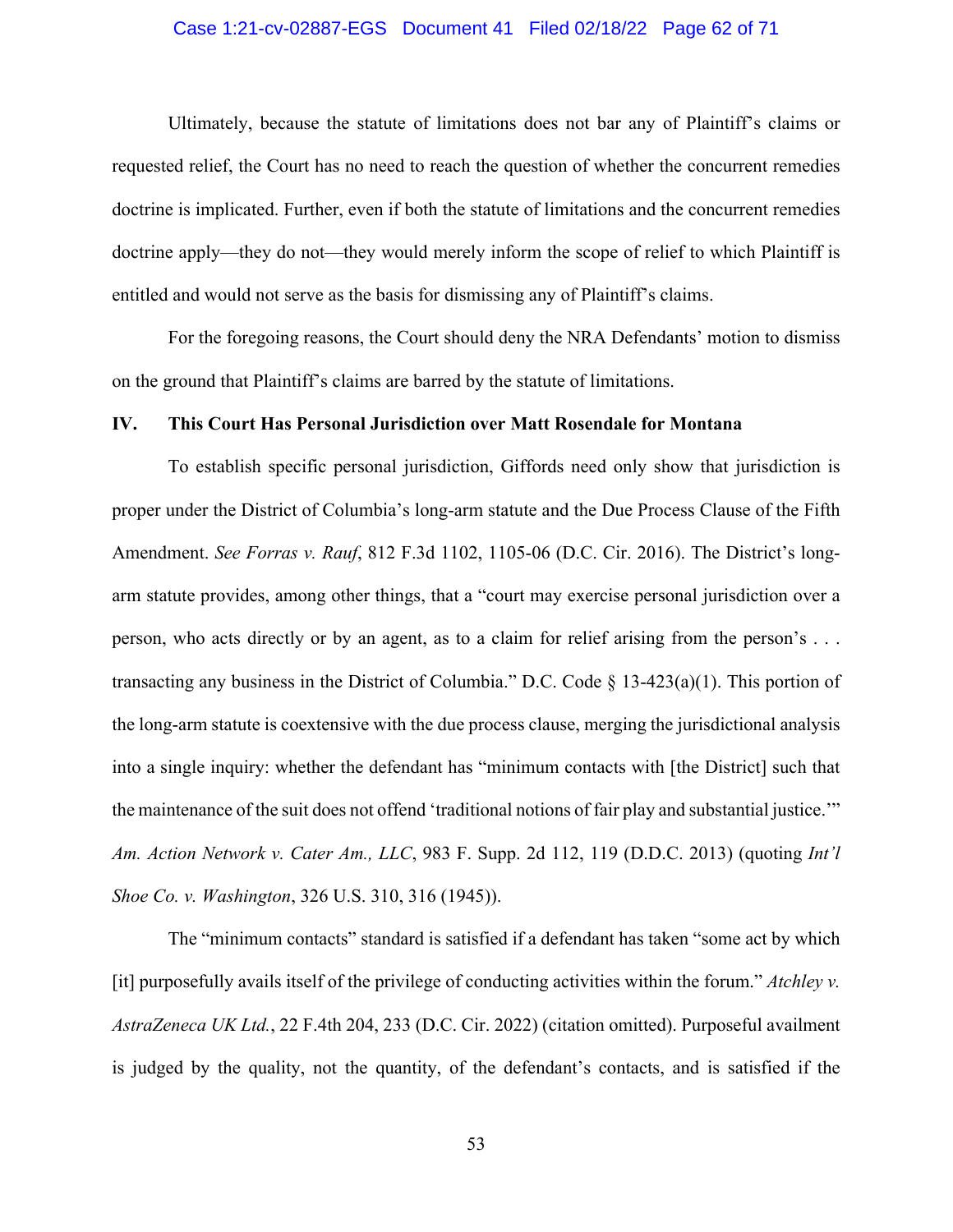Ultimately, because the statute of limitations does not bar any of Plaintiff's claims or requested relief, the Court has no need to reach the question of whether the concurrent remedies doctrine is implicated. Further, even if both the statute of limitations and the concurrent remedies doctrine apply—they do not—they would merely inform the scope of relief to which Plaintiff is entitled and would not serve as the basis for dismissing any of Plaintiff's claims.

For the foregoing reasons, the Court should deny the NRA Defendants' motion to dismiss on the ground that Plaintiff's claims are barred by the statute of limitations.

## IV. This Court Has Personal Jurisdiction over Matt Rosendale for Montana

To establish specific personal jurisdiction, Giffords need only show that jurisdiction is proper under the District of Columbia's long-arm statute and the Due Process Clause of the Fifth Amendment. *See Forras v. Rauf*, 812 F.3d 1102, 1105-06 (D.C. Cir. 2016). The District's long-arm statute provides, among other things, that a "court may exercise personal jurisdiction over a person, who acts directly or by an agent, as to a claim for relief arising from the person's . . . transacting any business in the District of Columbia." D.C. Code § 13-423(a)(1). This portion of the long-arm statute is coextensive with the due process clause, merging the jurisdictional analysis into a single inquiry: whether the defendant has "minimum contacts with [the District] such that the maintenance of the suit does not offend 'traditional notions of fair play and substantial justice.'" *Am. Action Network v. Cater Am., LLC*, 983 F. Supp. 2d 112, 119 (D.D.C. 2013) (quoting *Int'l Shoe Co. v. Washington*, 326 U.S. 310, 316 (1945)).

The "minimum contacts" standard is satisfied if a defendant has taken "some act by which [it] purposefully avails itself of the privilege of conducting activities within the forum." *Atchley v. AstraZeneca UK Ltd.*, 22 F.4th 204, 233 (D.C. Cir. 2022) (citation omitted). Purposeful availment is judged by the quality, not the quantity, of the defendant's contacts, and is satisfied if the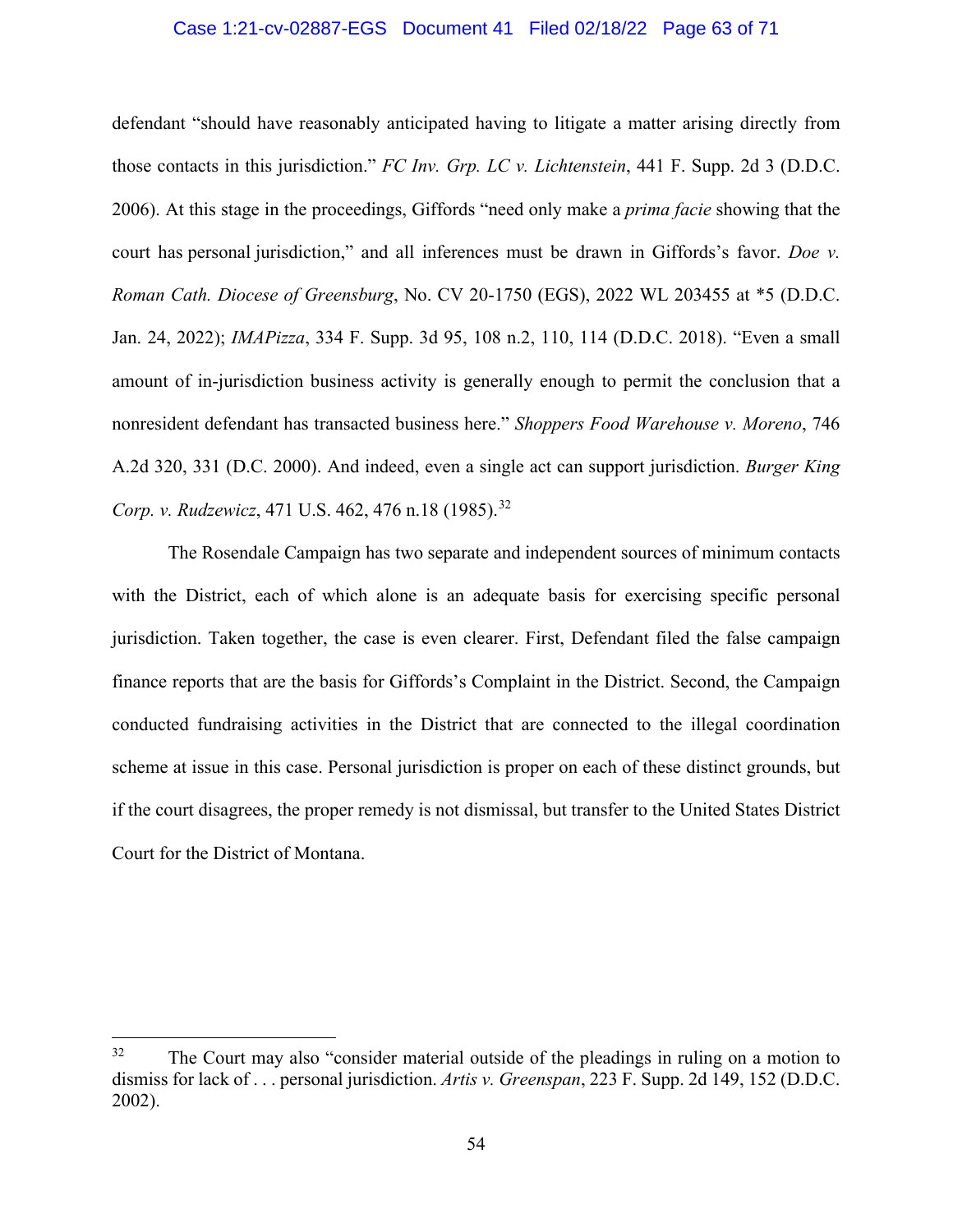defendant "should have reasonably anticipated having to litigate a matter arising directly from those contacts in this jurisdiction." *FC Inv. Grp. LC v. Lichtenstein*, 441 F. Supp. 2d 3 (D.D.C. 2006). At this stage in the proceedings, Giffords "need only make a *prima facie* showing that the court has personal jurisdiction," and all inferences must be drawn in Giffords's favor. *Doe v. Roman Cath. Diocese of Greensburg*, No. CV 20-1750 (EGS), 2022 WL 203455 at *5 (D.D.C. Jan. 24, 2022); *IMAPizza*, 334 F. Supp. 3d 95, 108 n.2, 110, 114 (D.D.C. 2018). "Even a small amount of in-jurisdiction business activity is generally enough to permit the conclusion that a nonresident defendant has transacted business here." *Shoppers Food Warehouse v. Moreno*, 746 A.2d 320, 331 (D.C. 2000). And indeed, even a single act can support jurisdiction. *Burger King Corp. v. Rudzewicz*, 471 U.S. 462, 476 n.18 (1985).[32]

The Rosendale Campaign has two separate and independent sources of minimum contacts with the District, each of which alone is an adequate basis for exercising specific personal jurisdiction. Taken together, the case is even clearer. First, Defendant filed the false campaign finance reports that are the basis for Giffords's Complaint in the District. Second, the Campaign conducted fundraising activities in the District that are connected to the illegal coordination scheme at issue in this case. Personal jurisdiction is proper on each of these distinct grounds, but if the court disagrees, the proper remedy is not dismissal, but transfer to the United States District Court for the District of Montana.

[32] The Court may also "consider material outside of the pleadings in ruling on a motion to dismiss for lack of . . . personal jurisdiction. *Artis v. Greenspan*, 223 F. Supp. 2d 149, 152 (D.D.C. 2002).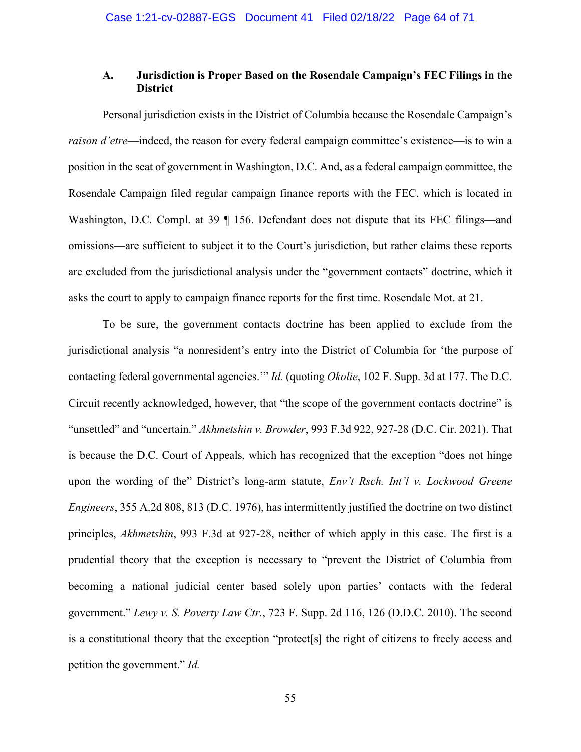### A. Jurisdiction is Proper Based on the Rosendale Campaign's FEC Filings in the District

Personal jurisdiction exists in the District of Columbia because the Rosendale Campaign's *raison d'etre*—indeed, the reason for every federal campaign committee's existence—is to win a position in the seat of government in Washington, D.C. And, as a federal campaign committee, the Rosendale Campaign filed regular campaign finance reports with the FEC, which is located in Washington, D.C. Compl. at 39 ¶ 156. Defendant does not dispute that its FEC filings—and omissions—are sufficient to subject it to the Court's jurisdiction, but rather claims these reports are excluded from the jurisdictional analysis under the "government contacts" doctrine, which it asks the court to apply to campaign finance reports for the first time. Rosendale Mot. at 21.

To be sure, the government contacts doctrine has been applied to exclude from the jurisdictional analysis "a nonresident's entry into the District of Columbia for 'the purpose of contacting federal governmental agencies.'" *Id.* (quoting *Okolie*, 102 F. Supp. 3d at 177. The D.C. Circuit recently acknowledged, however, that "the scope of the government contacts doctrine" is "unsettled" and "uncertain." *Akhmetshin v. Browder*, 993 F.3d 922, 927-28 (D.C. Cir. 2021). That is because the D.C. Court of Appeals, which has recognized that the exception "does not hinge upon the wording of the" District's long-arm statute, *Env't Rsch. Int'l v. Lockwood Greene Engineers*, 355 A.2d 808, 813 (D.C. 1976), has intermittently justified the doctrine on two distinct principles, *Akhmetshin*, 993 F.3d at 927-28, neither of which apply in this case. The first is a prudential theory that the exception is necessary to "prevent the District of Columbia from becoming a national judicial center based solely upon parties' contacts with the federal government." *Lewy v. S. Poverty Law Ctr.*, 723 F. Supp. 2d 116, 126 (D.D.C. 2010). The second is a constitutional theory that the exception "protect[s] the right of citizens to freely access and petition the government." *Id.*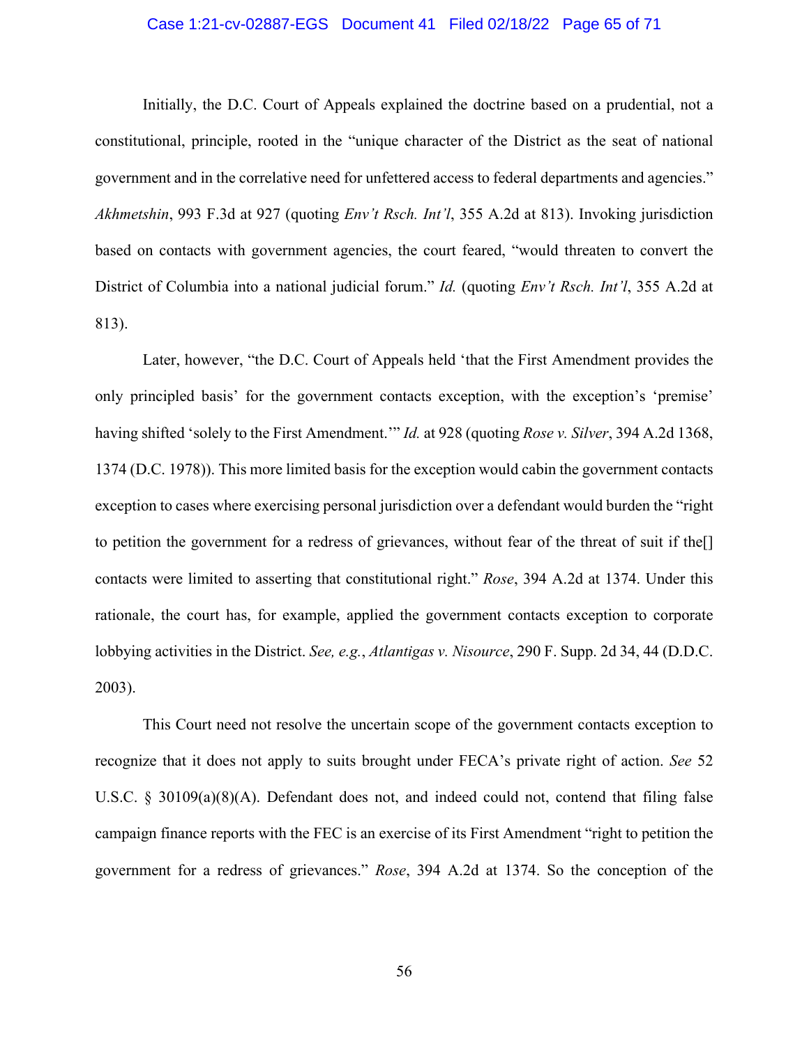Initially, the D.C. Court of Appeals explained the doctrine based on a prudential, not a constitutional, principle, rooted in the "unique character of the District as the seat of national government and in the correlative need for unfettered access to federal departments and agencies." *Akhmetshin*, 993 F.3d at 927 (quoting *Env't Rsch. Int'l*, 355 A.2d at 813). Invoking jurisdiction based on contacts with government agencies, the court feared, "would threaten to convert the District of Columbia into a national judicial forum." *Id.* (quoting *Env't Rsch. Int'l*, 355 A.2d at 813).

Later, however, "the D.C. Court of Appeals held 'that the First Amendment provides the only principled basis' for the government contacts exception, with the exception's 'premise' having shifted 'solely to the First Amendment.'" *Id.* at 928 (quoting *Rose v. Silver*, 394 A.2d 1368, 1374 (D.C. 1978)). This more limited basis for the exception would cabin the government contacts exception to cases where exercising personal jurisdiction over a defendant would burden the "right to petition the government for a redress of grievances, without fear of the threat of suit if the[] contacts were limited to asserting that constitutional right." *Rose*, 394 A.2d at 1374. Under this rationale, the court has, for example, applied the government contacts exception to corporate lobbying activities in the District. *See, e.g.*, *Atlantigas v. Nisource*, 290 F. Supp. 2d 34, 44 (D.D.C. 2003).

This Court need not resolve the uncertain scope of the government contacts exception to recognize that it does not apply to suits brought under FECA's private right of action. *See* 52 U.S.C. § 30109(a)(8)(A). Defendant does not, and indeed could not, contend that filing false campaign finance reports with the FEC is an exercise of its First Amendment "right to petition the government for a redress of grievances." *Rose*, 394 A.2d at 1374. So the conception of the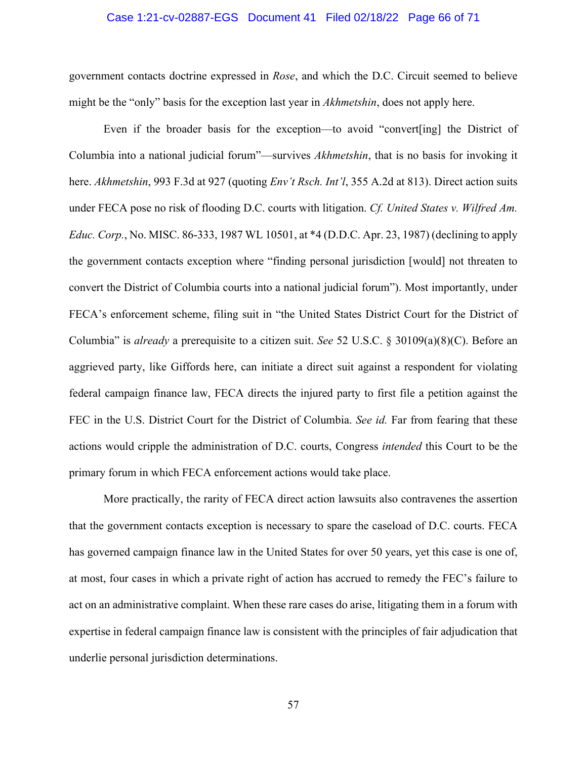government contacts doctrine expressed in *Rose*, and which the D.C. Circuit seemed to believe might be the "only" basis for the exception last year in *Akhmetshin*, does not apply here.

Even if the broader basis for the exception—to avoid "convert[ing] the District of Columbia into a national judicial forum"—survives *Akhmetshin*, that is no basis for invoking it here. *Akhmetshin*, 993 F.3d at 927 (quoting *Env't Rsch. Int'l*, 355 A.2d at 813). Direct action suits under FECA pose no risk of flooding D.C. courts with litigation. *Cf. United States v. Wilfred Am. Educ. Corp.*, No. MISC. 86-333, 1987 WL 10501, at *4 (D.D.C. Apr. 23, 1987) (declining to apply the government contacts exception where "finding personal jurisdiction [would] not threaten to convert the District of Columbia courts into a national judicial forum"). Most importantly, under FECA's enforcement scheme, filing suit in "the United States District Court for the District of Columbia" is *already* a prerequisite to a citizen suit. *See* 52 U.S.C. § 30109(a)(8)(C). Before an aggrieved party, like Giffords here, can initiate a direct suit against a respondent for violating federal campaign finance law, FECA directs the injured party to first file a petition against the FEC in the U.S. District Court for the District of Columbia. *See id.* Far from fearing that these actions would cripple the administration of D.C. courts, Congress *intended* this Court to be the primary forum in which FECA enforcement actions would take place.

More practically, the rarity of FECA direct action lawsuits also contravenes the assertion that the government contacts exception is necessary to spare the caseload of D.C. courts. FECA has governed campaign finance law in the United States for over 50 years, yet this case is one of, at most, four cases in which a private right of action has accrued to remedy the FEC's failure to act on an administrative complaint. When these rare cases do arise, litigating them in a forum with expertise in federal campaign finance law is consistent with the principles of fair adjudication that underlie personal jurisdiction determinations.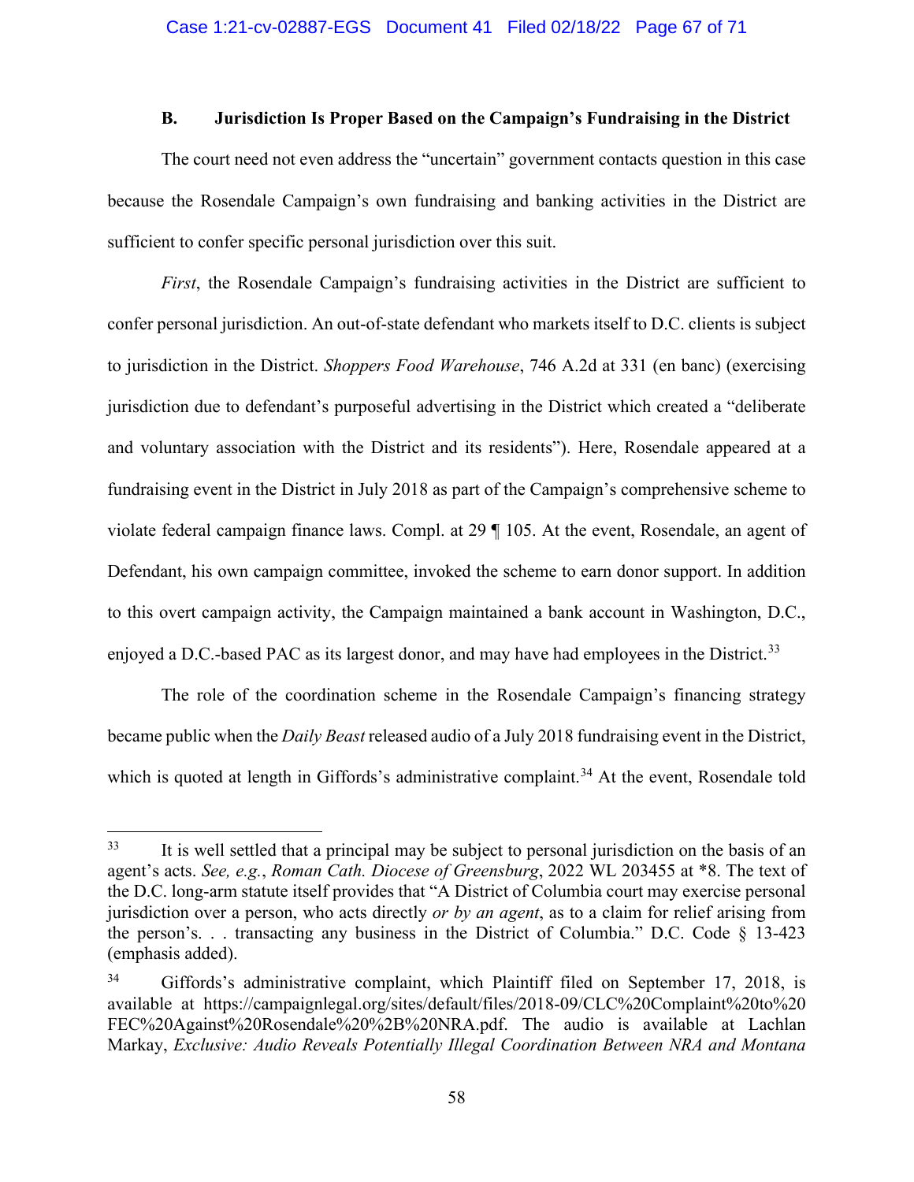### B. Jurisdiction Is Proper Based on the Campaign's Fundraising in the District

The court need not even address the "uncertain" government contacts question in this case because the Rosendale Campaign's own fundraising and banking activities in the District are sufficient to confer specific personal jurisdiction over this suit.

*First*, the Rosendale Campaign's fundraising activities in the District are sufficient to confer personal jurisdiction. An out-of-state defendant who markets itself to D.C. clients is subject to jurisdiction in the District. *Shoppers Food Warehouse*, 746 A.2d at 331 (en banc) (exercising jurisdiction due to defendant's purposeful advertising in the District which created a "deliberate and voluntary association with the District and its residents"). Here, Rosendale appeared at a fundraising event in the District in July 2018 as part of the Campaign's comprehensive scheme to violate federal campaign finance laws. Compl. at 29 ¶ 105. At the event, Rosendale, an agent of Defendant, his own campaign committee, invoked the scheme to earn donor support. In addition to this overt campaign activity, the Campaign maintained a bank account in Washington, D.C., enjoyed a D.C.-based PAC as its largest donor, and may have had employees in the District.[33]

The role of the coordination scheme in the Rosendale Campaign's financing strategy became public when the *Daily Beast* released audio of a July 2018 fundraising event in the District, which is quoted at length in Giffords's administrative complaint.[34] At the event, Rosendale told

---

[33] It is well settled that a principal may be subject to personal jurisdiction on the basis of an agent's acts. *See, e.g.*, *Roman Cath. Diocese of Greensburg*, 2022 WL 203455 at *8. The text of the D.C. long-arm statute itself provides that "A District of Columbia court may exercise personal jurisdiction over a person, who acts directly *or by an agent*, as to a claim for relief arising from the person's. . . transacting any business in the District of Columbia." D.C. Code § 13-423 (emphasis added).

[34] Giffords's administrative complaint, which Plaintiff filed on September 17, 2018, is available at https://campaignlegal.org/sites/default/files/2018-09/CLC%20Complaint%20to%20FEC%20Against%20Rosendale%20%2B%20NRA.pdf. The audio is available at Lachlan Markay, *Exclusive: Audio Reveals Potentially Illegal Coordination Between NRA and Montana*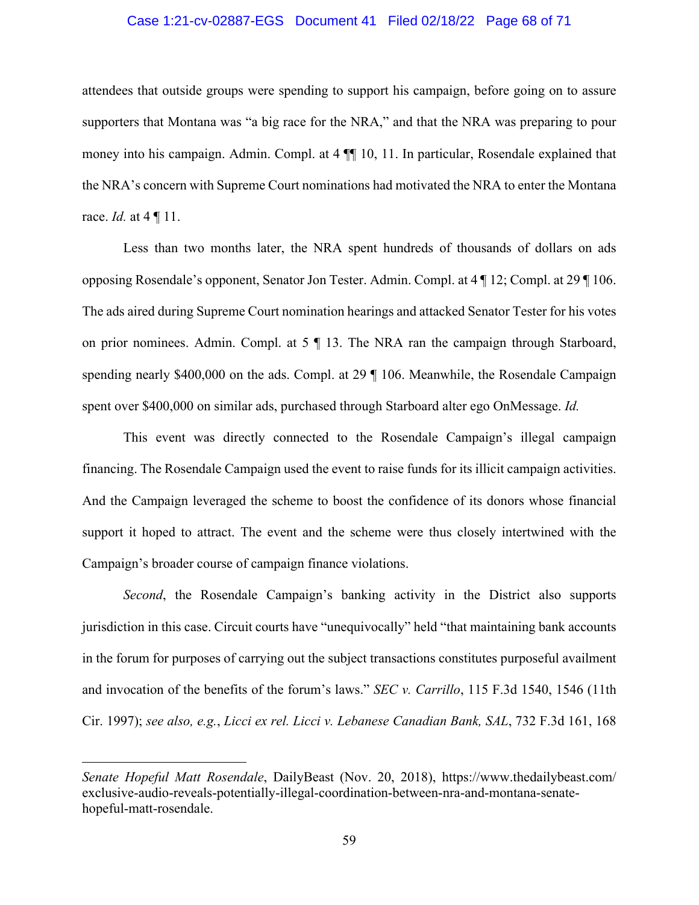attendees that outside groups were spending to support his campaign, before going on to assure supporters that Montana was "a big race for the NRA," and that the NRA was preparing to pour money into his campaign. Admin. Compl. at 4 ¶¶ 10, 11. In particular, Rosendale explained that the NRA's concern with Supreme Court nominations had motivated the NRA to enter the Montana race. *Id.* at 4 ¶ 11.

Less than two months later, the NRA spent hundreds of thousands of dollars on ads opposing Rosendale's opponent, Senator Jon Tester. Admin. Compl. at 4 ¶ 12; Compl. at 29 ¶ 106. The ads aired during Supreme Court nomination hearings and attacked Senator Tester for his votes on prior nominees. Admin. Compl. at 5 ¶ 13. The NRA ran the campaign through Starboard, spending nearly $400,000 on the ads. Compl. at 29 ¶ 106. Meanwhile, the Rosendale Campaign spent over $400,000 on similar ads, purchased through Starboard alter ego OnMessage. *Id.*

This event was directly connected to the Rosendale Campaign's illegal campaign financing. The Rosendale Campaign used the event to raise funds for its illicit campaign activities. And the Campaign leveraged the scheme to boost the confidence of its donors whose financial support it hoped to attract. The event and the scheme were thus closely intertwined with the Campaign's broader course of campaign finance violations.

*Second*, the Rosendale Campaign's banking activity in the District also supports jurisdiction in this case. Circuit courts have "unequivocally" held "that maintaining bank accounts in the forum for purposes of carrying out the subject transactions constitutes purposeful availment and invocation of the benefits of the forum's laws." *SEC v. Carrillo*, 115 F.3d 1540, 1546 (11th Cir. 1997); *see also, e.g.*, *Licci ex rel. Licci v. Lebanese Canadian Bank, SAL*, 732 F.3d 161, 168

---

*Senate Hopeful Matt Rosendale*, DailyBeast (Nov. 20, 2018), https://www.thedailybeast.com/exclusive-audio-reveals-potentially-illegal-coordination-between-nra-and-montana-senate-hopeful-matt-rosendale.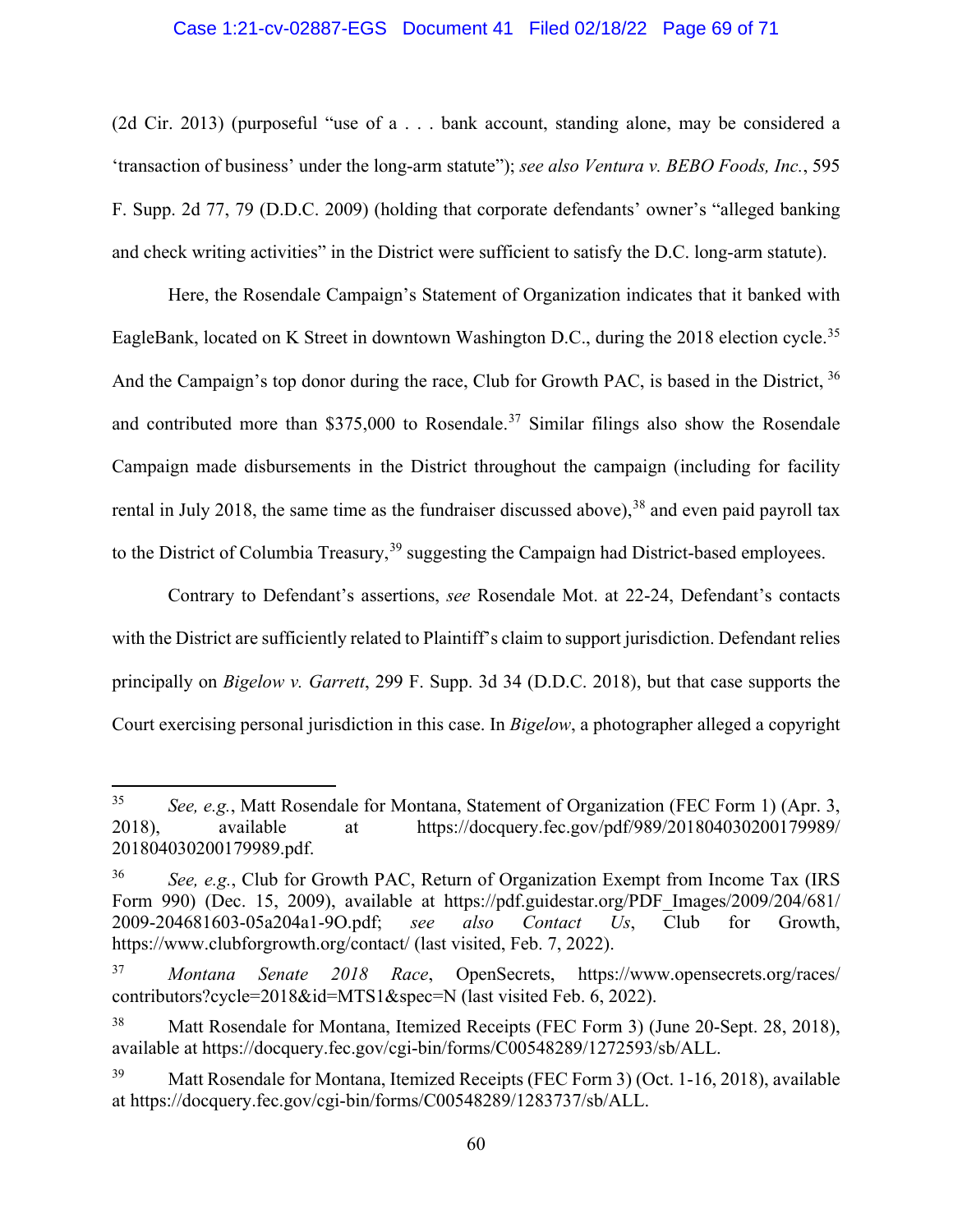(2d Cir. 2013) (purposeful "use of a . . . bank account, standing alone, may be considered a 'transaction of business' under the long-arm statute"); *see also Ventura v. BEBO Foods, Inc.*, 595 F. Supp. 2d 77, 79 (D.D.C. 2009) (holding that corporate defendants' owner's "alleged banking and check writing activities" in the District were sufficient to satisfy the D.C. long-arm statute).

Here, the Rosendale Campaign's Statement of Organization indicates that it banked with EagleBank, located on K Street in downtown Washington D.C., during the 2018 election cycle.[35] And the Campaign's top donor during the race, Club for Growth PAC, is based in the District,[36] and contributed more than $375,000 to Rosendale.[37] Similar filings also show the Rosendale Campaign made disbursements in the District throughout the campaign (including for facility rental in July 2018, the same time as the fundraiser discussed above),[38] and even paid payroll tax to the District of Columbia Treasury,[39] suggesting the Campaign had District-based employees.

Contrary to Defendant's assertions, *see* Rosendale Mot. at 22-24, Defendant's contacts with the District are sufficiently related to Plaintiff's claim to support jurisdiction. Defendant relies principally on *Bigelow v. Garrett*, 299 F. Supp. 3d 34 (D.D.C. 2018), but that case supports the Court exercising personal jurisdiction in this case. In *Bigelow*, a photographer alleged a copyright

---

[35] *See, e.g.*, Matt Rosendale for Montana, Statement of Organization (FEC Form 1) (Apr. 3, 2018), available at https://docquery.fec.gov/pdf/989/201804030200179989/201804030200179989.pdf.

[36] *See, e.g.*, Club for Growth PAC, Return of Organization Exempt from Income Tax (IRS Form 990) (Dec. 15, 2009), available at https://pdf.guidestar.org/PDF_Images/2009/204/681/2009-204681603-05a204a1-9O.pdf; *see also Contact Us*, Club for Growth, https://www.clubforgrowth.org/contact/ (last visited, Feb. 7, 2022).

[37] *Montana Senate 2018 Race*, OpenSecrets, https://www.opensecrets.org/races/contributors?cycle=2018&id=MTS1&spec=N (last visited Feb. 6, 2022).

[38] Matt Rosendale for Montana, Itemized Receipts (FEC Form 3) (June 20-Sept. 28, 2018), available at https://docquery.fec.gov/cgi-bin/forms/C00548289/1272593/sb/ALL.

[39] Matt Rosendale for Montana, Itemized Receipts (FEC Form 3) (Oct. 1-16, 2018), available at https://docquery.fec.gov/cgi-bin/forms/C00548289/1283737/sb/ALL.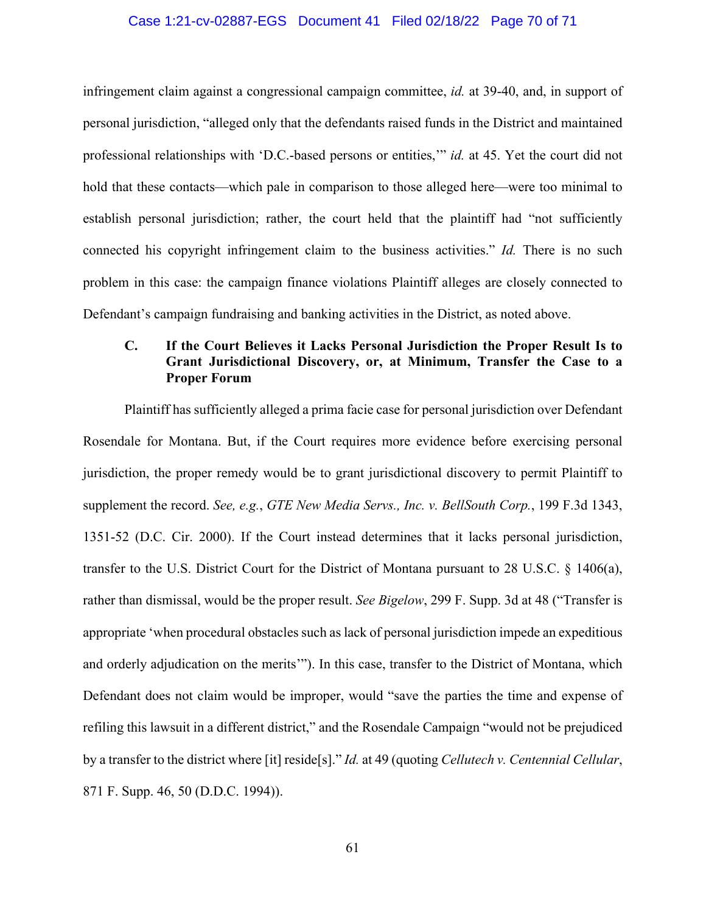infringement claim against a congressional campaign committee, *id.* at 39-40, and, in support of personal jurisdiction, "alleged only that the defendants raised funds in the District and maintained professional relationships with 'D.C.-based persons or entities,'" *id.* at 45. Yet the court did not hold that these contacts—which pale in comparison to those alleged here—were too minimal to establish personal jurisdiction; rather, the court held that the plaintiff had "not sufficiently connected his copyright infringement claim to the business activities." *Id.* There is no such problem in this case: the campaign finance violations Plaintiff alleges are closely connected to Defendant's campaign fundraising and banking activities in the District, as noted above.

### C. If the Court Believes it Lacks Personal Jurisdiction the Proper Result Is to Grant Jurisdictional Discovery, or, at Minimum, Transfer the Case to a Proper Forum

Plaintiff has sufficiently alleged a prima facie case for personal jurisdiction over Defendant Rosendale for Montana. But, if the Court requires more evidence before exercising personal jurisdiction, the proper remedy would be to grant jurisdictional discovery to permit Plaintiff to supplement the record. *See, e.g.*, *GTE New Media Servs., Inc. v. BellSouth Corp.*, 199 F.3d 1343, 1351-52 (D.C. Cir. 2000). If the Court instead determines that it lacks personal jurisdiction, transfer to the U.S. District Court for the District of Montana pursuant to 28 U.S.C. § 1406(a), rather than dismissal, would be the proper result. *See Bigelow*, 299 F. Supp. 3d at 48 ("Transfer is appropriate 'when procedural obstacles such as lack of personal jurisdiction impede an expeditious and orderly adjudication on the merits'"). In this case, transfer to the District of Montana, which Defendant does not claim would be improper, would "save the parties the time and expense of refiling this lawsuit in a different district," and the Rosendale Campaign "would not be prejudiced by a transfer to the district where [it] reside[s]." *Id.* at 49 (quoting *Cellutech v. Centennial Cellular*, 871 F. Supp. 46, 50 (D.D.C. 1994)).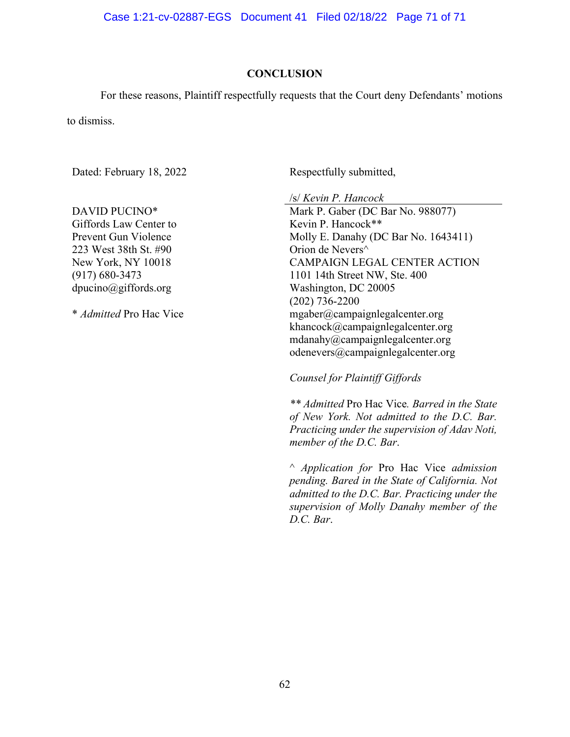## CONCLUSION

For these reasons, Plaintiff respectfully requests that the Court deny Defendants' motions to dismiss.

Dated: February 18, 2022

Respectfully submitted,

/s/ *Kevin P. Hancock*
Mark P. Gaber (DC Bar No. 988077)
Kevin P. Hancock**
Molly E. Danahy (DC Bar No. 1643411)
Orion de Nevers^
CAMPAIGN LEGAL CENTER ACTION
1101 14th Street NW, Ste. 400
Washington, DC 20005
(202) 736-2200
mgaber@campaignlegalcenter.org
khancock@campaignlegalcenter.org
mdanahy@campaignlegalcenter.org
odenevers@campaignlegalcenter.org

*Counsel for Plaintiff Giffords*

DAVID PUCINO*
Giffords Law Center to
Prevent Gun Violence
223 West 38th St. #90
New York, NY 10018
(917) 680-3473
dpucino@giffords.org

\* *Admitted* Pro Hac Vice

\*\* *Admitted* Pro Hac Vice*. Barred in the State of New York. Not admitted to the D.C. Bar. Practicing under the supervision of Adav Noti, member of the D.C. Bar.*

^ *Application for* Pro Hac Vice *admission pending. Bared in the State of California. Not admitted to the D.C. Bar. Practicing under the supervision of Molly Danahy member of the D.C. Bar.*